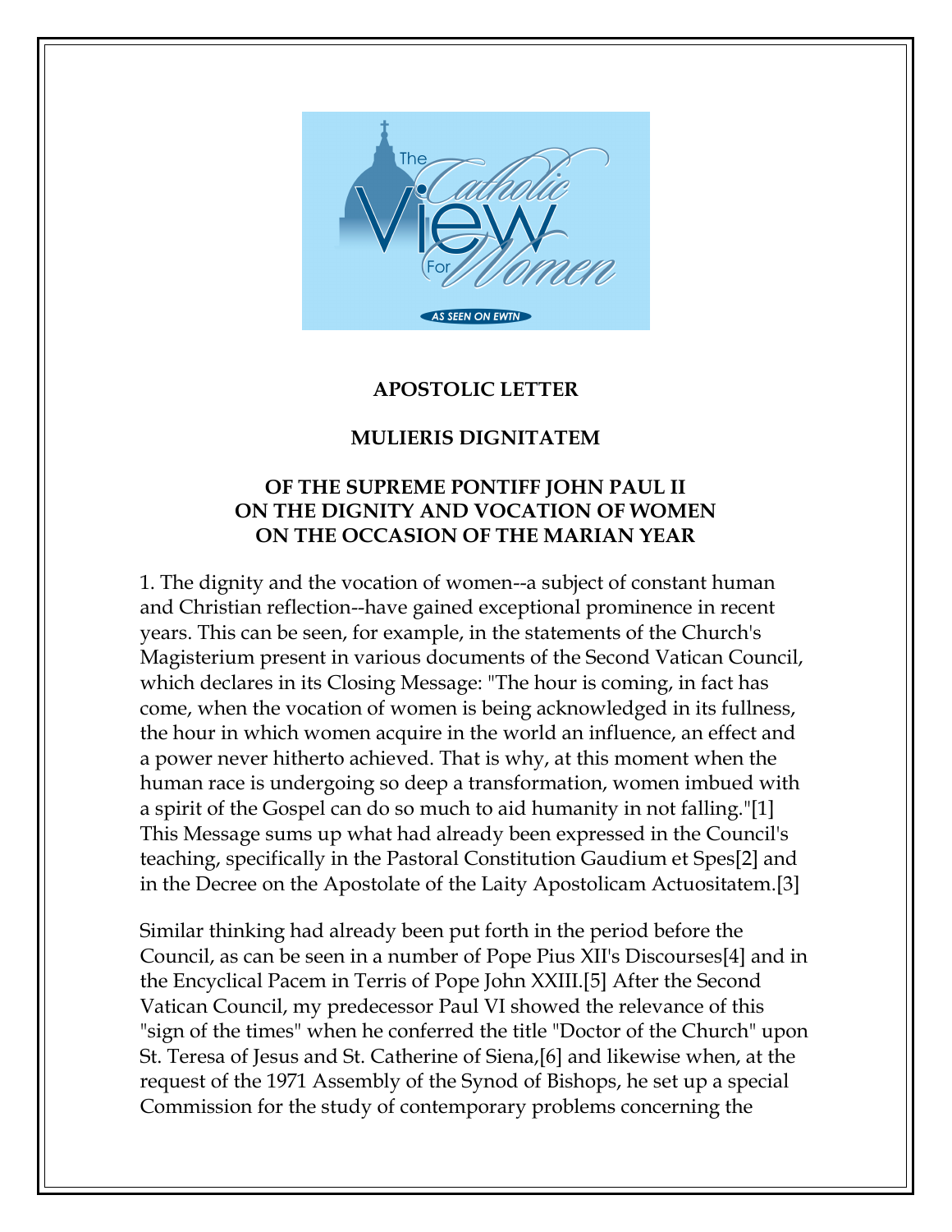**APOSTOLIC LETTER**

**MULIERIS DIGNITATEM**

**OF THE SUPREME PONTIFF JOHN PAUL II ON THE DIGNITY AND VOCATION OF WOMEN ON THE OCCASION OF THE MARIAN YEAR**

1. The dignity and the vocation of women--a subject of constant human and Christian reflection--have gained exceptional prominence in recent years. This can be seen, for example, in the statements of the Church's Magisterium present in various documents of the Second Vatican Council, which declares in its Closing Message: "The hour is coming, in fact has come, when the vocation of women is being acknowledged in its fullness, the hour in which women acquire in the world an influence, an effect and a power never hitherto achieved. That is why, at this moment when the human race is undergoing so deep a transformation, women imbued with a spirit of the Gospel can do so much to aid humanity in not falling."[1] This Message sums up what had already been expressed in the Council's teaching, specifically in the Pastoral Constitution Gaudium et Spes[2] and in the Decree on the Apostolate of the Laity Apostolicam Actuositatem.[3]

Similar thinking had already been put forth in the period before the Council, as can be seen in a number of Pope Pius XII's Discourses[4] and in the Encyclical Pacem in Terris of Pope John XXIII.[5] After the Second Vatican Council, my predecessor Paul VI showed the relevance of this "sign of the times" when he conferred the title "Doctor of the Church" upon St. Teresa of Jesus and St. Catherine of Siena,[6] and likewise when, at the request of the 1971 Assembly of the Synod of Bishops, he set up a special Commission for the study of contemporary problems concerning the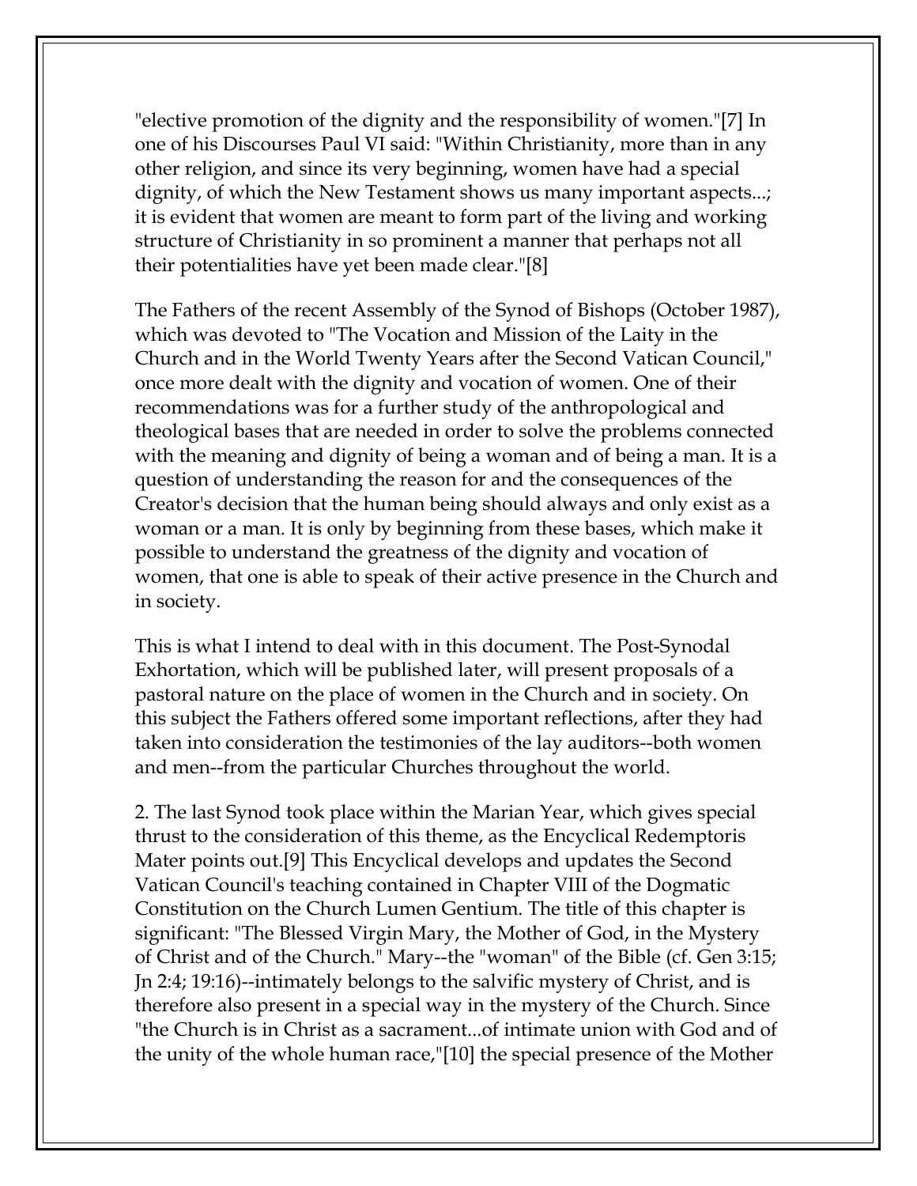"elective promotion of the dignity and the responsibility of women."[7] In one of his Discourses Paul VI said: "Within Christianity, more than in any other religion, and since its very beginning, women have had a special dignity, of which the New Testament shows us many important aspects...; it is evident that women are meant to form part of the living and working structure of Christianity in so prominent a manner that perhaps not all their potentialities have yet been made clear."[8]

The Fathers of the recent Assembly of the Synod of Bishops (October 1987), which was devoted to "The Vocation and Mission of the Laity in the Church and in the World Twenty Years after the Second Vatican Council," once more dealt with the dignity and vocation of women. One of their recommendations was for a further study of the anthropological and theological bases that are needed in order to solve the problems connected with the meaning and dignity of being a woman and of being a man. It is a question of understanding the reason for and the consequences of the Creator's decision that the human being should always and only exist as a woman or a man. It is only by beginning from these bases, which make it possible to understand the greatness of the dignity and vocation of women, that one is able to speak of their active presence in the Church and in society.

This is what I intend to deal with in this document. The Post-Synodal Exhortation, which will be published later, will present proposals of a pastoral nature on the place of women in the Church and in society. On this subject the Fathers offered some important reflections, after they had taken into consideration the testimonies of the lay auditors--both women and men--from the particular Churches throughout the world.

2. The last Synod took place within the Marian Year, which gives special thrust to the consideration of this theme, as the Encyclical Redemptoris Mater points out.[9] This Encyclical develops and updates the Second Vatican Council's teaching contained in Chapter VIII of the Dogmatic Constitution on the Church Lumen Gentium. The title of this chapter is significant: "The Blessed Virgin Mary, the Mother of God, in the Mystery of Christ and of the Church." Mary--the "woman" of the Bible (cf. Gen 3:15; Jn 2:4; 19:16)--intimately belongs to the salvific mystery of Christ, and is therefore also present in a special way in the mystery of the Church. Since "the Church is in Christ as a sacrament...of intimate union with God and of the unity of the whole human race,"[10] the special presence of the Mother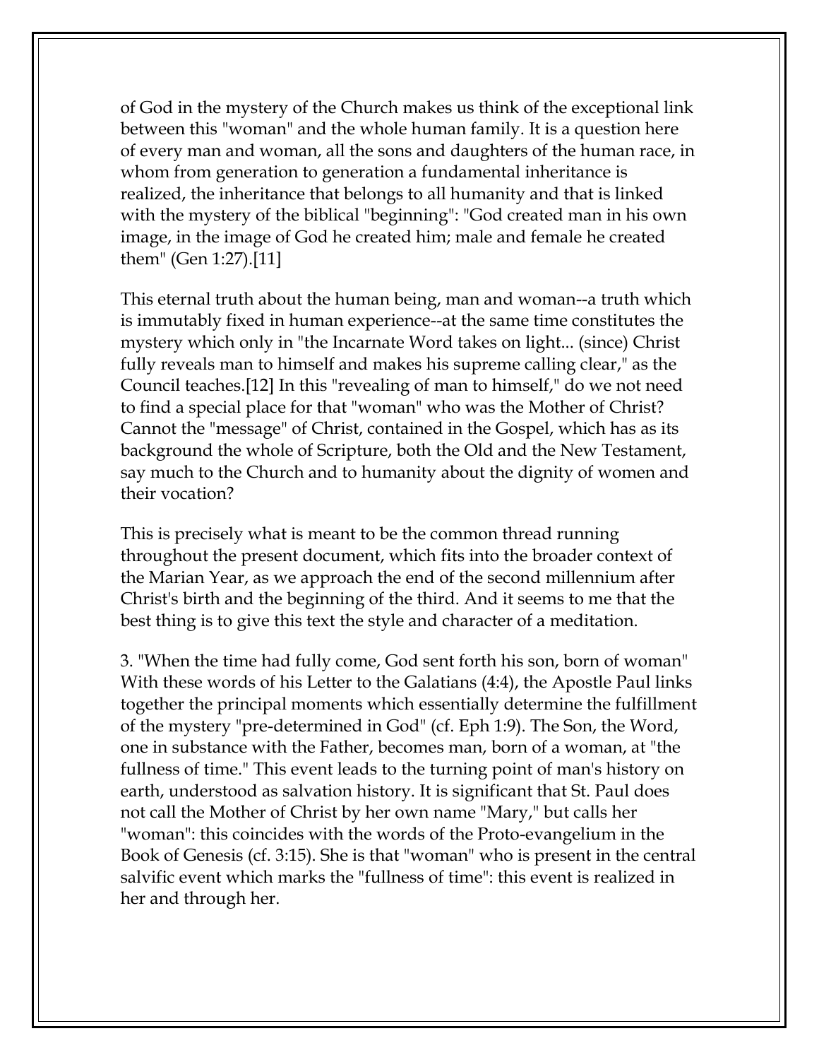of God in the mystery of the Church makes us think of the exceptional link between this "woman" and the whole human family. It is a question here of every man and woman, all the sons and daughters of the human race, in whom from generation to generation a fundamental inheritance is realized, the inheritance that belongs to all humanity and that is linked with the mystery of the biblical "beginning": "God created man in his own image, in the image of God he created him; male and female he created them" (Gen 1:27).[11]

This eternal truth about the human being, man and woman--a truth which is immutably fixed in human experience--at the same time constitutes the mystery which only in "the Incarnate Word takes on light... (since) Christ fully reveals man to himself and makes his supreme calling clear," as the Council teaches.[12] In this "revealing of man to himself," do we not need to find a special place for that "woman" who was the Mother of Christ? Cannot the "message" of Christ, contained in the Gospel, which has as its background the whole of Scripture, both the Old and the New Testament, say much to the Church and to humanity about the dignity of women and their vocation?

This is precisely what is meant to be the common thread running throughout the present document, which fits into the broader context of the Marian Year, as we approach the end of the second millennium after Christ's birth and the beginning of the third. And it seems to me that the best thing is to give this text the style and character of a meditation.

3. "When the time had fully come, God sent forth his son, born of woman" With these words of his Letter to the Galatians (4:4), the Apostle Paul links together the principal moments which essentially determine the fulfillment of the mystery "pre-determined in God" (cf. Eph 1:9). The Son, the Word, one in substance with the Father, becomes man, born of a woman, at "the fullness of time." This event leads to the turning point of man's history on earth, understood as salvation history. It is significant that St. Paul does not call the Mother of Christ by her own name "Mary," but calls her "woman": this coincides with the words of the Proto-evangelium in the Book of Genesis (cf. 3:15). She is that "woman" who is present in the central salvific event which marks the "fullness of time": this event is realized in her and through her.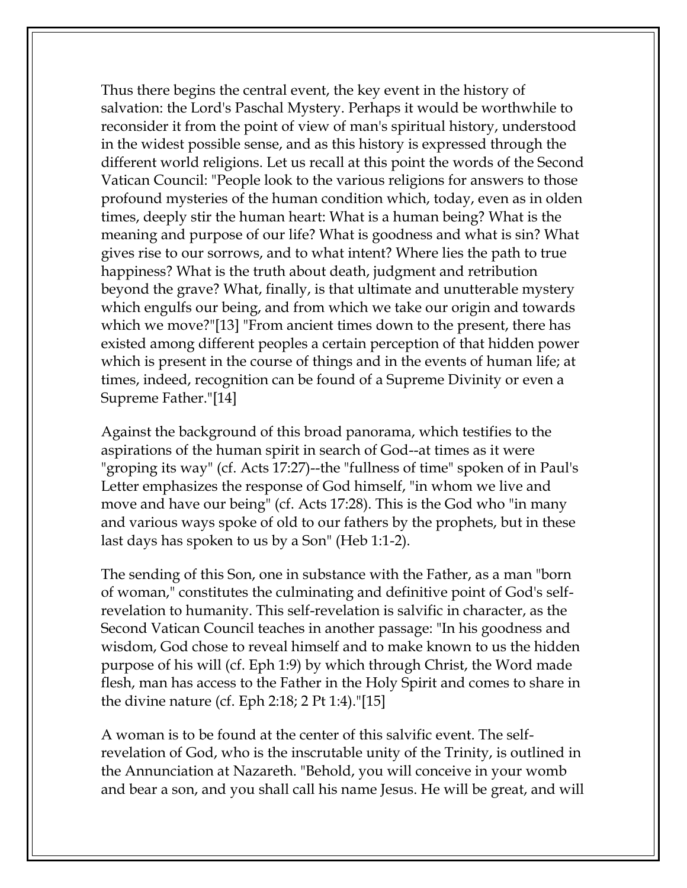Thus there begins the central event, the key event in the history of salvation: the Lord's Paschal Mystery. Perhaps it would be worthwhile to reconsider it from the point of view of man's spiritual history, understood in the widest possible sense, and as this history is expressed through the different world religions. Let us recall at this point the words of the Second Vatican Council: "People look to the various religions for answers to those profound mysteries of the human condition which, today, even as in olden times, deeply stir the human heart: What is a human being? What is the meaning and purpose of our life? What is goodness and what is sin? What gives rise to our sorrows, and to what intent? Where lies the path to true happiness? What is the truth about death, judgment and retribution beyond the grave? What, finally, is that ultimate and unutterable mystery which engulfs our being, and from which we take our origin and towards which we move?"[13] "From ancient times down to the present, there has existed among different peoples a certain perception of that hidden power which is present in the course of things and in the events of human life; at times, indeed, recognition can be found of a Supreme Divinity or even a Supreme Father."[14]

Against the background of this broad panorama, which testifies to the aspirations of the human spirit in search of God--at times as it were "groping its way" (cf. Acts 17:27)--the "fullness of time" spoken of in Paul's Letter emphasizes the response of God himself, "in whom we live and move and have our being" (cf. Acts 17:28). This is the God who "in many and various ways spoke of old to our fathers by the prophets, but in these last days has spoken to us by a Son" (Heb 1:1-2).

The sending of this Son, one in substance with the Father, as a man "born of woman," constitutes the culminating and definitive point of God's self-revelation to humanity. This self-revelation is salvific in character, as the Second Vatican Council teaches in another passage: "In his goodness and wisdom, God chose to reveal himself and to make known to us the hidden purpose of his will (cf. Eph 1:9) by which through Christ, the Word made flesh, man has access to the Father in the Holy Spirit and comes to share in the divine nature (cf. Eph 2:18; 2 Pt 1:4)."[15]

A woman is to be found at the center of this salvific event. The self-revelation of God, who is the inscrutable unity of the Trinity, is outlined in the Annunciation at Nazareth. "Behold, you will conceive in your womb and bear a son, and you shall call his name Jesus. He will be great, and will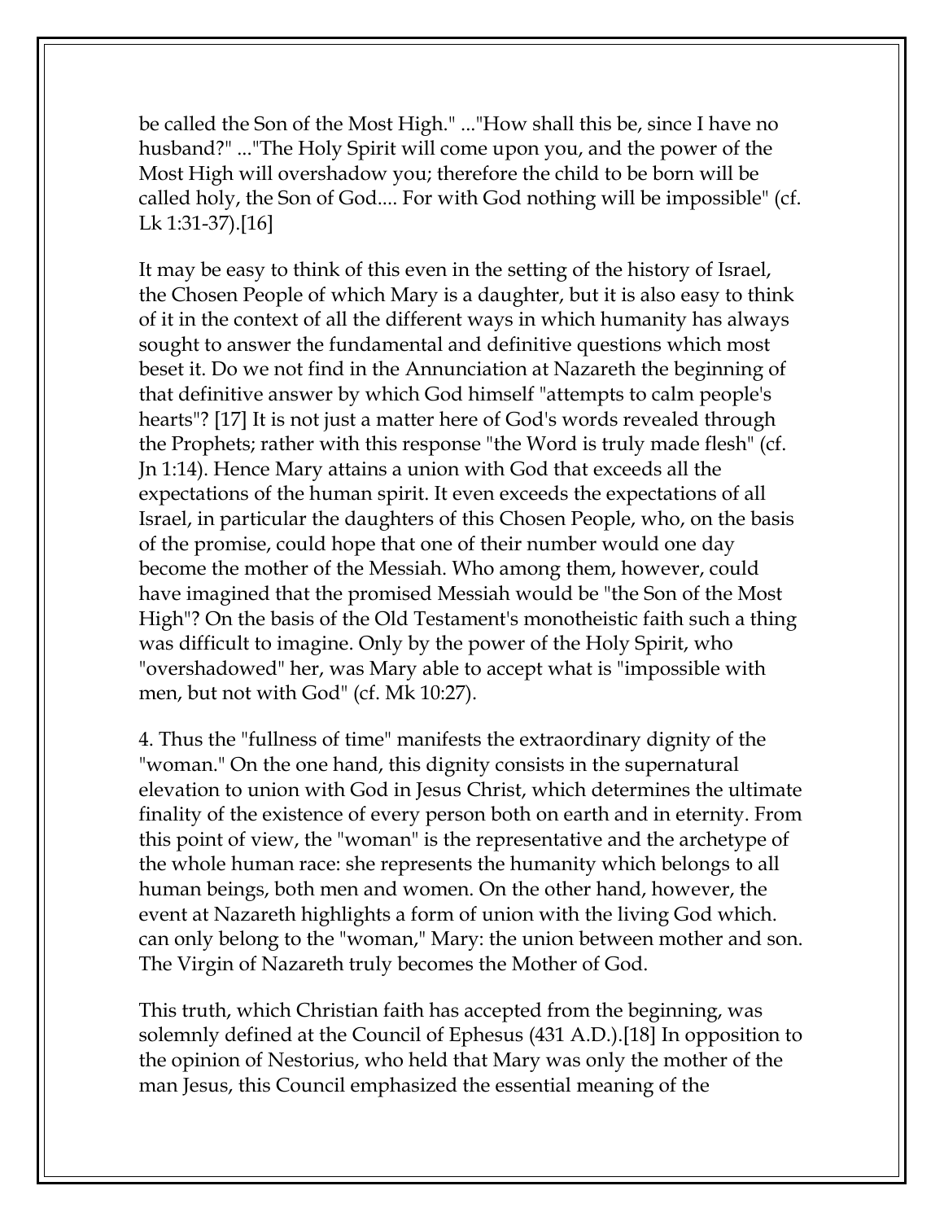be called the Son of the Most High." ..."How shall this be, since I have no husband?" ..."The Holy Spirit will come upon you, and the power of the Most High will overshadow you; therefore the child to be born will be called holy, the Son of God.... For with God nothing will be impossible" (cf. Lk 1:31-37).[16]

It may be easy to think of this even in the setting of the history of Israel, the Chosen People of which Mary is a daughter, but it is also easy to think of it in the context of all the different ways in which humanity has always sought to answer the fundamental and definitive questions which most beset it. Do we not find in the Annunciation at Nazareth the beginning of that definitive answer by which God himself "attempts to calm people's hearts"? [17] It is not just a matter here of God's words revealed through the Prophets; rather with this response "the Word is truly made flesh" (cf. Jn 1:14). Hence Mary attains a union with God that exceeds all the expectations of the human spirit. It even exceeds the expectations of all Israel, in particular the daughters of this Chosen People, who, on the basis of the promise, could hope that one of their number would one day become the mother of the Messiah. Who among them, however, could have imagined that the promised Messiah would be "the Son of the Most High"? On the basis of the Old Testament's monotheistic faith such a thing was difficult to imagine. Only by the power of the Holy Spirit, who "overshadowed" her, was Mary able to accept what is "impossible with men, but not with God" (cf. Mk 10:27).

4. Thus the "fullness of time" manifests the extraordinary dignity of the "woman." On the one hand, this dignity consists in the supernatural elevation to union with God in Jesus Christ, which determines the ultimate finality of the existence of every person both on earth and in eternity. From this point of view, the "woman" is the representative and the archetype of the whole human race: she represents the humanity which belongs to all human beings, both men and women. On the other hand, however, the event at Nazareth highlights a form of union with the living God which. can only belong to the "woman," Mary: the union between mother and son. The Virgin of Nazareth truly becomes the Mother of God.

This truth, which Christian faith has accepted from the beginning, was solemnly defined at the Council of Ephesus (431 A.D.).[18] In opposition to the opinion of Nestorius, who held that Mary was only the mother of the man Jesus, this Council emphasized the essential meaning of the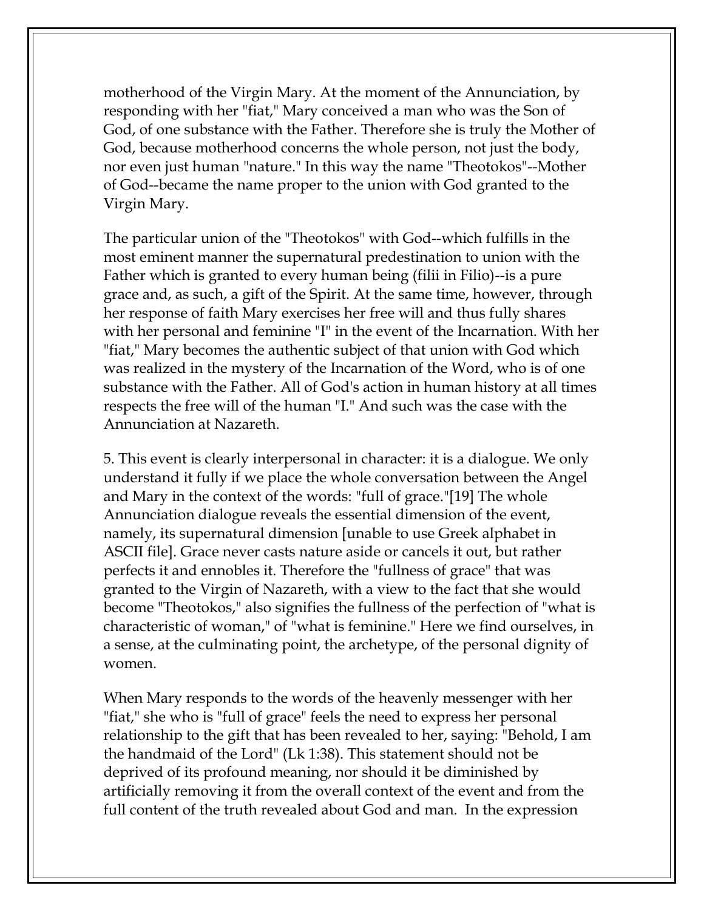motherhood of the Virgin Mary. At the moment of the Annunciation, by responding with her "fiat," Mary conceived a man who was the Son of God, of one substance with the Father. Therefore she is truly the Mother of God, because motherhood concerns the whole person, not just the body, nor even just human "nature." In this way the name "Theotokos"--Mother of God--became the name proper to the union with God granted to the Virgin Mary.

The particular union of the "Theotokos" with God--which fulfills in the most eminent manner the supernatural predestination to union with the Father which is granted to every human being (filii in Filio)--is a pure grace and, as such, a gift of the Spirit. At the same time, however, through her response of faith Mary exercises her free will and thus fully shares with her personal and feminine "I" in the event of the Incarnation. With her "fiat," Mary becomes the authentic subject of that union with God which was realized in the mystery of the Incarnation of the Word, who is of one substance with the Father. All of God's action in human history at all times respects the free will of the human "I." And such was the case with the Annunciation at Nazareth.

5. This event is clearly interpersonal in character: it is a dialogue. We only understand it fully if we place the whole conversation between the Angel and Mary in the context of the words: "full of grace."[19] The whole Annunciation dialogue reveals the essential dimension of the event, namely, its supernatural dimension [unable to use Greek alphabet in ASCII file]. Grace never casts nature aside or cancels it out, but rather perfects it and ennobles it. Therefore the "fullness of grace" that was granted to the Virgin of Nazareth, with a view to the fact that she would become "Theotokos," also signifies the fullness of the perfection of "what is characteristic of woman," of "what is feminine." Here we find ourselves, in a sense, at the culminating point, the archetype, of the personal dignity of women.

When Mary responds to the words of the heavenly messenger with her "fiat," she who is "full of grace" feels the need to express her personal relationship to the gift that has been revealed to her, saying: "Behold, I am the handmaid of the Lord" (Lk 1:38). This statement should not be deprived of its profound meaning, nor should it be diminished by artificially removing it from the overall context of the event and from the full content of the truth revealed about God and man. In the expression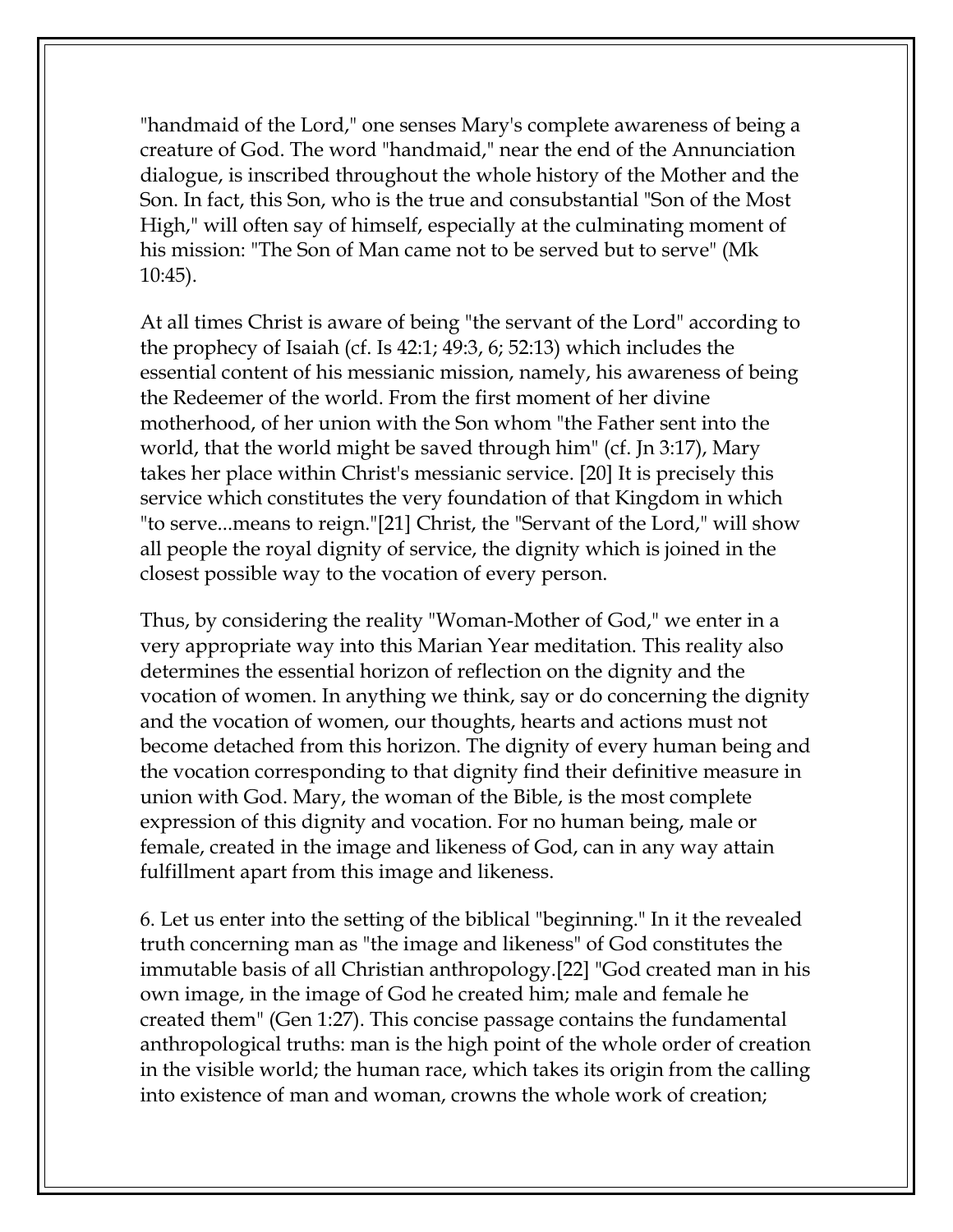"handmaid of the Lord," one senses Mary's complete awareness of being a creature of God. The word "handmaid," near the end of the Annunciation dialogue, is inscribed throughout the whole history of the Mother and the Son. In fact, this Son, who is the true and consubstantial "Son of the Most High," will often say of himself, especially at the culminating moment of his mission: "The Son of Man came not to be served but to serve" (Mk 10:45).

At all times Christ is aware of being "the servant of the Lord" according to the prophecy of Isaiah (cf. Is 42:1; 49:3, 6; 52:13) which includes the essential content of his messianic mission, namely, his awareness of being the Redeemer of the world. From the first moment of her divine motherhood, of her union with the Son whom "the Father sent into the world, that the world might be saved through him" (cf. Jn 3:17), Mary takes her place within Christ's messianic service. [20] It is precisely this service which constitutes the very foundation of that Kingdom in which "to serve...means to reign."[21] Christ, the "Servant of the Lord," will show all people the royal dignity of service, the dignity which is joined in the closest possible way to the vocation of every person.

Thus, by considering the reality "Woman-Mother of God," we enter in a very appropriate way into this Marian Year meditation. This reality also determines the essential horizon of reflection on the dignity and the vocation of women. In anything we think, say or do concerning the dignity and the vocation of women, our thoughts, hearts and actions must not become detached from this horizon. The dignity of every human being and the vocation corresponding to that dignity find their definitive measure in union with God. Mary, the woman of the Bible, is the most complete expression of this dignity and vocation. For no human being, male or female, created in the image and likeness of God, can in any way attain fulfillment apart from this image and likeness.

6. Let us enter into the setting of the biblical "beginning." In it the revealed truth concerning man as "the image and likeness" of God constitutes the immutable basis of all Christian anthropology.[22] "God created man in his own image, in the image of God he created him; male and female he created them" (Gen 1:27). This concise passage contains the fundamental anthropological truths: man is the high point of the whole order of creation in the visible world; the human race, which takes its origin from the calling into existence of man and woman, crowns the whole work of creation;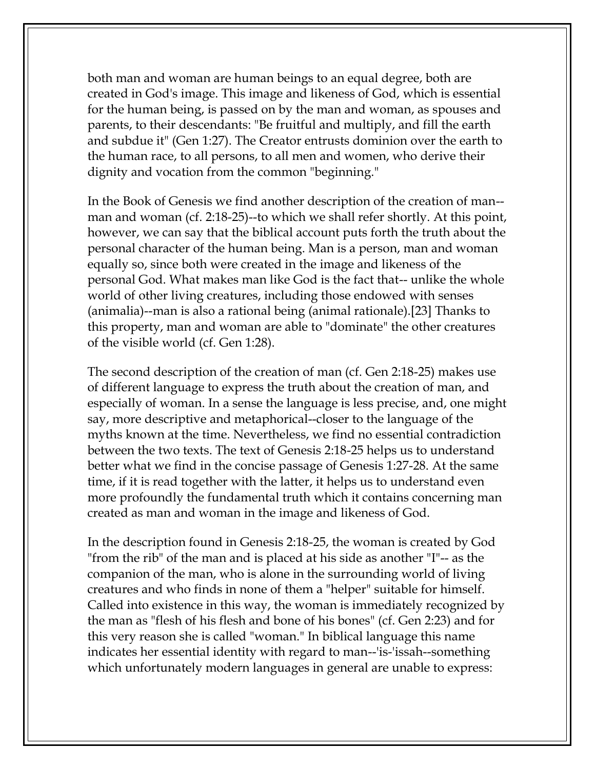both man and woman are human beings to an equal degree, both are created in God's image. This image and likeness of God, which is essential for the human being, is passed on by the man and woman, as spouses and parents, to their descendants: "Be fruitful and multiply, and fill the earth and subdue it" (Gen 1:27). The Creator entrusts dominion over the earth to the human race, to all persons, to all men and women, who derive their dignity and vocation from the common "beginning."

In the Book of Genesis we find another description of the creation of man--man and woman (cf. 2:18-25)--to which we shall refer shortly. At this point, however, we can say that the biblical account puts forth the truth about the personal character of the human being. Man is a person, man and woman equally so, since both were created in the image and likeness of the personal God. What makes man like God is the fact that-- unlike the whole world of other living creatures, including those endowed with senses (animalia)--man is also a rational being (animal rationale).[23] Thanks to this property, man and woman are able to "dominate" the other creatures of the visible world (cf. Gen 1:28).

The second description of the creation of man (cf. Gen 2:18-25) makes use of different language to express the truth about the creation of man, and especially of woman. In a sense the language is less precise, and, one might say, more descriptive and metaphorical--closer to the language of the myths known at the time. Nevertheless, we find no essential contradiction between the two texts. The text of Genesis 2:18-25 helps us to understand better what we find in the concise passage of Genesis 1:27-28. At the same time, if it is read together with the latter, it helps us to understand even more profoundly the fundamental truth which it contains concerning man created as man and woman in the image and likeness of God.

In the description found in Genesis 2:18-25, the woman is created by God "from the rib" of the man and is placed at his side as another "I"-- as the companion of the man, who is alone in the surrounding world of living creatures and who finds in none of them a "helper" suitable for himself. Called into existence in this way, the woman is immediately recognized by the man as "flesh of his flesh and bone of his bones" (cf. Gen 2:23) and for this very reason she is called "woman." In biblical language this name indicates her essential identity with regard to man--'is-'issah--something which unfortunately modern languages in general are unable to express: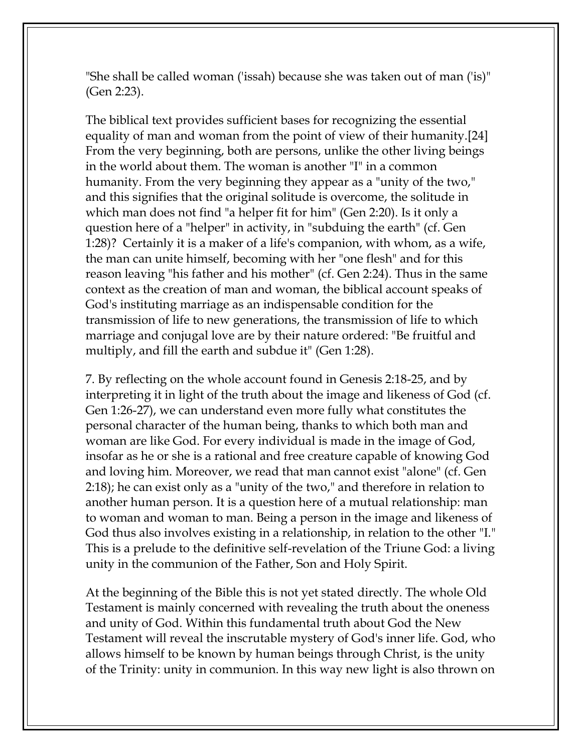"She shall be called woman ('issah) because she was taken out of man ('is)" (Gen 2:23).

The biblical text provides sufficient bases for recognizing the essential equality of man and woman from the point of view of their humanity.[24] From the very beginning, both are persons, unlike the other living beings in the world about them. The woman is another "I" in a common humanity. From the very beginning they appear as a "unity of the two," and this signifies that the original solitude is overcome, the solitude in which man does not find "a helper fit for him" (Gen 2:20). Is it only a question here of a "helper" in activity, in "subduing the earth" (cf. Gen 1:28)? Certainly it is a maker of a life's companion, with whom, as a wife, the man can unite himself, becoming with her "one flesh" and for this reason leaving "his father and his mother" (cf. Gen 2:24). Thus in the same context as the creation of man and woman, the biblical account speaks of God's instituting marriage as an indispensable condition for the transmission of life to new generations, the transmission of life to which marriage and conjugal love are by their nature ordered: "Be fruitful and multiply, and fill the earth and subdue it" (Gen 1:28).

7. By reflecting on the whole account found in Genesis 2:18-25, and by interpreting it in light of the truth about the image and likeness of God (cf. Gen 1:26-27), we can understand even more fully what constitutes the personal character of the human being, thanks to which both man and woman are like God. For every individual is made in the image of God, insofar as he or she is a rational and free creature capable of knowing God and loving him. Moreover, we read that man cannot exist "alone" (cf. Gen 2:18); he can exist only as a "unity of the two," and therefore in relation to another human person. It is a question here of a mutual relationship: man to woman and woman to man. Being a person in the image and likeness of God thus also involves existing in a relationship, in relation to the other "I." This is a prelude to the definitive self-revelation of the Triune God: a living unity in the communion of the Father, Son and Holy Spirit.

At the beginning of the Bible this is not yet stated directly. The whole Old Testament is mainly concerned with revealing the truth about the oneness and unity of God. Within this fundamental truth about God the New Testament will reveal the inscrutable mystery of God's inner life. God, who allows himself to be known by human beings through Christ, is the unity of the Trinity: unity in communion. In this way new light is also thrown on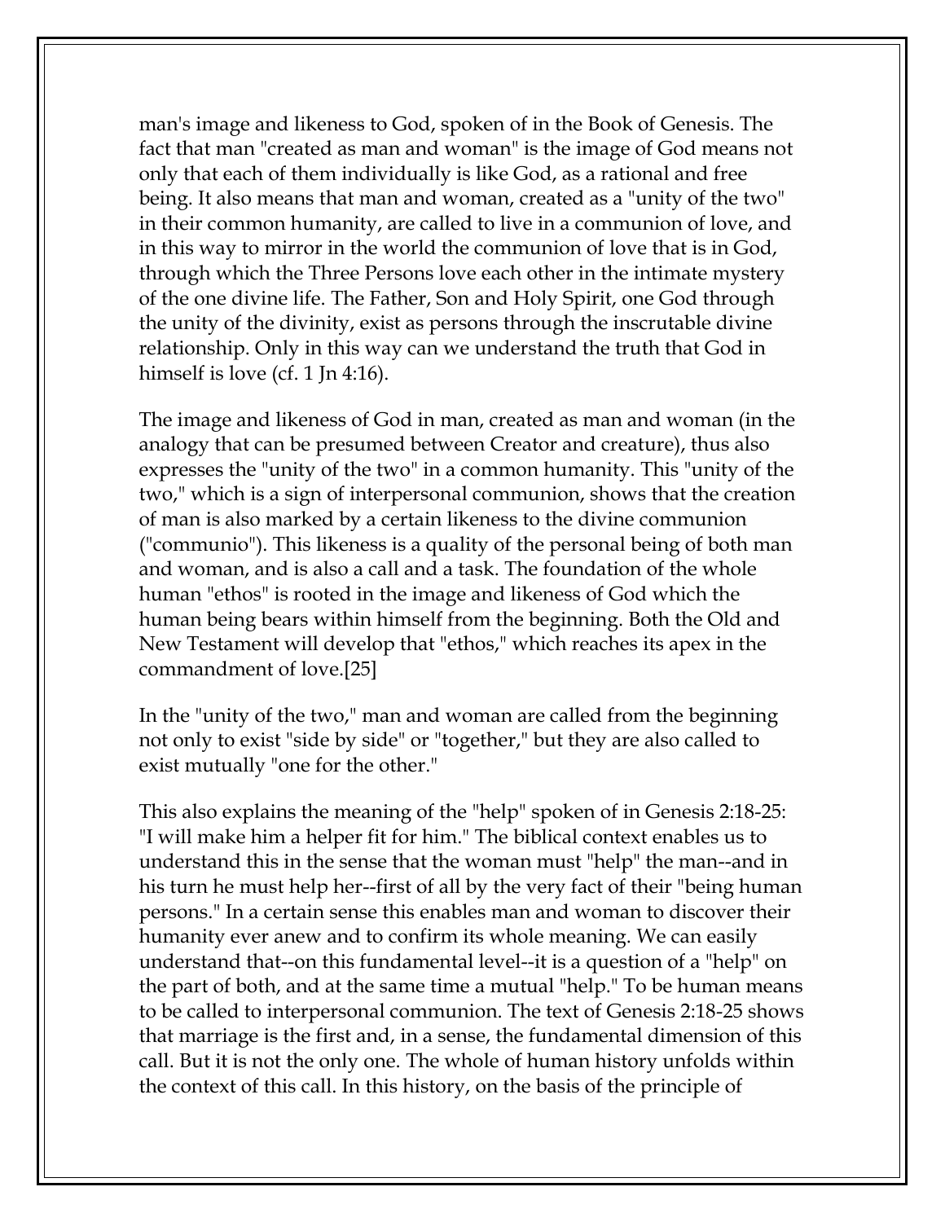man's image and likeness to God, spoken of in the Book of Genesis. The fact that man "created as man and woman" is the image of God means not only that each of them individually is like God, as a rational and free being. It also means that man and woman, created as a "unity of the two" in their common humanity, are called to live in a communion of love, and in this way to mirror in the world the communion of love that is in God, through which the Three Persons love each other in the intimate mystery of the one divine life. The Father, Son and Holy Spirit, one God through the unity of the divinity, exist as persons through the inscrutable divine relationship. Only in this way can we understand the truth that God in himself is love (cf. 1 Jn 4:16).

The image and likeness of God in man, created as man and woman (in the analogy that can be presumed between Creator and creature), thus also expresses the "unity of the two" in a common humanity. This "unity of the two," which is a sign of interpersonal communion, shows that the creation of man is also marked by a certain likeness to the divine communion ("communio"). This likeness is a quality of the personal being of both man and woman, and is also a call and a task. The foundation of the whole human "ethos" is rooted in the image and likeness of God which the human being bears within himself from the beginning. Both the Old and New Testament will develop that "ethos," which reaches its apex in the commandment of love.[25]

In the "unity of the two," man and woman are called from the beginning not only to exist "side by side" or "together," but they are also called to exist mutually "one for the other."

This also explains the meaning of the "help" spoken of in Genesis 2:18-25: "I will make him a helper fit for him." The biblical context enables us to understand this in the sense that the woman must "help" the man--and in his turn he must help her--first of all by the very fact of their "being human persons." In a certain sense this enables man and woman to discover their humanity ever anew and to confirm its whole meaning. We can easily understand that--on this fundamental level--it is a question of a "help" on the part of both, and at the same time a mutual "help." To be human means to be called to interpersonal communion. The text of Genesis 2:18-25 shows that marriage is the first and, in a sense, the fundamental dimension of this call. But it is not the only one. The whole of human history unfolds within the context of this call. In this history, on the basis of the principle of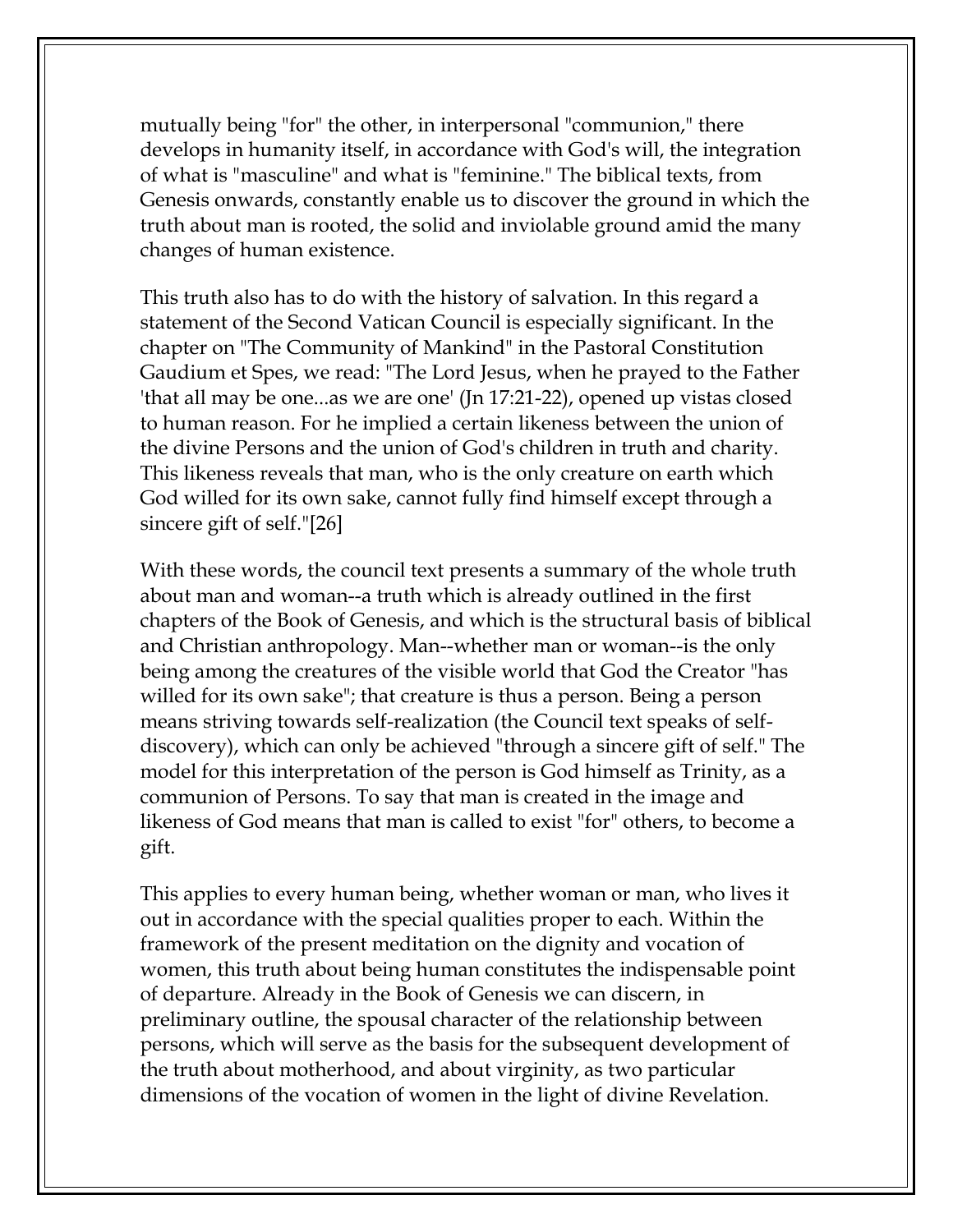mutually being "for" the other, in interpersonal "communion," there develops in humanity itself, in accordance with God's will, the integration of what is "masculine" and what is "feminine." The biblical texts, from Genesis onwards, constantly enable us to discover the ground in which the truth about man is rooted, the solid and inviolable ground amid the many changes of human existence.

This truth also has to do with the history of salvation. In this regard a statement of the Second Vatican Council is especially significant. In the chapter on "The Community of Mankind" in the Pastoral Constitution Gaudium et Spes, we read: "The Lord Jesus, when he prayed to the Father 'that all may be one...as we are one' (Jn 17:21-22), opened up vistas closed to human reason. For he implied a certain likeness between the union of the divine Persons and the union of God's children in truth and charity. This likeness reveals that man, who is the only creature on earth which God willed for its own sake, cannot fully find himself except through a sincere gift of self."[26]

With these words, the council text presents a summary of the whole truth about man and woman--a truth which is already outlined in the first chapters of the Book of Genesis, and which is the structural basis of biblical and Christian anthropology. Man--whether man or woman--is the only being among the creatures of the visible world that God the Creator "has willed for its own sake"; that creature is thus a person. Being a person means striving towards self-realization (the Council text speaks of self-discovery), which can only be achieved "through a sincere gift of self." The model for this interpretation of the person is God himself as Trinity, as a communion of Persons. To say that man is created in the image and likeness of God means that man is called to exist "for" others, to become a gift.

This applies to every human being, whether woman or man, who lives it out in accordance with the special qualities proper to each. Within the framework of the present meditation on the dignity and vocation of women, this truth about being human constitutes the indispensable point of departure. Already in the Book of Genesis we can discern, in preliminary outline, the spousal character of the relationship between persons, which will serve as the basis for the subsequent development of the truth about motherhood, and about virginity, as two particular dimensions of the vocation of women in the light of divine Revelation.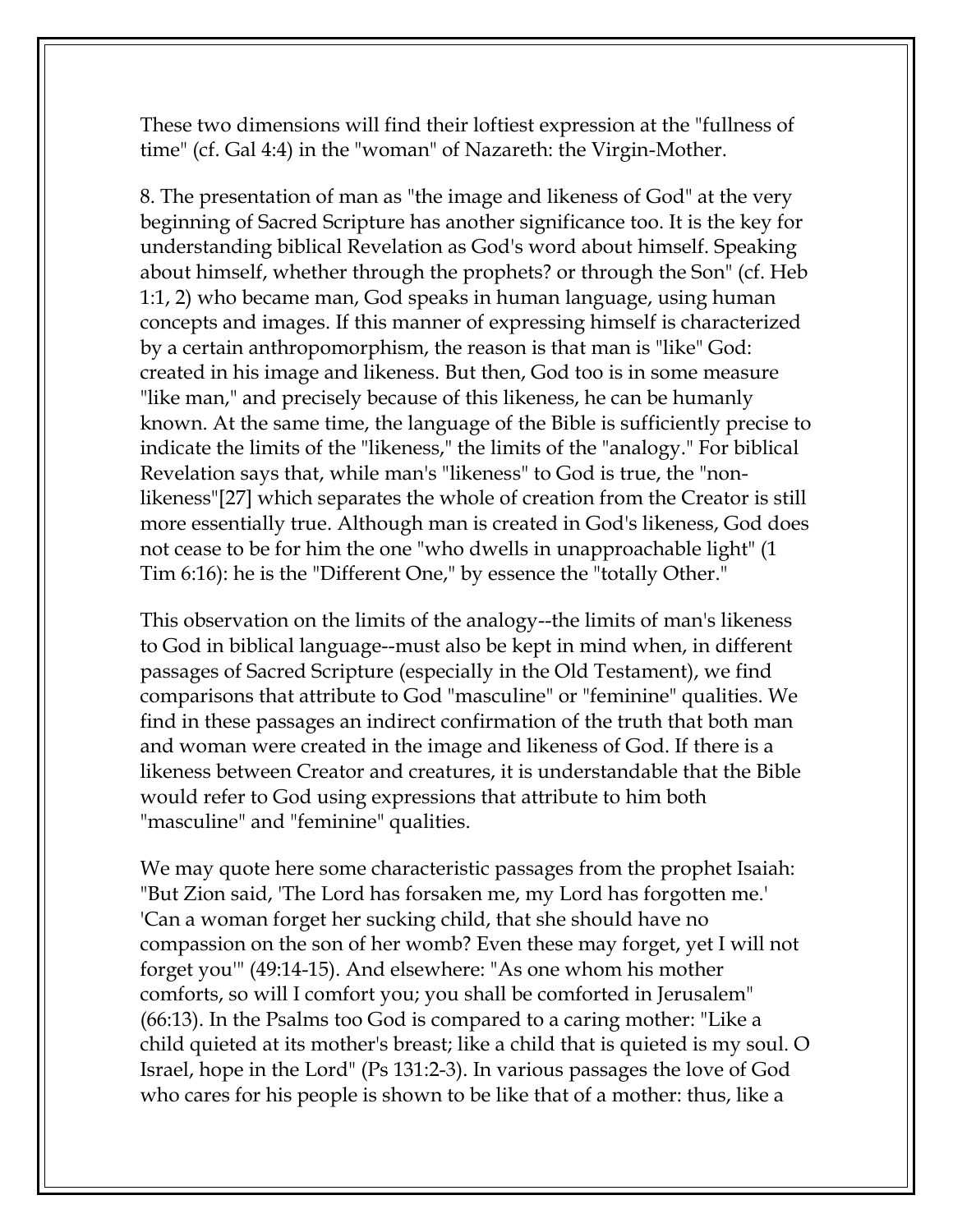These two dimensions will find their loftiest expression at the "fullness of time" (cf. Gal 4:4) in the "woman" of Nazareth: the Virgin-Mother.

8. The presentation of man as "the image and likeness of God" at the very beginning of Sacred Scripture has another significance too. It is the key for understanding biblical Revelation as God's word about himself. Speaking about himself, whether through the prophets? or through the Son" (cf. Heb 1:1, 2) who became man, God speaks in human language, using human concepts and images. If this manner of expressing himself is characterized by a certain anthropomorphism, the reason is that man is "like" God: created in his image and likeness. But then, God too is in some measure "like man," and precisely because of this likeness, he can be humanly known. At the same time, the language of the Bible is sufficiently precise to indicate the limits of the "likeness," the limits of the "analogy." For biblical Revelation says that, while man's "likeness" to God is true, the "non-likeness"[27] which separates the whole of creation from the Creator is still more essentially true. Although man is created in God's likeness, God does not cease to be for him the one "who dwells in unapproachable light" (1 Tim 6:16): he is the "Different One," by essence the "totally Other."

This observation on the limits of the analogy--the limits of man's likeness to God in biblical language--must also be kept in mind when, in different passages of Sacred Scripture (especially in the Old Testament), we find comparisons that attribute to God "masculine" or "feminine" qualities. We find in these passages an indirect confirmation of the truth that both man and woman were created in the image and likeness of God. If there is a likeness between Creator and creatures, it is understandable that the Bible would refer to God using expressions that attribute to him both "masculine" and "feminine" qualities.

We may quote here some characteristic passages from the prophet Isaiah: "But Zion said, 'The Lord has forsaken me, my Lord has forgotten me.' 'Can a woman forget her sucking child, that she should have no compassion on the son of her womb? Even these may forget, yet I will not forget you'" (49:14-15). And elsewhere: "As one whom his mother comforts, so will I comfort you; you shall be comforted in Jerusalem" (66:13). In the Psalms too God is compared to a caring mother: "Like a child quieted at its mother's breast; like a child that is quieted is my soul. O Israel, hope in the Lord" (Ps 131:2-3). In various passages the love of God who cares for his people is shown to be like that of a mother: thus, like a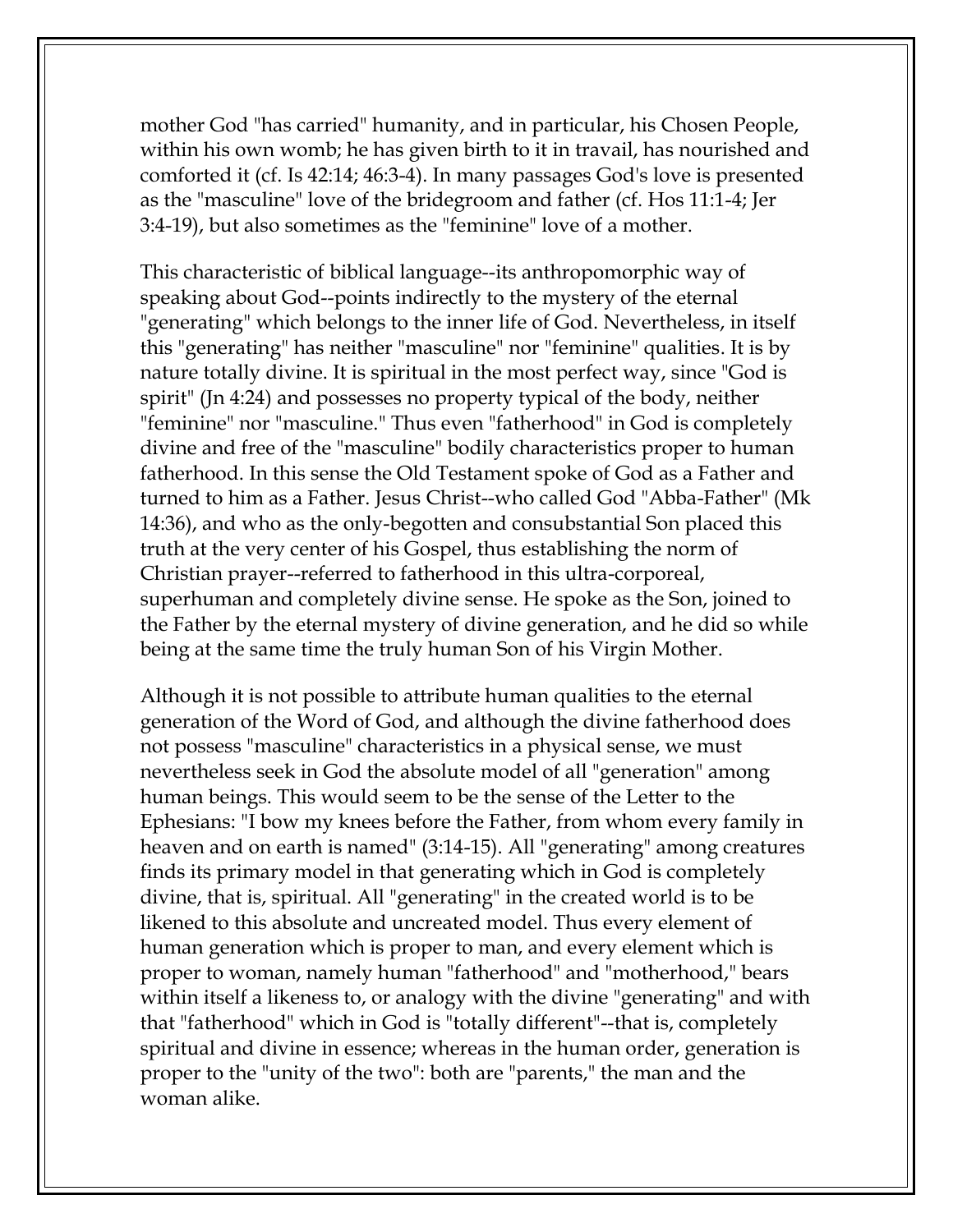mother God "has carried" humanity, and in particular, his Chosen People, within his own womb; he has given birth to it in travail, has nourished and comforted it (cf. Is 42:14; 46:3-4). In many passages God's love is presented as the "masculine" love of the bridegroom and father (cf. Hos 11:1-4; Jer 3:4-19), but also sometimes as the "feminine" love of a mother.

This characteristic of biblical language--its anthropomorphic way of speaking about God--points indirectly to the mystery of the eternal "generating" which belongs to the inner life of God. Nevertheless, in itself this "generating" has neither "masculine" nor "feminine" qualities. It is by nature totally divine. It is spiritual in the most perfect way, since "God is spirit" (Jn 4:24) and possesses no property typical of the body, neither "feminine" nor "masculine." Thus even "fatherhood" in God is completely divine and free of the "masculine" bodily characteristics proper to human fatherhood. In this sense the Old Testament spoke of God as a Father and turned to him as a Father. Jesus Christ--who called God "Abba-Father" (Mk 14:36), and who as the only-begotten and consubstantial Son placed this truth at the very center of his Gospel, thus establishing the norm of Christian prayer--referred to fatherhood in this ultra-corporeal, superhuman and completely divine sense. He spoke as the Son, joined to the Father by the eternal mystery of divine generation, and he did so while being at the same time the truly human Son of his Virgin Mother.

Although it is not possible to attribute human qualities to the eternal generation of the Word of God, and although the divine fatherhood does not possess "masculine" characteristics in a physical sense, we must nevertheless seek in God the absolute model of all "generation" among human beings. This would seem to be the sense of the Letter to the Ephesians: "I bow my knees before the Father, from whom every family in heaven and on earth is named" (3:14-15). All "generating" among creatures finds its primary model in that generating which in God is completely divine, that is, spiritual. All "generating" in the created world is to be likened to this absolute and uncreated model. Thus every element of human generation which is proper to man, and every element which is proper to woman, namely human "fatherhood" and "motherhood," bears within itself a likeness to, or analogy with the divine "generating" and with that "fatherhood" which in God is "totally different"--that is, completely spiritual and divine in essence; whereas in the human order, generation is proper to the "unity of the two": both are "parents," the man and the woman alike.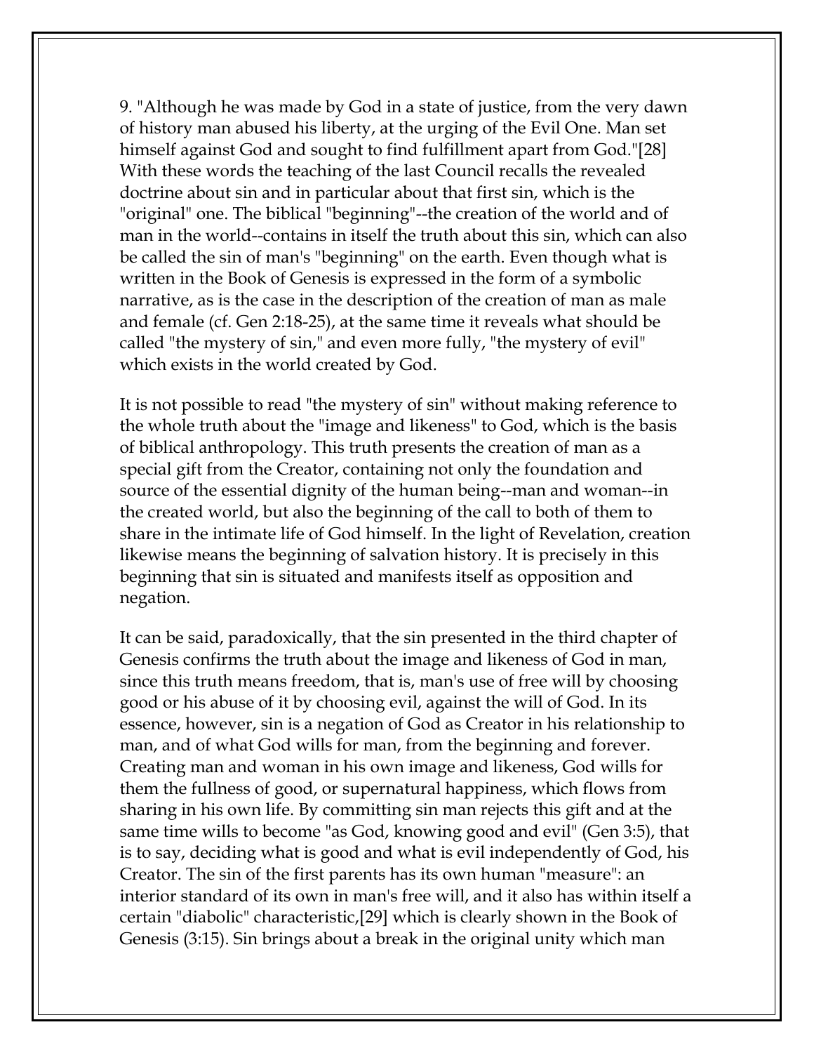9. "Although he was made by God in a state of justice, from the very dawn of history man abused his liberty, at the urging of the Evil One. Man set himself against God and sought to find fulfillment apart from God."[28] With these words the teaching of the last Council recalls the revealed doctrine about sin and in particular about that first sin, which is the "original" one. The biblical "beginning"--the creation of the world and of man in the world--contains in itself the truth about this sin, which can also be called the sin of man's "beginning" on the earth. Even though what is written in the Book of Genesis is expressed in the form of a symbolic narrative, as is the case in the description of the creation of man as male and female (cf. Gen 2:18-25), at the same time it reveals what should be called "the mystery of sin," and even more fully, "the mystery of evil" which exists in the world created by God.

It is not possible to read "the mystery of sin" without making reference to the whole truth about the "image and likeness" to God, which is the basis of biblical anthropology. This truth presents the creation of man as a special gift from the Creator, containing not only the foundation and source of the essential dignity of the human being--man and woman--in the created world, but also the beginning of the call to both of them to share in the intimate life of God himself. In the light of Revelation, creation likewise means the beginning of salvation history. It is precisely in this beginning that sin is situated and manifests itself as opposition and negation.

It can be said, paradoxically, that the sin presented in the third chapter of Genesis confirms the truth about the image and likeness of God in man, since this truth means freedom, that is, man's use of free will by choosing good or his abuse of it by choosing evil, against the will of God. In its essence, however, sin is a negation of God as Creator in his relationship to man, and of what God wills for man, from the beginning and forever. Creating man and woman in his own image and likeness, God wills for them the fullness of good, or supernatural happiness, which flows from sharing in his own life. By committing sin man rejects this gift and at the same time wills to become "as God, knowing good and evil" (Gen 3:5), that is to say, deciding what is good and what is evil independently of God, his Creator. The sin of the first parents has its own human "measure": an interior standard of its own in man's free will, and it also has within itself a certain "diabolic" characteristic,[29] which is clearly shown in the Book of Genesis (3:15). Sin brings about a break in the original unity which man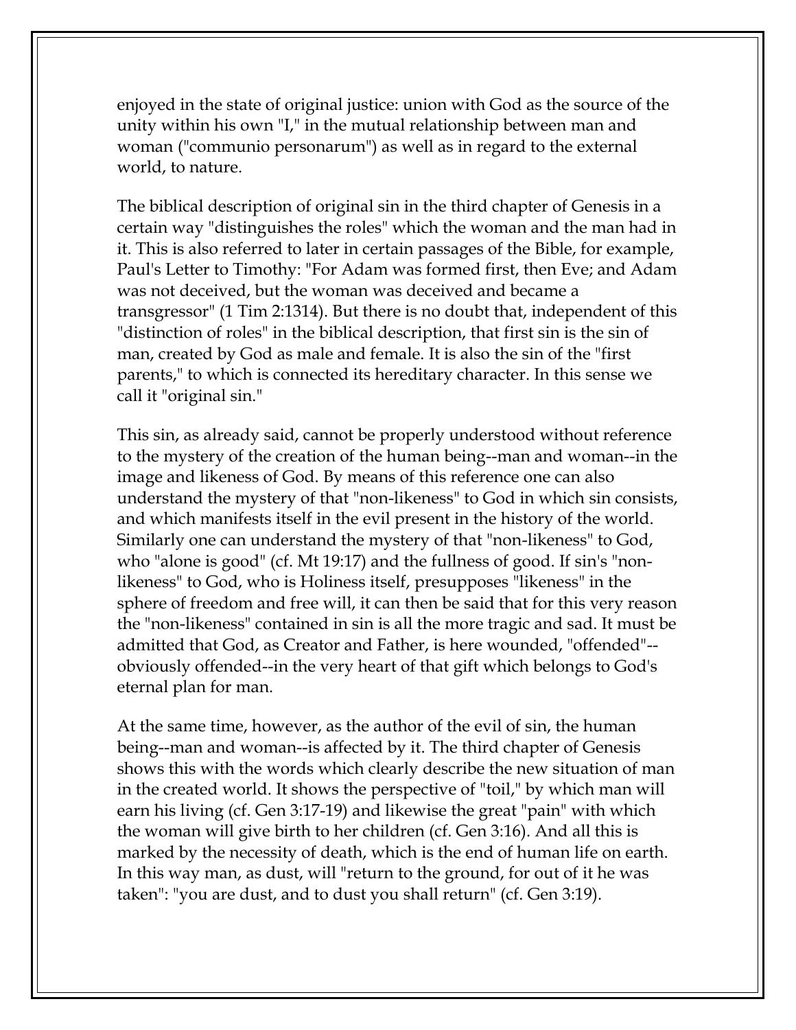enjoyed in the state of original justice: union with God as the source of the unity within his own "I," in the mutual relationship between man and woman ("communio personarum") as well as in regard to the external world, to nature.

The biblical description of original sin in the third chapter of Genesis in a certain way "distinguishes the roles" which the woman and the man had in it. This is also referred to later in certain passages of the Bible, for example, Paul's Letter to Timothy: "For Adam was formed first, then Eve; and Adam was not deceived, but the woman was deceived and became a transgressor" (1 Tim 2:1314). But there is no doubt that, independent of this "distinction of roles" in the biblical description, that first sin is the sin of man, created by God as male and female. It is also the sin of the "first parents," to which is connected its hereditary character. In this sense we call it "original sin."

This sin, as already said, cannot be properly understood without reference to the mystery of the creation of the human being--man and woman--in the image and likeness of God. By means of this reference one can also understand the mystery of that "non-likeness" to God in which sin consists, and which manifests itself in the evil present in the history of the world. Similarly one can understand the mystery of that "non-likeness" to God, who "alone is good" (cf. Mt 19:17) and the fullness of good. If sin's "non-likeness" to God, who is Holiness itself, presupposes "likeness" in the sphere of freedom and free will, it can then be said that for this very reason the "non-likeness" contained in sin is all the more tragic and sad. It must be admitted that God, as Creator and Father, is here wounded, "offended"--obviously offended--in the very heart of that gift which belongs to God's eternal plan for man.

At the same time, however, as the author of the evil of sin, the human being--man and woman--is affected by it. The third chapter of Genesis shows this with the words which clearly describe the new situation of man in the created world. It shows the perspective of "toil," by which man will earn his living (cf. Gen 3:17-19) and likewise the great "pain" with which the woman will give birth to her children (cf. Gen 3:16). And all this is marked by the necessity of death, which is the end of human life on earth. In this way man, as dust, will "return to the ground, for out of it he was taken": "you are dust, and to dust you shall return" (cf. Gen 3:19).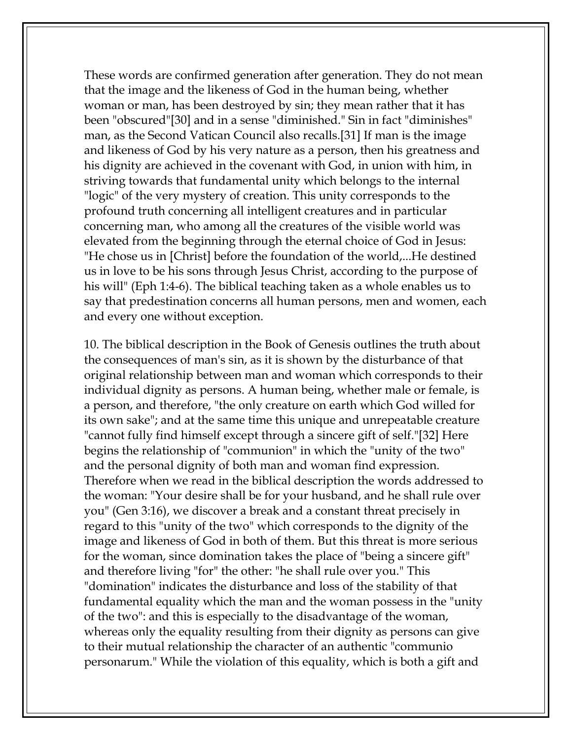These words are confirmed generation after generation. They do not mean that the image and the likeness of God in the human being, whether woman or man, has been destroyed by sin; they mean rather that it has been "obscured"[30] and in a sense "diminished." Sin in fact "diminishes" man, as the Second Vatican Council also recalls.[31] If man is the image and likeness of God by his very nature as a person, then his greatness and his dignity are achieved in the covenant with God, in union with him, in striving towards that fundamental unity which belongs to the internal "logic" of the very mystery of creation. This unity corresponds to the profound truth concerning all intelligent creatures and in particular concerning man, who among all the creatures of the visible world was elevated from the beginning through the eternal choice of God in Jesus: "He chose us in [Christ] before the foundation of the world,...He destined us in love to be his sons through Jesus Christ, according to the purpose of his will" (Eph 1:4-6). The biblical teaching taken as a whole enables us to say that predestination concerns all human persons, men and women, each and every one without exception.

10. The biblical description in the Book of Genesis outlines the truth about the consequences of man's sin, as it is shown by the disturbance of that original relationship between man and woman which corresponds to their individual dignity as persons. A human being, whether male or female, is a person, and therefore, "the only creature on earth which God willed for its own sake"; and at the same time this unique and unrepeatable creature "cannot fully find himself except through a sincere gift of self."[32] Here begins the relationship of "communion" in which the "unity of the two" and the personal dignity of both man and woman find expression. Therefore when we read in the biblical description the words addressed to the woman: "Your desire shall be for your husband, and he shall rule over you" (Gen 3:16), we discover a break and a constant threat precisely in regard to this "unity of the two" which corresponds to the dignity of the image and likeness of God in both of them. But this threat is more serious for the woman, since domination takes the place of "being a sincere gift" and therefore living "for" the other: "he shall rule over you." This "domination" indicates the disturbance and loss of the stability of that fundamental equality which the man and the woman possess in the "unity of the two": and this is especially to the disadvantage of the woman, whereas only the equality resulting from their dignity as persons can give to their mutual relationship the character of an authentic "communio personarum." While the violation of this equality, which is both a gift and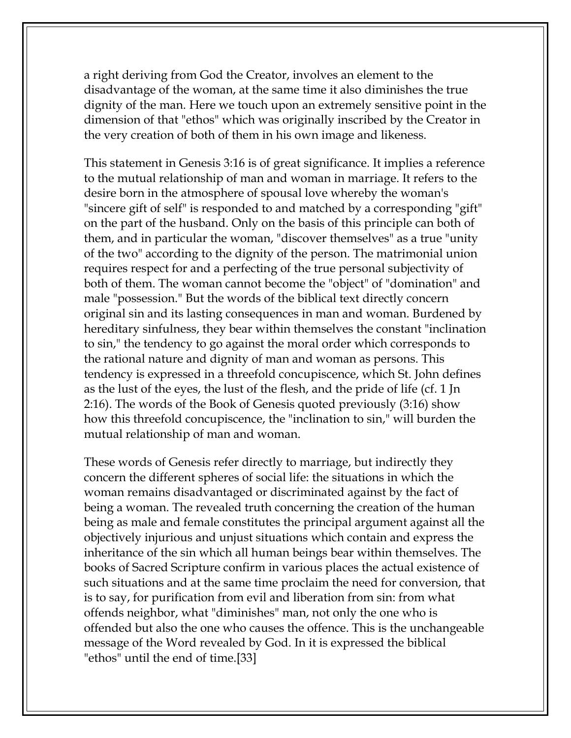a right deriving from God the Creator, involves an element to the disadvantage of the woman, at the same time it also diminishes the true dignity of the man. Here we touch upon an extremely sensitive point in the dimension of that "ethos" which was originally inscribed by the Creator in the very creation of both of them in his own image and likeness.

This statement in Genesis 3:16 is of great significance. It implies a reference to the mutual relationship of man and woman in marriage. It refers to the desire born in the atmosphere of spousal love whereby the woman's "sincere gift of self" is responded to and matched by a corresponding "gift" on the part of the husband. Only on the basis of this principle can both of them, and in particular the woman, "discover themselves" as a true "unity of the two" according to the dignity of the person. The matrimonial union requires respect for and a perfecting of the true personal subjectivity of both of them. The woman cannot become the "object" of "domination" and male "possession." But the words of the biblical text directly concern original sin and its lasting consequences in man and woman. Burdened by hereditary sinfulness, they bear within themselves the constant "inclination to sin," the tendency to go against the moral order which corresponds to the rational nature and dignity of man and woman as persons. This tendency is expressed in a threefold concupiscence, which St. John defines as the lust of the eyes, the lust of the flesh, and the pride of life (cf. 1 Jn 2:16). The words of the Book of Genesis quoted previously (3:16) show how this threefold concupiscence, the "inclination to sin," will burden the mutual relationship of man and woman.

These words of Genesis refer directly to marriage, but indirectly they concern the different spheres of social life: the situations in which the woman remains disadvantaged or discriminated against by the fact of being a woman. The revealed truth concerning the creation of the human being as male and female constitutes the principal argument against all the objectively injurious and unjust situations which contain and express the inheritance of the sin which all human beings bear within themselves. The books of Sacred Scripture confirm in various places the actual existence of such situations and at the same time proclaim the need for conversion, that is to say, for purification from evil and liberation from sin: from what offends neighbor, what "diminishes" man, not only the one who is offended but also the one who causes the offence. This is the unchangeable message of the Word revealed by God. In it is expressed the biblical "ethos" until the end of time.[33]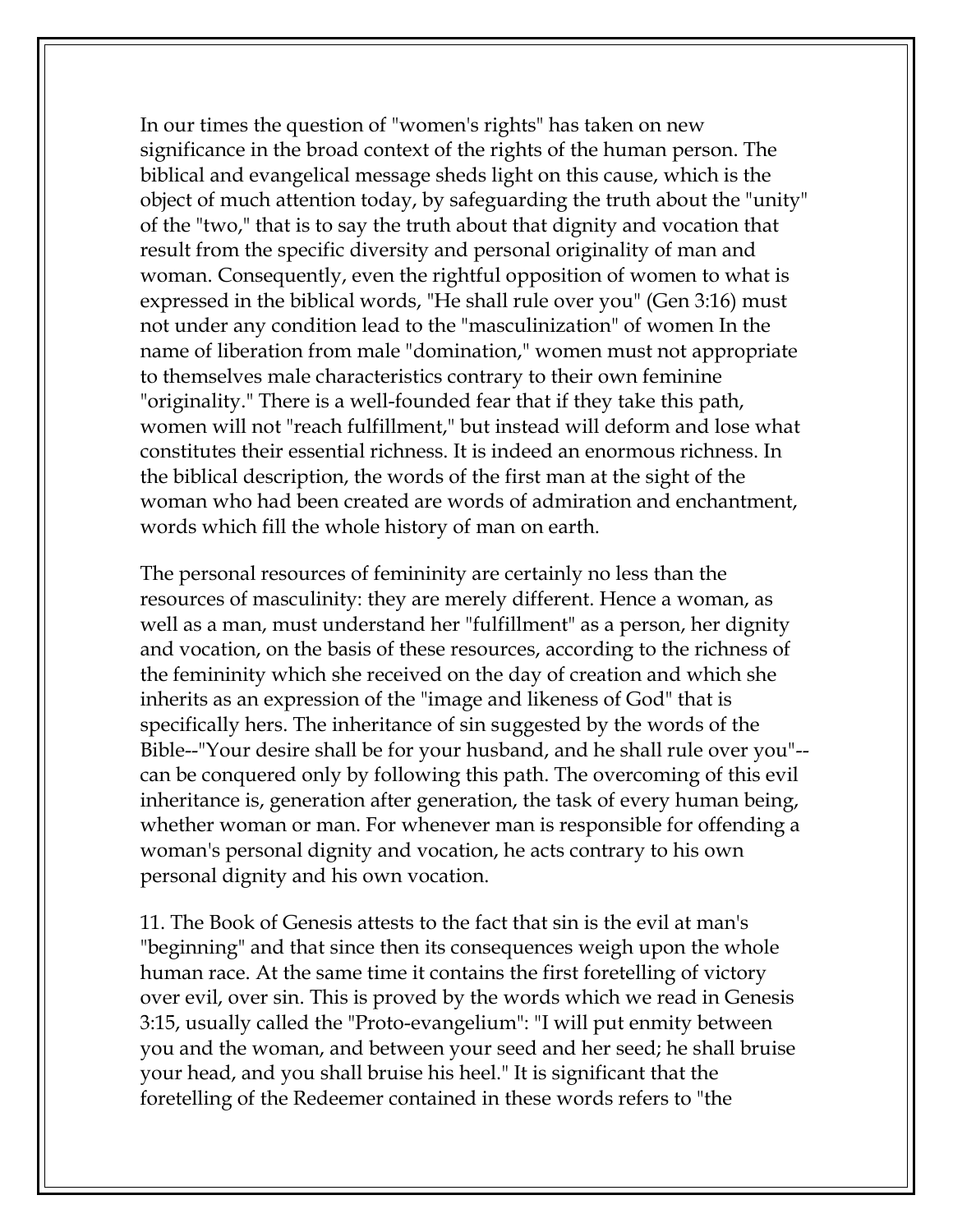In our times the question of "women's rights" has taken on new significance in the broad context of the rights of the human person. The biblical and evangelical message sheds light on this cause, which is the object of much attention today, by safeguarding the truth about the "unity" of the "two," that is to say the truth about that dignity and vocation that result from the specific diversity and personal originality of man and woman. Consequently, even the rightful opposition of women to what is expressed in the biblical words, "He shall rule over you" (Gen 3:16) must not under any condition lead to the "masculinization" of women In the name of liberation from male "domination," women must not appropriate to themselves male characteristics contrary to their own feminine "originality." There is a well-founded fear that if they take this path, women will not "reach fulfillment," but instead will deform and lose what constitutes their essential richness. It is indeed an enormous richness. In the biblical description, the words of the first man at the sight of the woman who had been created are words of admiration and enchantment, words which fill the whole history of man on earth.

The personal resources of femininity are certainly no less than the resources of masculinity: they are merely different. Hence a woman, as well as a man, must understand her "fulfillment" as a person, her dignity and vocation, on the basis of these resources, according to the richness of the femininity which she received on the day of creation and which she inherits as an expression of the "image and likeness of God" that is specifically hers. The inheritance of sin suggested by the words of the Bible--"Your desire shall be for your husband, and he shall rule over you"--can be conquered only by following this path. The overcoming of this evil inheritance is, generation after generation, the task of every human being, whether woman or man. For whenever man is responsible for offending a woman's personal dignity and vocation, he acts contrary to his own personal dignity and his own vocation.

11. The Book of Genesis attests to the fact that sin is the evil at man's "beginning" and that since then its consequences weigh upon the whole human race. At the same time it contains the first foretelling of victory over evil, over sin. This is proved by the words which we read in Genesis 3:15, usually called the "Proto-evangelium": "I will put enmity between you and the woman, and between your seed and her seed; he shall bruise your head, and you shall bruise his heel." It is significant that the foretelling of the Redeemer contained in these words refers to "the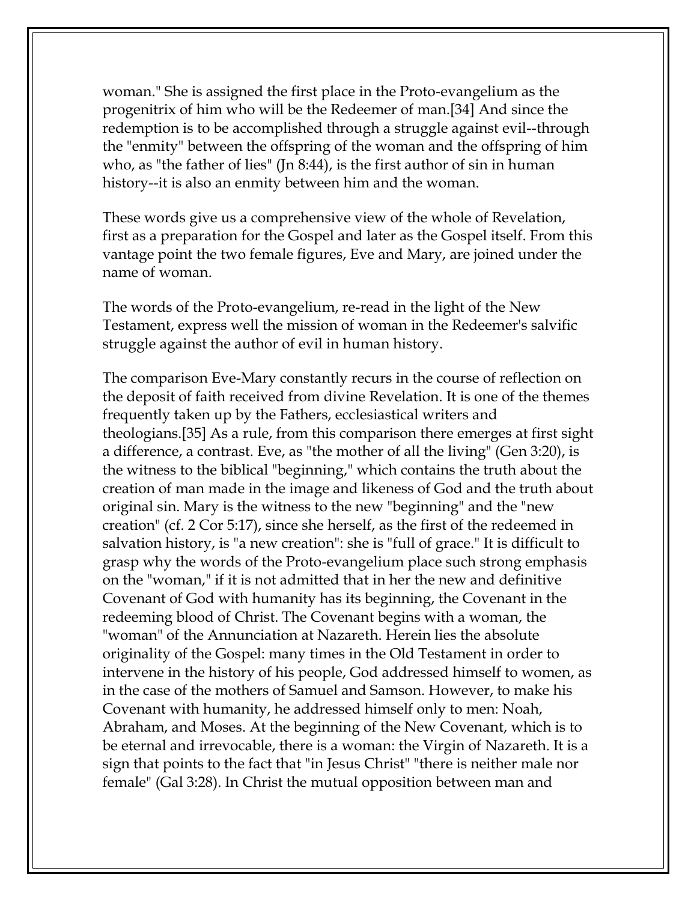woman." She is assigned the first place in the Proto-evangelium as the progenitrix of him who will be the Redeemer of man.[34] And since the redemption is to be accomplished through a struggle against evil--through the "enmity" between the offspring of the woman and the offspring of him who, as "the father of lies" (Jn 8:44), is the first author of sin in human history--it is also an enmity between him and the woman.

These words give us a comprehensive view of the whole of Revelation, first as a preparation for the Gospel and later as the Gospel itself. From this vantage point the two female figures, Eve and Mary, are joined under the name of woman.

The words of the Proto-evangelium, re-read in the light of the New Testament, express well the mission of woman in the Redeemer's salvific struggle against the author of evil in human history.

The comparison Eve-Mary constantly recurs in the course of reflection on the deposit of faith received from divine Revelation. It is one of the themes frequently taken up by the Fathers, ecclesiastical writers and theologians.[35] As a rule, from this comparison there emerges at first sight a difference, a contrast. Eve, as "the mother of all the living" (Gen 3:20), is the witness to the biblical "beginning," which contains the truth about the creation of man made in the image and likeness of God and the truth about original sin. Mary is the witness to the new "beginning" and the "new creation" (cf. 2 Cor 5:17), since she herself, as the first of the redeemed in salvation history, is "a new creation": she is "full of grace." It is difficult to grasp why the words of the Proto-evangelium place such strong emphasis on the "woman," if it is not admitted that in her the new and definitive Covenant of God with humanity has its beginning, the Covenant in the redeeming blood of Christ. The Covenant begins with a woman, the "woman" of the Annunciation at Nazareth. Herein lies the absolute originality of the Gospel: many times in the Old Testament in order to intervene in the history of his people, God addressed himself to women, as in the case of the mothers of Samuel and Samson. However, to make his Covenant with humanity, he addressed himself only to men: Noah, Abraham, and Moses. At the beginning of the New Covenant, which is to be eternal and irrevocable, there is a woman: the Virgin of Nazareth. It is a sign that points to the fact that "in Jesus Christ" "there is neither male nor female" (Gal 3:28). In Christ the mutual opposition between man and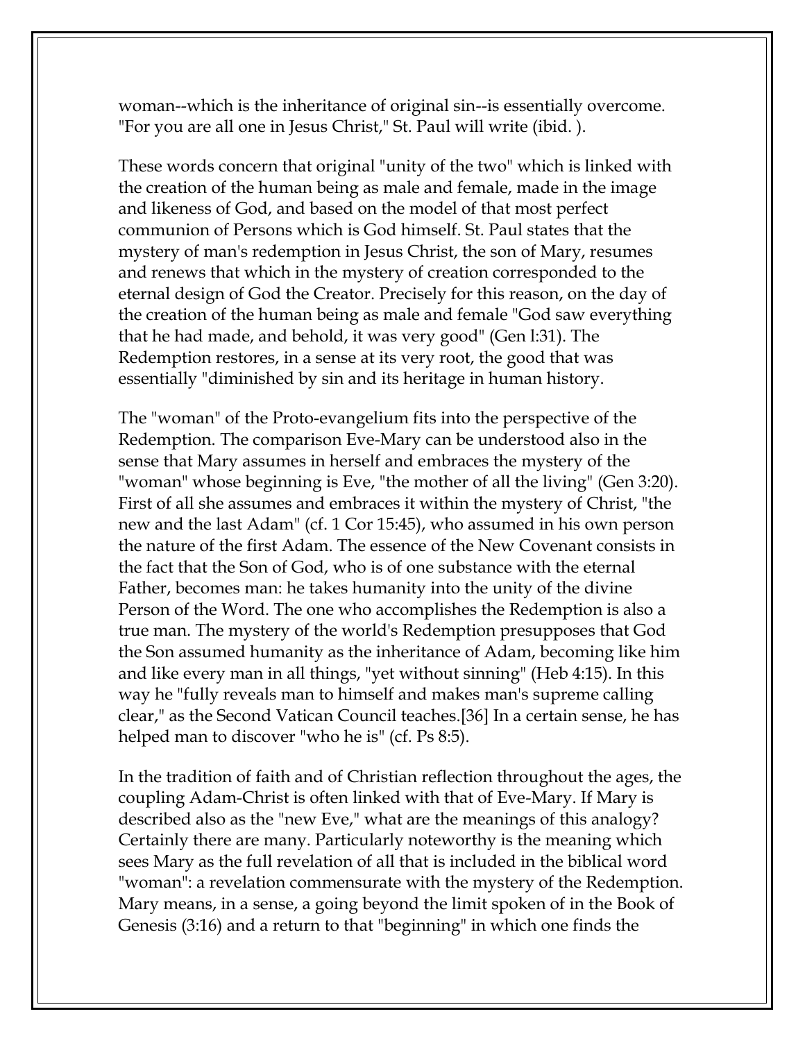woman--which is the inheritance of original sin--is essentially overcome. "For you are all one in Jesus Christ," St. Paul will write (ibid. ).

These words concern that original "unity of the two" which is linked with the creation of the human being as male and female, made in the image and likeness of God, and based on the model of that most perfect communion of Persons which is God himself. St. Paul states that the mystery of man's redemption in Jesus Christ, the son of Mary, resumes and renews that which in the mystery of creation corresponded to the eternal design of God the Creator. Precisely for this reason, on the day of the creation of the human being as male and female "God saw everything that he had made, and behold, it was very good" (Gen l:31). The Redemption restores, in a sense at its very root, the good that was essentially "diminished by sin and its heritage in human history.

The "woman" of the Proto-evangelium fits into the perspective of the Redemption. The comparison Eve-Mary can be understood also in the sense that Mary assumes in herself and embraces the mystery of the "woman" whose beginning is Eve, "the mother of all the living" (Gen 3:20). First of all she assumes and embraces it within the mystery of Christ, "the new and the last Adam" (cf. 1 Cor 15:45), who assumed in his own person the nature of the first Adam. The essence of the New Covenant consists in the fact that the Son of God, who is of one substance with the eternal Father, becomes man: he takes humanity into the unity of the divine Person of the Word. The one who accomplishes the Redemption is also a true man. The mystery of the world's Redemption presupposes that God the Son assumed humanity as the inheritance of Adam, becoming like him and like every man in all things, "yet without sinning" (Heb 4:15). In this way he "fully reveals man to himself and makes man's supreme calling clear," as the Second Vatican Council teaches.[36] In a certain sense, he has helped man to discover "who he is" (cf. Ps 8:5).

In the tradition of faith and of Christian reflection throughout the ages, the coupling Adam-Christ is often linked with that of Eve-Mary. If Mary is described also as the "new Eve," what are the meanings of this analogy? Certainly there are many. Particularly noteworthy is the meaning which sees Mary as the full revelation of all that is included in the biblical word "woman": a revelation commensurate with the mystery of the Redemption. Mary means, in a sense, a going beyond the limit spoken of in the Book of Genesis (3:16) and a return to that "beginning" in which one finds the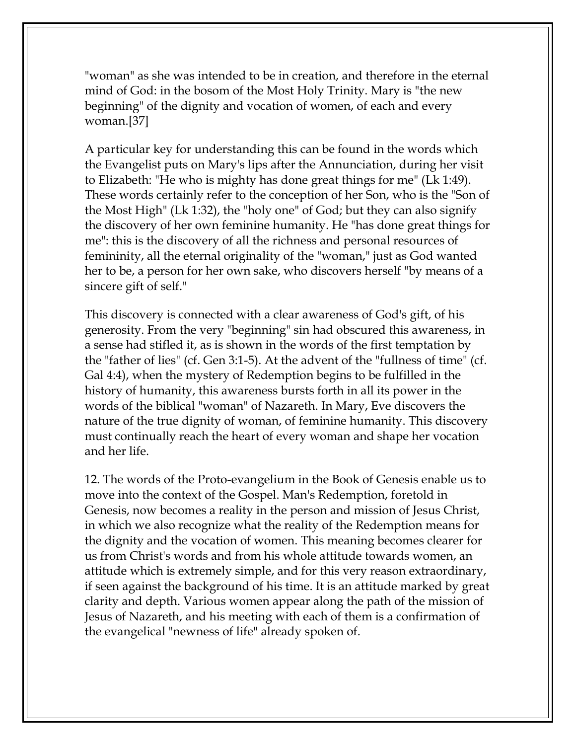"woman" as she was intended to be in creation, and therefore in the eternal mind of God: in the bosom of the Most Holy Trinity. Mary is "the new beginning" of the dignity and vocation of women, of each and every woman.[37]

A particular key for understanding this can be found in the words which the Evangelist puts on Mary's lips after the Annunciation, during her visit to Elizabeth: "He who is mighty has done great things for me" (Lk 1:49). These words certainly refer to the conception of her Son, who is the "Son of the Most High" (Lk 1:32), the "holy one" of God; but they can also signify the discovery of her own feminine humanity. He "has done great things for me": this is the discovery of all the richness and personal resources of femininity, all the eternal originality of the "woman," just as God wanted her to be, a person for her own sake, who discovers herself "by means of a sincere gift of self."

This discovery is connected with a clear awareness of God's gift, of his generosity. From the very "beginning" sin had obscured this awareness, in a sense had stifled it, as is shown in the words of the first temptation by the "father of lies" (cf. Gen 3:1-5). At the advent of the "fullness of time" (cf. Gal 4:4), when the mystery of Redemption begins to be fulfilled in the history of humanity, this awareness bursts forth in all its power in the words of the biblical "woman" of Nazareth. In Mary, Eve discovers the nature of the true dignity of woman, of feminine humanity. This discovery must continually reach the heart of every woman and shape her vocation and her life.

12. The words of the Proto-evangelium in the Book of Genesis enable us to move into the context of the Gospel. Man's Redemption, foretold in Genesis, now becomes a reality in the person and mission of Jesus Christ, in which we also recognize what the reality of the Redemption means for the dignity and the vocation of women. This meaning becomes clearer for us from Christ's words and from his whole attitude towards women, an attitude which is extremely simple, and for this very reason extraordinary, if seen against the background of his time. It is an attitude marked by great clarity and depth. Various women appear along the path of the mission of Jesus of Nazareth, and his meeting with each of them is a confirmation of the evangelical "newness of life" already spoken of.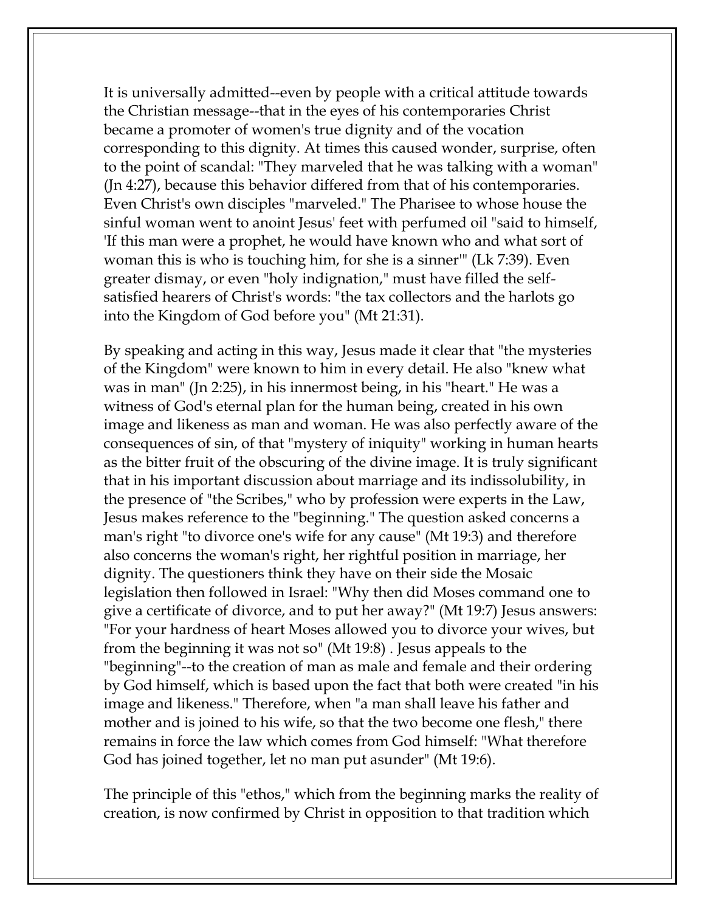It is universally admitted--even by people with a critical attitude towards the Christian message--that in the eyes of his contemporaries Christ became a promoter of women's true dignity and of the vocation corresponding to this dignity. At times this caused wonder, surprise, often to the point of scandal: "They marveled that he was talking with a woman" (Jn 4:27), because this behavior differed from that of his contemporaries. Even Christ's own disciples "marveled." The Pharisee to whose house the sinful woman went to anoint Jesus' feet with perfumed oil "said to himself, 'If this man were a prophet, he would have known who and what sort of woman this is who is touching him, for she is a sinner'" (Lk 7:39). Even greater dismay, or even "holy indignation," must have filled the self-satisfied hearers of Christ's words: "the tax collectors and the harlots go into the Kingdom of God before you" (Mt 21:31).

By speaking and acting in this way, Jesus made it clear that "the mysteries of the Kingdom" were known to him in every detail. He also "knew what was in man" (Jn 2:25), in his innermost being, in his "heart." He was a witness of God's eternal plan for the human being, created in his own image and likeness as man and woman. He was also perfectly aware of the consequences of sin, of that "mystery of iniquity" working in human hearts as the bitter fruit of the obscuring of the divine image. It is truly significant that in his important discussion about marriage and its indissolubility, in the presence of "the Scribes," who by profession were experts in the Law, Jesus makes reference to the "beginning." The question asked concerns a man's right "to divorce one's wife for any cause" (Mt 19:3) and therefore also concerns the woman's right, her rightful position in marriage, her dignity. The questioners think they have on their side the Mosaic legislation then followed in Israel: "Why then did Moses command one to give a certificate of divorce, and to put her away?" (Mt 19:7) Jesus answers: "For your hardness of heart Moses allowed you to divorce your wives, but from the beginning it was not so" (Mt 19:8) . Jesus appeals to the "beginning"--to the creation of man as male and female and their ordering by God himself, which is based upon the fact that both were created "in his image and likeness." Therefore, when "a man shall leave his father and mother and is joined to his wife, so that the two become one flesh," there remains in force the law which comes from God himself: "What therefore God has joined together, let no man put asunder" (Mt 19:6).

The principle of this "ethos," which from the beginning marks the reality of creation, is now confirmed by Christ in opposition to that tradition which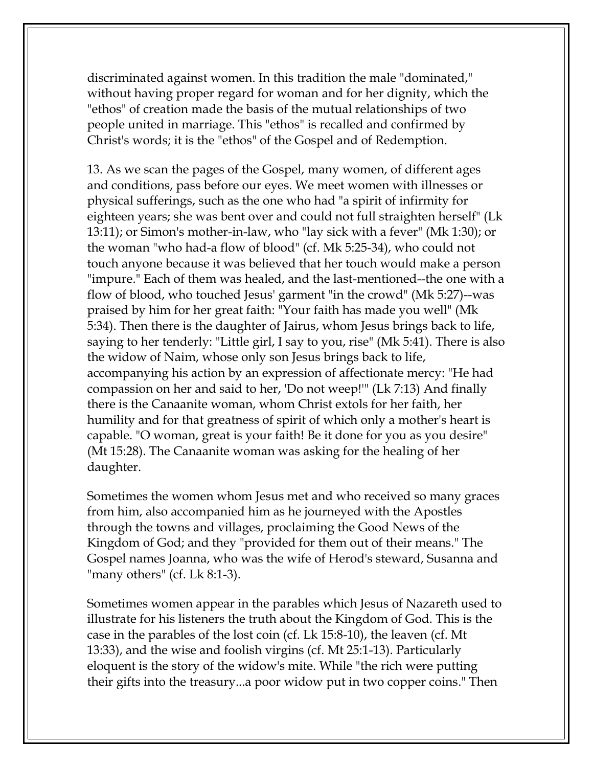discriminated against women. In this tradition the male "dominated," without having proper regard for woman and for her dignity, which the "ethos" of creation made the basis of the mutual relationships of two people united in marriage. This "ethos" is recalled and confirmed by Christ's words; it is the "ethos" of the Gospel and of Redemption.

13. As we scan the pages of the Gospel, many women, of different ages and conditions, pass before our eyes. We meet women with illnesses or physical sufferings, such as the one who had "a spirit of infirmity for eighteen years; she was bent over and could not full straighten herself" (Lk 13:11); or Simon's mother-in-law, who "lay sick with a fever" (Mk 1:30); or the woman "who had-a flow of blood" (cf. Mk 5:25-34), who could not touch anyone because it was believed that her touch would make a person "impure." Each of them was healed, and the last-mentioned--the one with a flow of blood, who touched Jesus' garment "in the crowd" (Mk 5:27)--was praised by him for her great faith: "Your faith has made you well" (Mk 5:34). Then there is the daughter of Jairus, whom Jesus brings back to life, saying to her tenderly: "Little girl, I say to you, rise" (Mk 5:41). There is also the widow of Naim, whose only son Jesus brings back to life, accompanying his action by an expression of affectionate mercy: "He had compassion on her and said to her, 'Do not weep!'" (Lk 7:13) And finally there is the Canaanite woman, whom Christ extols for her faith, her humility and for that greatness of spirit of which only a mother's heart is capable. "O woman, great is your faith! Be it done for you as you desire" (Mt 15:28). The Canaanite woman was asking for the healing of her daughter.

Sometimes the women whom Jesus met and who received so many graces from him, also accompanied him as he journeyed with the Apostles through the towns and villages, proclaiming the Good News of the Kingdom of God; and they "provided for them out of their means." The Gospel names Joanna, who was the wife of Herod's steward, Susanna and "many others" (cf. Lk 8:1-3).

Sometimes women appear in the parables which Jesus of Nazareth used to illustrate for his listeners the truth about the Kingdom of God. This is the case in the parables of the lost coin (cf. Lk 15:8-10), the leaven (cf. Mt 13:33), and the wise and foolish virgins (cf. Mt 25:1-13). Particularly eloquent is the story of the widow's mite. While "the rich were putting their gifts into the treasury...a poor widow put in two copper coins." Then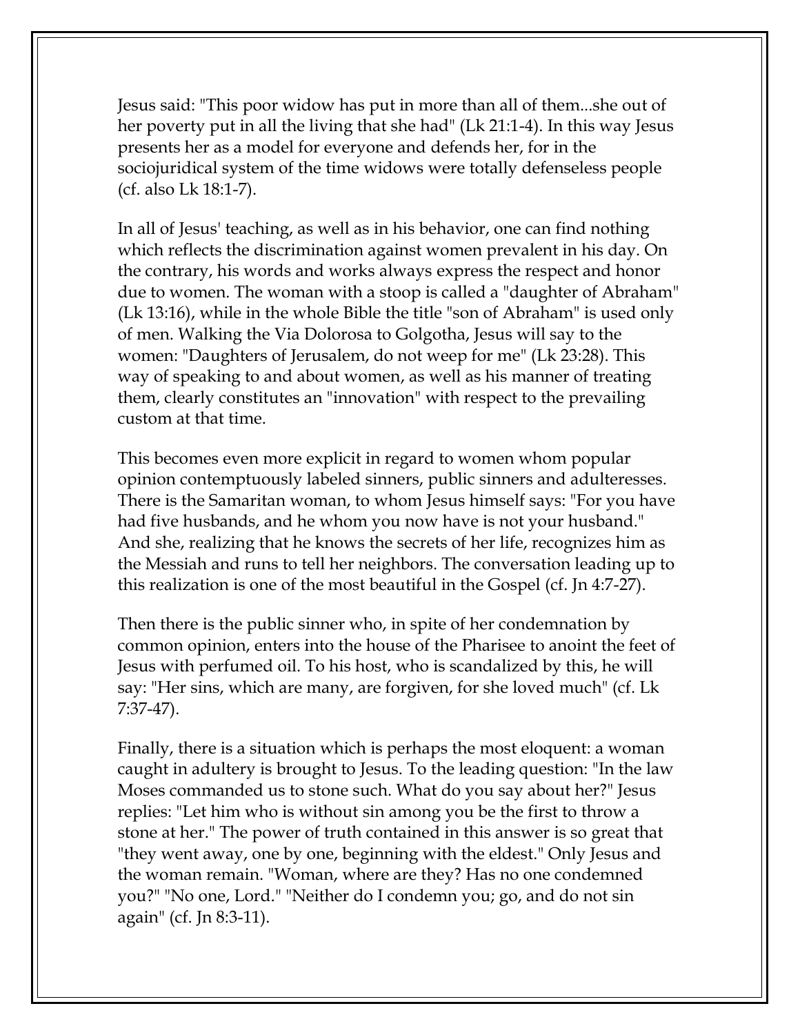Jesus said: "This poor widow has put in more than all of them...she out of her poverty put in all the living that she had" (Lk 21:1-4). In this way Jesus presents her as a model for everyone and defends her, for in the sociojuridical system of the time widows were totally defenseless people (cf. also Lk 18:1-7).

In all of Jesus' teaching, as well as in his behavior, one can find nothing which reflects the discrimination against women prevalent in his day. On the contrary, his words and works always express the respect and honor due to women. The woman with a stoop is called a "daughter of Abraham" (Lk 13:16), while in the whole Bible the title "son of Abraham" is used only of men. Walking the Via Dolorosa to Golgotha, Jesus will say to the women: "Daughters of Jerusalem, do not weep for me" (Lk 23:28). This way of speaking to and about women, as well as his manner of treating them, clearly constitutes an "innovation" with respect to the prevailing custom at that time.

This becomes even more explicit in regard to women whom popular opinion contemptuously labeled sinners, public sinners and adulteresses. There is the Samaritan woman, to whom Jesus himself says: "For you have had five husbands, and he whom you now have is not your husband." And she, realizing that he knows the secrets of her life, recognizes him as the Messiah and runs to tell her neighbors. The conversation leading up to this realization is one of the most beautiful in the Gospel (cf. Jn 4:7-27).

Then there is the public sinner who, in spite of her condemnation by common opinion, enters into the house of the Pharisee to anoint the feet of Jesus with perfumed oil. To his host, who is scandalized by this, he will say: "Her sins, which are many, are forgiven, for she loved much" (cf. Lk 7:37-47).

Finally, there is a situation which is perhaps the most eloquent: a woman caught in adultery is brought to Jesus. To the leading question: "In the law Moses commanded us to stone such. What do you say about her?" Jesus replies: "Let him who is without sin among you be the first to throw a stone at her." The power of truth contained in this answer is so great that "they went away, one by one, beginning with the eldest." Only Jesus and the woman remain. "Woman, where are they? Has no one condemned you?" "No one, Lord." "Neither do I condemn you; go, and do not sin again" (cf. Jn 8:3-11).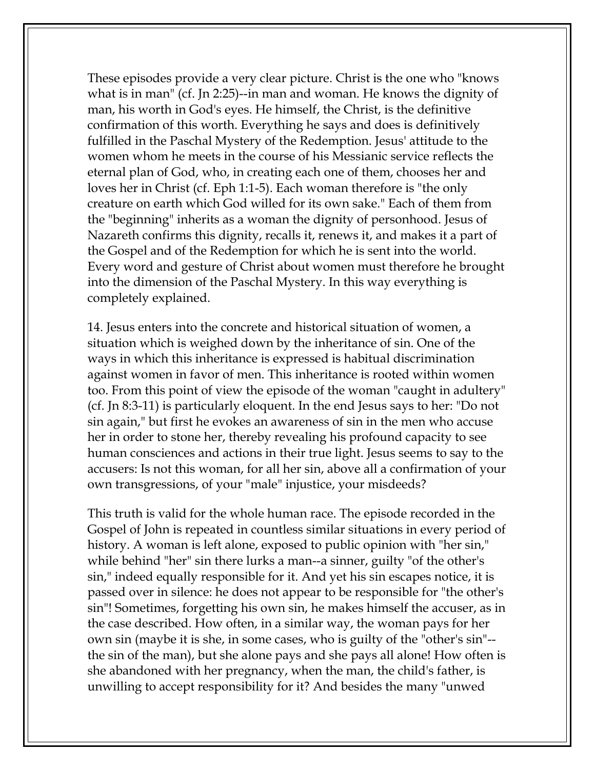These episodes provide a very clear picture. Christ is the one who "knows what is in man" (cf. Jn 2:25)--in man and woman. He knows the dignity of man, his worth in God's eyes. He himself, the Christ, is the definitive confirmation of this worth. Everything he says and does is definitively fulfilled in the Paschal Mystery of the Redemption. Jesus' attitude to the women whom he meets in the course of his Messianic service reflects the eternal plan of God, who, in creating each one of them, chooses her and loves her in Christ (cf. Eph 1:1-5). Each woman therefore is "the only creature on earth which God willed for its own sake." Each of them from the "beginning" inherits as a woman the dignity of personhood. Jesus of Nazareth confirms this dignity, recalls it, renews it, and makes it a part of the Gospel and of the Redemption for which he is sent into the world. Every word and gesture of Christ about women must therefore he brought into the dimension of the Paschal Mystery. In this way everything is completely explained.

14. Jesus enters into the concrete and historical situation of women, a situation which is weighed down by the inheritance of sin. One of the ways in which this inheritance is expressed is habitual discrimination against women in favor of men. This inheritance is rooted within women too. From this point of view the episode of the woman "caught in adultery" (cf. Jn 8:3-11) is particularly eloquent. In the end Jesus says to her: "Do not sin again," but first he evokes an awareness of sin in the men who accuse her in order to stone her, thereby revealing his profound capacity to see human consciences and actions in their true light. Jesus seems to say to the accusers: Is not this woman, for all her sin, above all a confirmation of your own transgressions, of your "male" injustice, your misdeeds?

This truth is valid for the whole human race. The episode recorded in the Gospel of John is repeated in countless similar situations in every period of history. A woman is left alone, exposed to public opinion with "her sin," while behind "her" sin there lurks a man--a sinner, guilty "of the other's sin," indeed equally responsible for it. And yet his sin escapes notice, it is passed over in silence: he does not appear to be responsible for "the other's sin"! Sometimes, forgetting his own sin, he makes himself the accuser, as in the case described. How often, in a similar way, the woman pays for her own sin (maybe it is she, in some cases, who is guilty of the "other's sin"--the sin of the man), but she alone pays and she pays all alone! How often is she abandoned with her pregnancy, when the man, the child's father, is unwilling to accept responsibility for it? And besides the many "unwed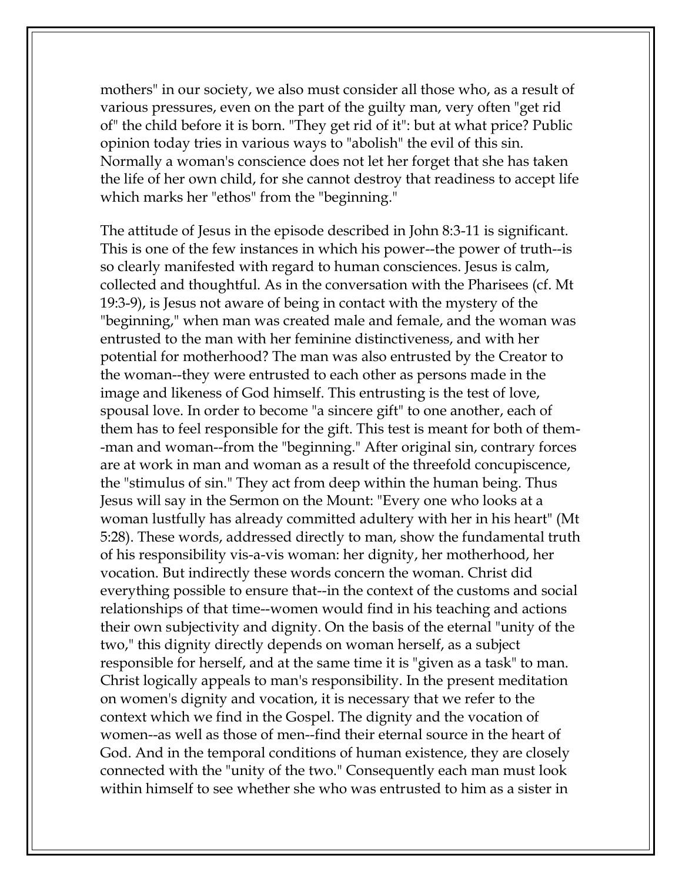mothers" in our society, we also must consider all those who, as a result of various pressures, even on the part of the guilty man, very often "get rid of" the child before it is born. "They get rid of it": but at what price? Public opinion today tries in various ways to "abolish" the evil of this sin. Normally a woman's conscience does not let her forget that she has taken the life of her own child, for she cannot destroy that readiness to accept life which marks her "ethos" from the "beginning."

The attitude of Jesus in the episode described in John 8:3-11 is significant. This is one of the few instances in which his power--the power of truth--is so clearly manifested with regard to human consciences. Jesus is calm, collected and thoughtful. As in the conversation with the Pharisees (cf. Mt 19:3-9), is Jesus not aware of being in contact with the mystery of the "beginning," when man was created male and female, and the woman was entrusted to the man with her feminine distinctiveness, and with her potential for motherhood? The man was also entrusted by the Creator to the woman--they were entrusted to each other as persons made in the image and likeness of God himself. This entrusting is the test of love, spousal love. In order to become "a sincere gift" to one another, each of them has to feel responsible for the gift. This test is meant for both of them--man and woman--from the "beginning." After original sin, contrary forces are at work in man and woman as a result of the threefold concupiscence, the "stimulus of sin." They act from deep within the human being. Thus Jesus will say in the Sermon on the Mount: "Every one who looks at a woman lustfully has already committed adultery with her in his heart" (Mt 5:28). These words, addressed directly to man, show the fundamental truth of his responsibility vis-a-vis woman: her dignity, her motherhood, her vocation. But indirectly these words concern the woman. Christ did everything possible to ensure that--in the context of the customs and social relationships of that time--women would find in his teaching and actions their own subjectivity and dignity. On the basis of the eternal "unity of the two," this dignity directly depends on woman herself, as a subject responsible for herself, and at the same time it is "given as a task" to man. Christ logically appeals to man's responsibility. In the present meditation on women's dignity and vocation, it is necessary that we refer to the context which we find in the Gospel. The dignity and the vocation of women--as well as those of men--find their eternal source in the heart of God. And in the temporal conditions of human existence, they are closely connected with the "unity of the two." Consequently each man must look within himself to see whether she who was entrusted to him as a sister in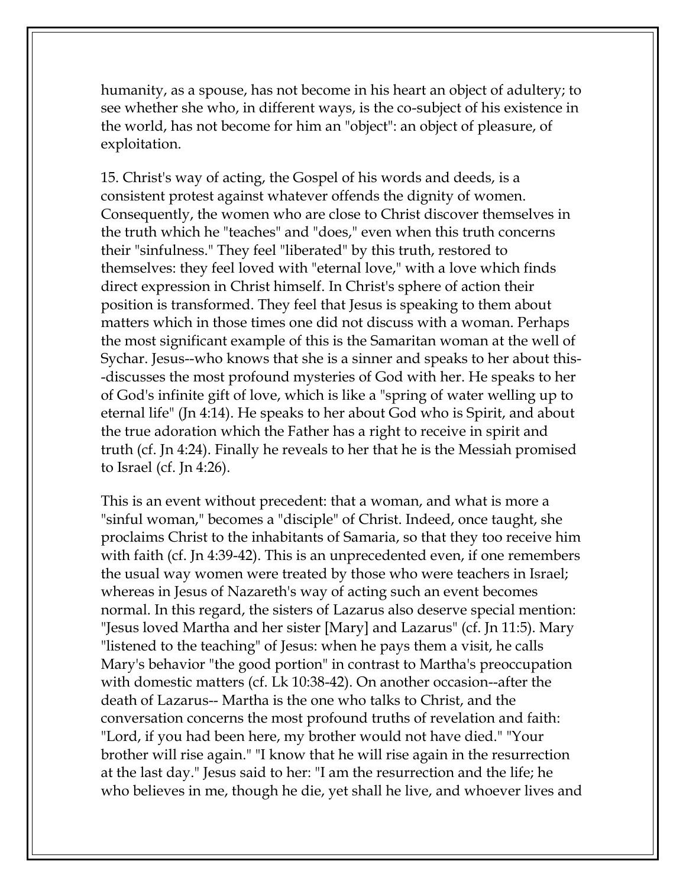humanity, as a spouse, has not become in his heart an object of adultery; to see whether she who, in different ways, is the co-subject of his existence in the world, has not become for him an "object": an object of pleasure, of exploitation.

15. Christ's way of acting, the Gospel of his words and deeds, is a consistent protest against whatever offends the dignity of women. Consequently, the women who are close to Christ discover themselves in the truth which he "teaches" and "does," even when this truth concerns their "sinfulness." They feel "liberated" by this truth, restored to themselves: they feel loved with "eternal love," with a love which finds direct expression in Christ himself. In Christ's sphere of action their position is transformed. They feel that Jesus is speaking to them about matters which in those times one did not discuss with a woman. Perhaps the most significant example of this is the Samaritan woman at the well of Sychar. Jesus--who knows that she is a sinner and speaks to her about this--discusses the most profound mysteries of God with her. He speaks to her of God's infinite gift of love, which is like a "spring of water welling up to eternal life" (Jn 4:14). He speaks to her about God who is Spirit, and about the true adoration which the Father has a right to receive in spirit and truth (cf. Jn 4:24). Finally he reveals to her that he is the Messiah promised to Israel (cf. Jn 4:26).

This is an event without precedent: that a woman, and what is more a "sinful woman," becomes a "disciple" of Christ. Indeed, once taught, she proclaims Christ to the inhabitants of Samaria, so that they too receive him with faith (cf. Jn 4:39-42). This is an unprecedented even, if one remembers the usual way women were treated by those who were teachers in Israel; whereas in Jesus of Nazareth's way of acting such an event becomes normal. In this regard, the sisters of Lazarus also deserve special mention: "Jesus loved Martha and her sister [Mary] and Lazarus" (cf. Jn 11:5). Mary "listened to the teaching" of Jesus: when he pays them a visit, he calls Mary's behavior "the good portion" in contrast to Martha's preoccupation with domestic matters (cf. Lk 10:38-42). On another occasion--after the death of Lazarus-- Martha is the one who talks to Christ, and the conversation concerns the most profound truths of revelation and faith: "Lord, if you had been here, my brother would not have died." "Your brother will rise again." "I know that he will rise again in the resurrection at the last day." Jesus said to her: "I am the resurrection and the life; he who believes in me, though he die, yet shall he live, and whoever lives and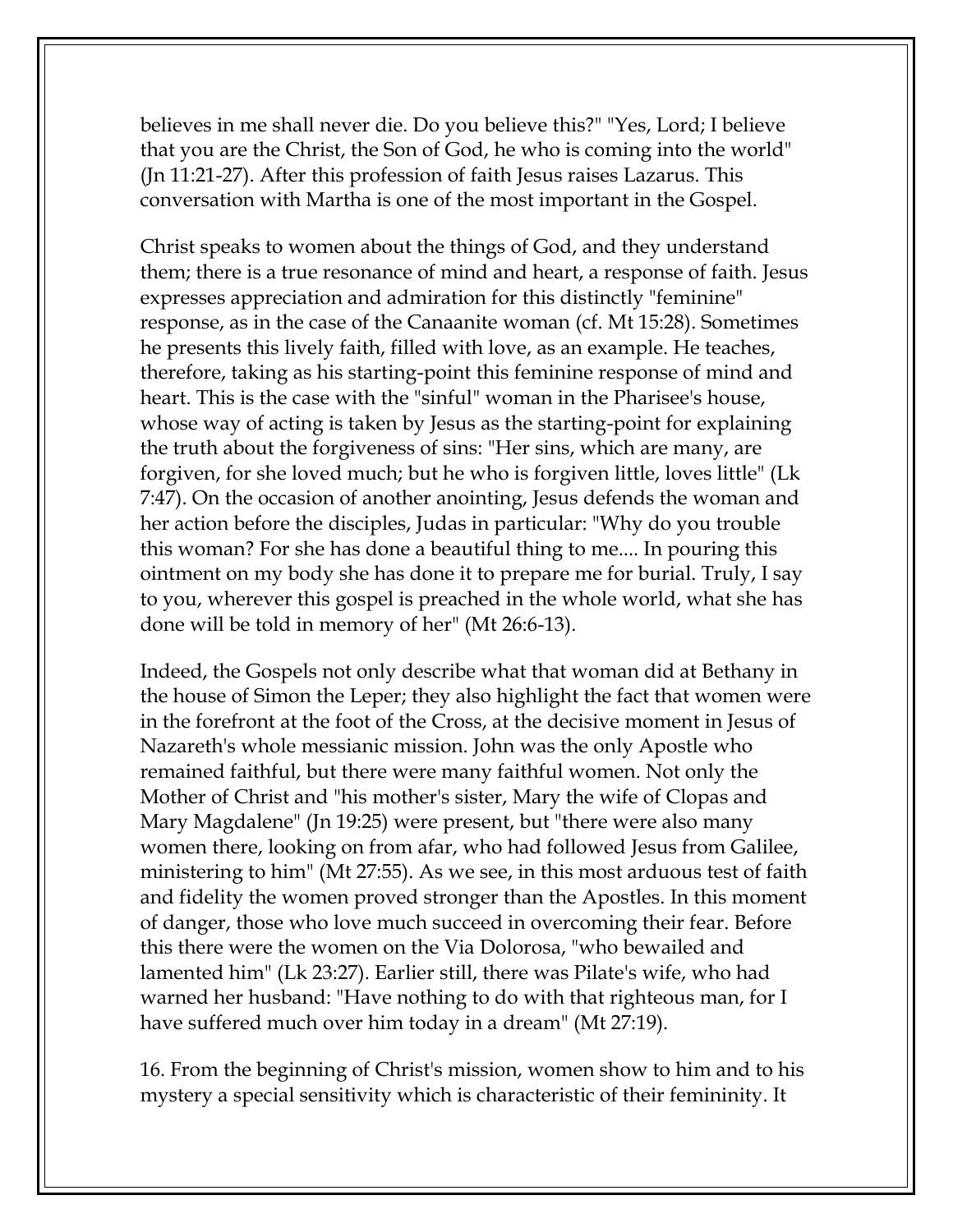believes in me shall never die. Do you believe this?" "Yes, Lord; I believe that you are the Christ, the Son of God, he who is coming into the world" (Jn 11:21-27). After this profession of faith Jesus raises Lazarus. This conversation with Martha is one of the most important in the Gospel.

Christ speaks to women about the things of God, and they understand them; there is a true resonance of mind and heart, a response of faith. Jesus expresses appreciation and admiration for this distinctly "feminine" response, as in the case of the Canaanite woman (cf. Mt 15:28). Sometimes he presents this lively faith, filled with love, as an example. He teaches, therefore, taking as his starting-point this feminine response of mind and heart. This is the case with the "sinful" woman in the Pharisee's house, whose way of acting is taken by Jesus as the starting-point for explaining the truth about the forgiveness of sins: "Her sins, which are many, are forgiven, for she loved much; but he who is forgiven little, loves little" (Lk 7:47). On the occasion of another anointing, Jesus defends the woman and her action before the disciples, Judas in particular: "Why do you trouble this woman? For she has done a beautiful thing to me.... In pouring this ointment on my body she has done it to prepare me for burial. Truly, I say to you, wherever this gospel is preached in the whole world, what she has done will be told in memory of her" (Mt 26:6-13).

Indeed, the Gospels not only describe what that woman did at Bethany in the house of Simon the Leper; they also highlight the fact that women were in the forefront at the foot of the Cross, at the decisive moment in Jesus of Nazareth's whole messianic mission. John was the only Apostle who remained faithful, but there were many faithful women. Not only the Mother of Christ and "his mother's sister, Mary the wife of Clopas and Mary Magdalene" (Jn 19:25) were present, but "there were also many women there, looking on from afar, who had followed Jesus from Galilee, ministering to him" (Mt 27:55). As we see, in this most arduous test of faith and fidelity the women proved stronger than the Apostles. In this moment of danger, those who love much succeed in overcoming their fear. Before this there were the women on the Via Dolorosa, "who bewailed and lamented him" (Lk 23:27). Earlier still, there was Pilate's wife, who had warned her husband: "Have nothing to do with that righteous man, for I have suffered much over him today in a dream" (Mt 27:19).

16. From the beginning of Christ's mission, women show to him and to his mystery a special sensitivity which is characteristic of their femininity. It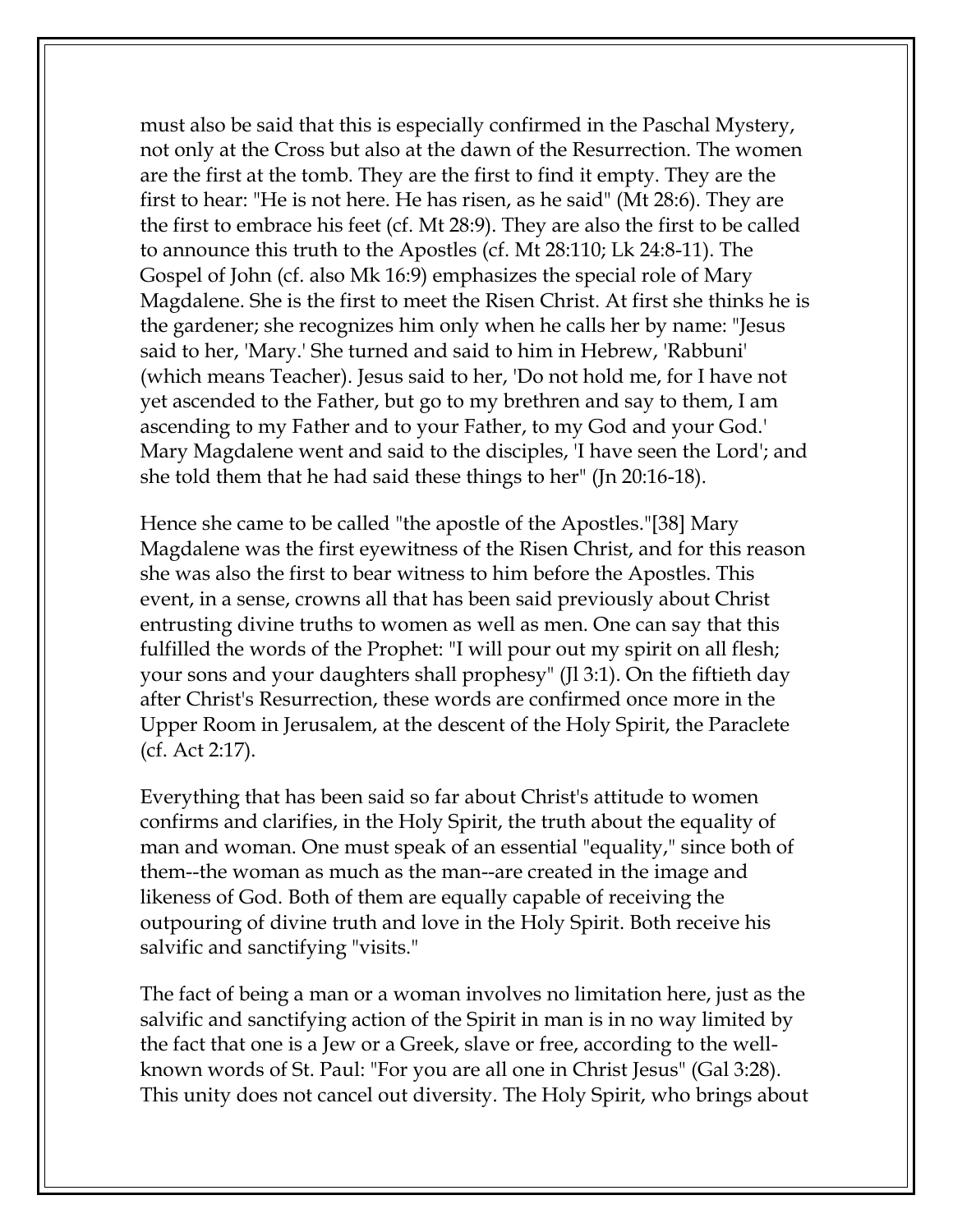must also be said that this is especially confirmed in the Paschal Mystery, not only at the Cross but also at the dawn of the Resurrection. The women are the first at the tomb. They are the first to find it empty. They are the first to hear: "He is not here. He has risen, as he said" (Mt 28:6). They are the first to embrace his feet (cf. Mt 28:9). They are also the first to be called to announce this truth to the Apostles (cf. Mt 28:110; Lk 24:8-11). The Gospel of John (cf. also Mk 16:9) emphasizes the special role of Mary Magdalene. She is the first to meet the Risen Christ. At first she thinks he is the gardener; she recognizes him only when he calls her by name: "Jesus said to her, 'Mary.' She turned and said to him in Hebrew, 'Rabbuni' (which means Teacher). Jesus said to her, 'Do not hold me, for I have not yet ascended to the Father, but go to my brethren and say to them, I am ascending to my Father and to your Father, to my God and your God.' Mary Magdalene went and said to the disciples, 'I have seen the Lord'; and she told them that he had said these things to her" (Jn 20:16-18).

Hence she came to be called "the apostle of the Apostles."[38] Mary Magdalene was the first eyewitness of the Risen Christ, and for this reason she was also the first to bear witness to him before the Apostles. This event, in a sense, crowns all that has been said previously about Christ entrusting divine truths to women as well as men. One can say that this fulfilled the words of the Prophet: "I will pour out my spirit on all flesh; your sons and your daughters shall prophesy" (Jl 3:1). On the fiftieth day after Christ's Resurrection, these words are confirmed once more in the Upper Room in Jerusalem, at the descent of the Holy Spirit, the Paraclete (cf. Act 2:17).

Everything that has been said so far about Christ's attitude to women confirms and clarifies, in the Holy Spirit, the truth about the equality of man and woman. One must speak of an essential "equality," since both of them--the woman as much as the man--are created in the image and likeness of God. Both of them are equally capable of receiving the outpouring of divine truth and love in the Holy Spirit. Both receive his salvific and sanctifying "visits."

The fact of being a man or a woman involves no limitation here, just as the salvific and sanctifying action of the Spirit in man is in no way limited by the fact that one is a Jew or a Greek, slave or free, according to the well-known words of St. Paul: "For you are all one in Christ Jesus" (Gal 3:28). This unity does not cancel out diversity. The Holy Spirit, who brings about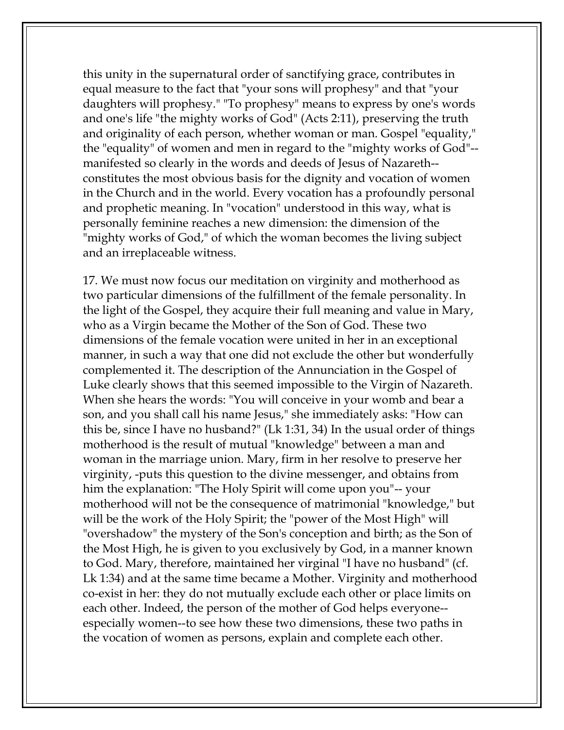this unity in the supernatural order of sanctifying grace, contributes in equal measure to the fact that "your sons will prophesy" and that "your daughters will prophesy." "To prophesy" means to express by one's words and one's life "the mighty works of God" (Acts 2:11), preserving the truth and originality of each person, whether woman or man. Gospel "equality," the "equality" of women and men in regard to the "mighty works of God"--manifested so clearly in the words and deeds of Jesus of Nazareth--constitutes the most obvious basis for the dignity and vocation of women in the Church and in the world. Every vocation has a profoundly personal and prophetic meaning. In "vocation" understood in this way, what is personally feminine reaches a new dimension: the dimension of the "mighty works of God," of which the woman becomes the living subject and an irreplaceable witness.

17. We must now focus our meditation on virginity and motherhood as two particular dimensions of the fulfillment of the female personality. In the light of the Gospel, they acquire their full meaning and value in Mary, who as a Virgin became the Mother of the Son of God. These two dimensions of the female vocation were united in her in an exceptional manner, in such a way that one did not exclude the other but wonderfully complemented it. The description of the Annunciation in the Gospel of Luke clearly shows that this seemed impossible to the Virgin of Nazareth. When she hears the words: "You will conceive in your womb and bear a son, and you shall call his name Jesus," she immediately asks: "How can this be, since I have no husband?" (Lk 1:31, 34) In the usual order of things motherhood is the result of mutual "knowledge" between a man and woman in the marriage union. Mary, firm in her resolve to preserve her virginity, -puts this question to the divine messenger, and obtains from him the explanation: "The Holy Spirit will come upon you"-- your motherhood will not be the consequence of matrimonial "knowledge," but will be the work of the Holy Spirit; the "power of the Most High" will "overshadow" the mystery of the Son's conception and birth; as the Son of the Most High, he is given to you exclusively by God, in a manner known to God. Mary, therefore, maintained her virginal "I have no husband" (cf. Lk 1:34) and at the same time became a Mother. Virginity and motherhood co-exist in her: they do not mutually exclude each other or place limits on each other. Indeed, the person of the mother of God helps everyone--especially women--to see how these two dimensions, these two paths in the vocation of women as persons, explain and complete each other.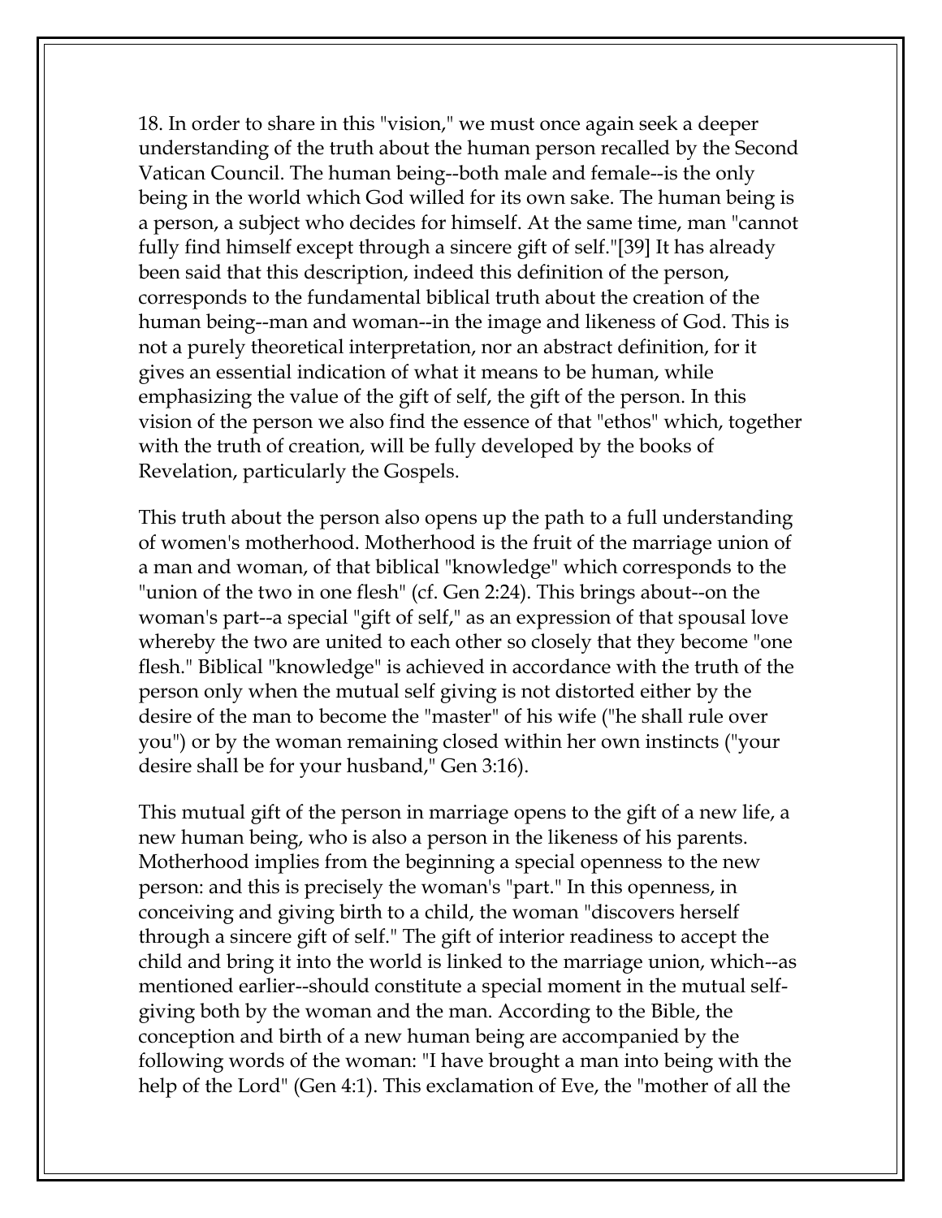18. In order to share in this "vision," we must once again seek a deeper understanding of the truth about the human person recalled by the Second Vatican Council. The human being--both male and female--is the only being in the world which God willed for its own sake. The human being is a person, a subject who decides for himself. At the same time, man "cannot fully find himself except through a sincere gift of self."[39] It has already been said that this description, indeed this definition of the person, corresponds to the fundamental biblical truth about the creation of the human being--man and woman--in the image and likeness of God. This is not a purely theoretical interpretation, nor an abstract definition, for it gives an essential indication of what it means to be human, while emphasizing the value of the gift of self, the gift of the person. In this vision of the person we also find the essence of that "ethos" which, together with the truth of creation, will be fully developed by the books of Revelation, particularly the Gospels.

This truth about the person also opens up the path to a full understanding of women's motherhood. Motherhood is the fruit of the marriage union of a man and woman, of that biblical "knowledge" which corresponds to the "union of the two in one flesh" (cf. Gen 2:24). This brings about--on the woman's part--a special "gift of self," as an expression of that spousal love whereby the two are united to each other so closely that they become "one flesh." Biblical "knowledge" is achieved in accordance with the truth of the person only when the mutual self giving is not distorted either by the desire of the man to become the "master" of his wife ("he shall rule over you") or by the woman remaining closed within her own instincts ("your desire shall be for your husband," Gen 3:16).

This mutual gift of the person in marriage opens to the gift of a new life, a new human being, who is also a person in the likeness of his parents. Motherhood implies from the beginning a special openness to the new person: and this is precisely the woman's "part." In this openness, in conceiving and giving birth to a child, the woman "discovers herself through a sincere gift of self." The gift of interior readiness to accept the child and bring it into the world is linked to the marriage union, which--as mentioned earlier--should constitute a special moment in the mutual self-giving both by the woman and the man. According to the Bible, the conception and birth of a new human being are accompanied by the following words of the woman: "I have brought a man into being with the help of the Lord" (Gen 4:1). This exclamation of Eve, the "mother of all the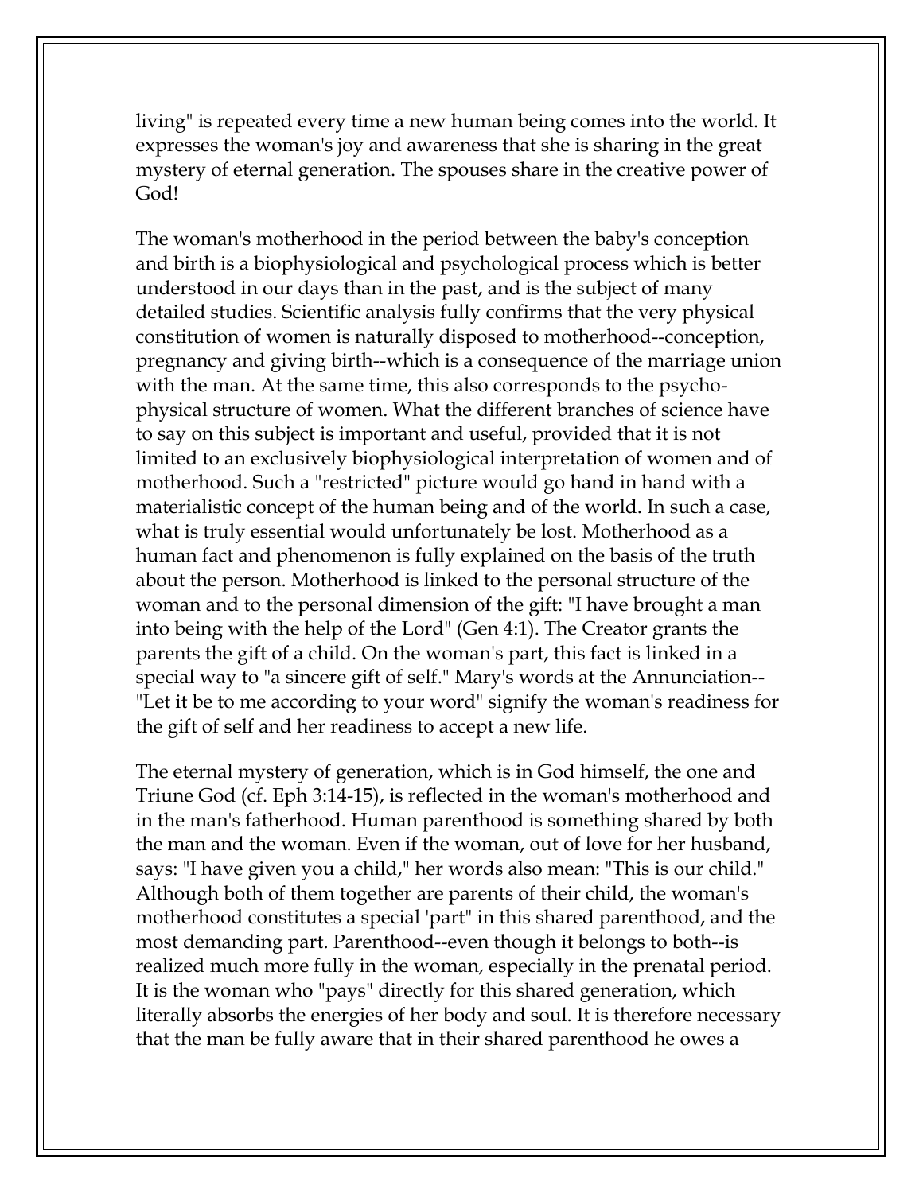living" is repeated every time a new human being comes into the world. It expresses the woman's joy and awareness that she is sharing in the great mystery of eternal generation. The spouses share in the creative power of God!

The woman's motherhood in the period between the baby's conception and birth is a biophysiological and psychological process which is better understood in our days than in the past, and is the subject of many detailed studies. Scientific analysis fully confirms that the very physical constitution of women is naturally disposed to motherhood--conception, pregnancy and giving birth--which is a consequence of the marriage union with the man. At the same time, this also corresponds to the psycho-physical structure of women. What the different branches of science have to say on this subject is important and useful, provided that it is not limited to an exclusively biophysiological interpretation of women and of motherhood. Such a "restricted" picture would go hand in hand with a materialistic concept of the human being and of the world. In such a case, what is truly essential would unfortunately be lost. Motherhood as a human fact and phenomenon is fully explained on the basis of the truth about the person. Motherhood is linked to the personal structure of the woman and to the personal dimension of the gift: "I have brought a man into being with the help of the Lord" (Gen 4:1). The Creator grants the parents the gift of a child. On the woman's part, this fact is linked in a special way to "a sincere gift of self." Mary's words at the Annunciation-- "Let it be to me according to your word" signify the woman's readiness for the gift of self and her readiness to accept a new life.

The eternal mystery of generation, which is in God himself, the one and Triune God (cf. Eph 3:14-15), is reflected in the woman's motherhood and in the man's fatherhood. Human parenthood is something shared by both the man and the woman. Even if the woman, out of love for her husband, says: "I have given you a child," her words also mean: "This is our child." Although both of them together are parents of their child, the woman's motherhood constitutes a special 'part" in this shared parenthood, and the most demanding part. Parenthood--even though it belongs to both--is realized much more fully in the woman, especially in the prenatal period. It is the woman who "pays" directly for this shared generation, which literally absorbs the energies of her body and soul. It is therefore necessary that the man be fully aware that in their shared parenthood he owes a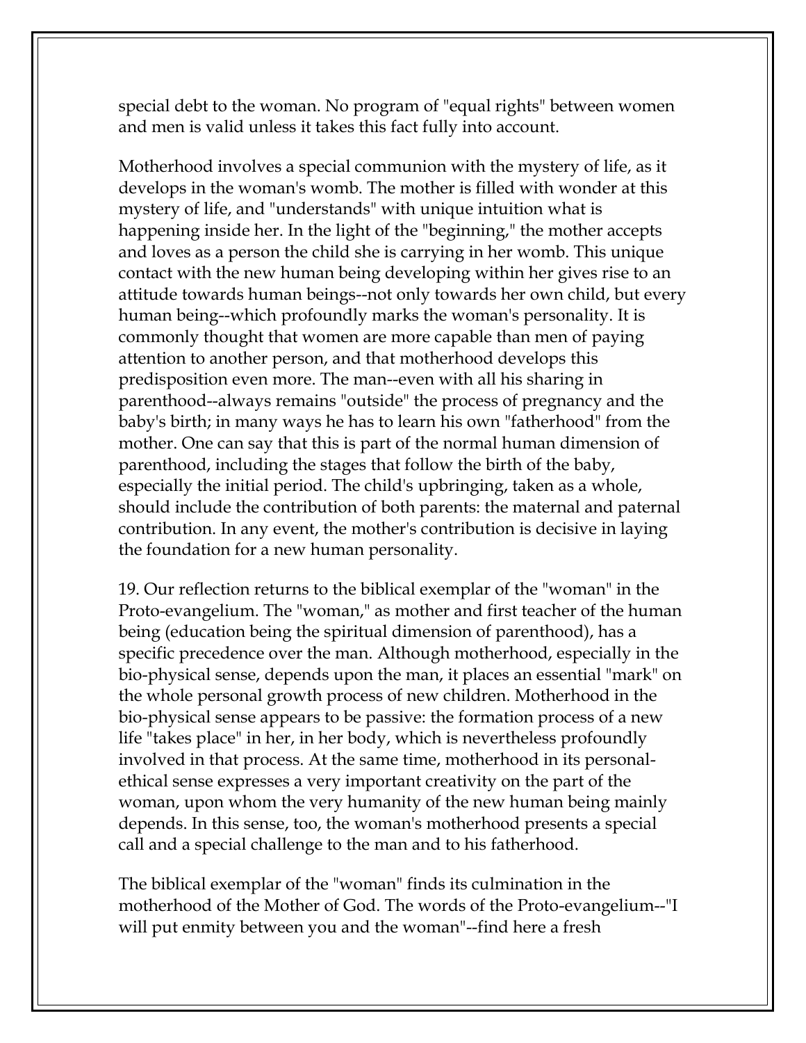special debt to the woman. No program of "equal rights" between women and men is valid unless it takes this fact fully into account.

Motherhood involves a special communion with the mystery of life, as it develops in the woman's womb. The mother is filled with wonder at this mystery of life, and "understands" with unique intuition what is happening inside her. In the light of the "beginning," the mother accepts and loves as a person the child she is carrying in her womb. This unique contact with the new human being developing within her gives rise to an attitude towards human beings--not only towards her own child, but every human being--which profoundly marks the woman's personality. It is commonly thought that women are more capable than men of paying attention to another person, and that motherhood develops this predisposition even more. The man--even with all his sharing in parenthood--always remains "outside" the process of pregnancy and the baby's birth; in many ways he has to learn his own "fatherhood" from the mother. One can say that this is part of the normal human dimension of parenthood, including the stages that follow the birth of the baby, especially the initial period. The child's upbringing, taken as a whole, should include the contribution of both parents: the maternal and paternal contribution. In any event, the mother's contribution is decisive in laying the foundation for a new human personality.

19. Our reflection returns to the biblical exemplar of the "woman" in the Proto-evangelium. The "woman," as mother and first teacher of the human being (education being the spiritual dimension of parenthood), has a specific precedence over the man. Although motherhood, especially in the bio-physical sense, depends upon the man, it places an essential "mark" on the whole personal growth process of new children. Motherhood in the bio-physical sense appears to be passive: the formation process of a new life "takes place" in her, in her body, which is nevertheless profoundly involved in that process. At the same time, motherhood in its personal-ethical sense expresses a very important creativity on the part of the woman, upon whom the very humanity of the new human being mainly depends. In this sense, too, the woman's motherhood presents a special call and a special challenge to the man and to his fatherhood.

The biblical exemplar of the "woman" finds its culmination in the motherhood of the Mother of God. The words of the Proto-evangelium--"I will put enmity between you and the woman"--find here a fresh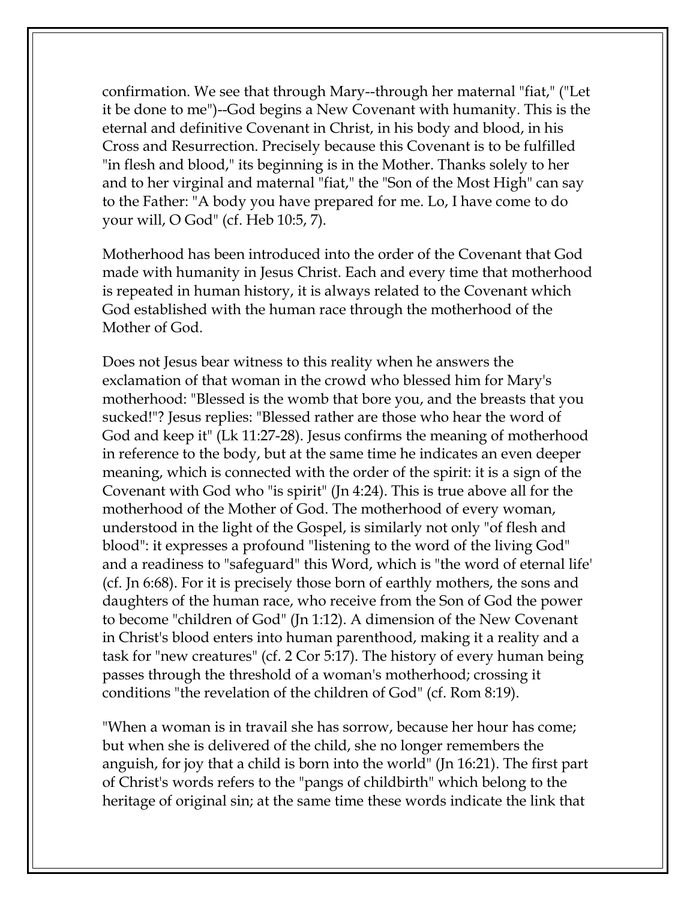confirmation. We see that through Mary--through her maternal "fiat," ("Let it be done to me")--God begins a New Covenant with humanity. This is the eternal and definitive Covenant in Christ, in his body and blood, in his Cross and Resurrection. Precisely because this Covenant is to be fulfilled "in flesh and blood," its beginning is in the Mother. Thanks solely to her and to her virginal and maternal "fiat," the "Son of the Most High" can say to the Father: "A body you have prepared for me. Lo, I have come to do your will, O God" (cf. Heb 10:5, 7).

Motherhood has been introduced into the order of the Covenant that God made with humanity in Jesus Christ. Each and every time that motherhood is repeated in human history, it is always related to the Covenant which God established with the human race through the motherhood of the Mother of God.

Does not Jesus bear witness to this reality when he answers the exclamation of that woman in the crowd who blessed him for Mary's motherhood: "Blessed is the womb that bore you, and the breasts that you sucked!"? Jesus replies: "Blessed rather are those who hear the word of God and keep it" (Lk 11:27-28). Jesus confirms the meaning of motherhood in reference to the body, but at the same time he indicates an even deeper meaning, which is connected with the order of the spirit: it is a sign of the Covenant with God who "is spirit" (Jn 4:24). This is true above all for the motherhood of the Mother of God. The motherhood of every woman, understood in the light of the Gospel, is similarly not only "of flesh and blood": it expresses a profound "listening to the word of the living God" and a readiness to "safeguard" this Word, which is "the word of eternal life' (cf. Jn 6:68). For it is precisely those born of earthly mothers, the sons and daughters of the human race, who receive from the Son of God the power to become "children of God" (Jn 1:12). A dimension of the New Covenant in Christ's blood enters into human parenthood, making it a reality and a task for "new creatures" (cf. 2 Cor 5:17). The history of every human being passes through the threshold of a woman's motherhood; crossing it conditions "the revelation of the children of God" (cf. Rom 8:19).

"When a woman is in travail she has sorrow, because her hour has come; but when she is delivered of the child, she no longer remembers the anguish, for joy that a child is born into the world" (Jn 16:21). The first part of Christ's words refers to the "pangs of childbirth" which belong to the heritage of original sin; at the same time these words indicate the link that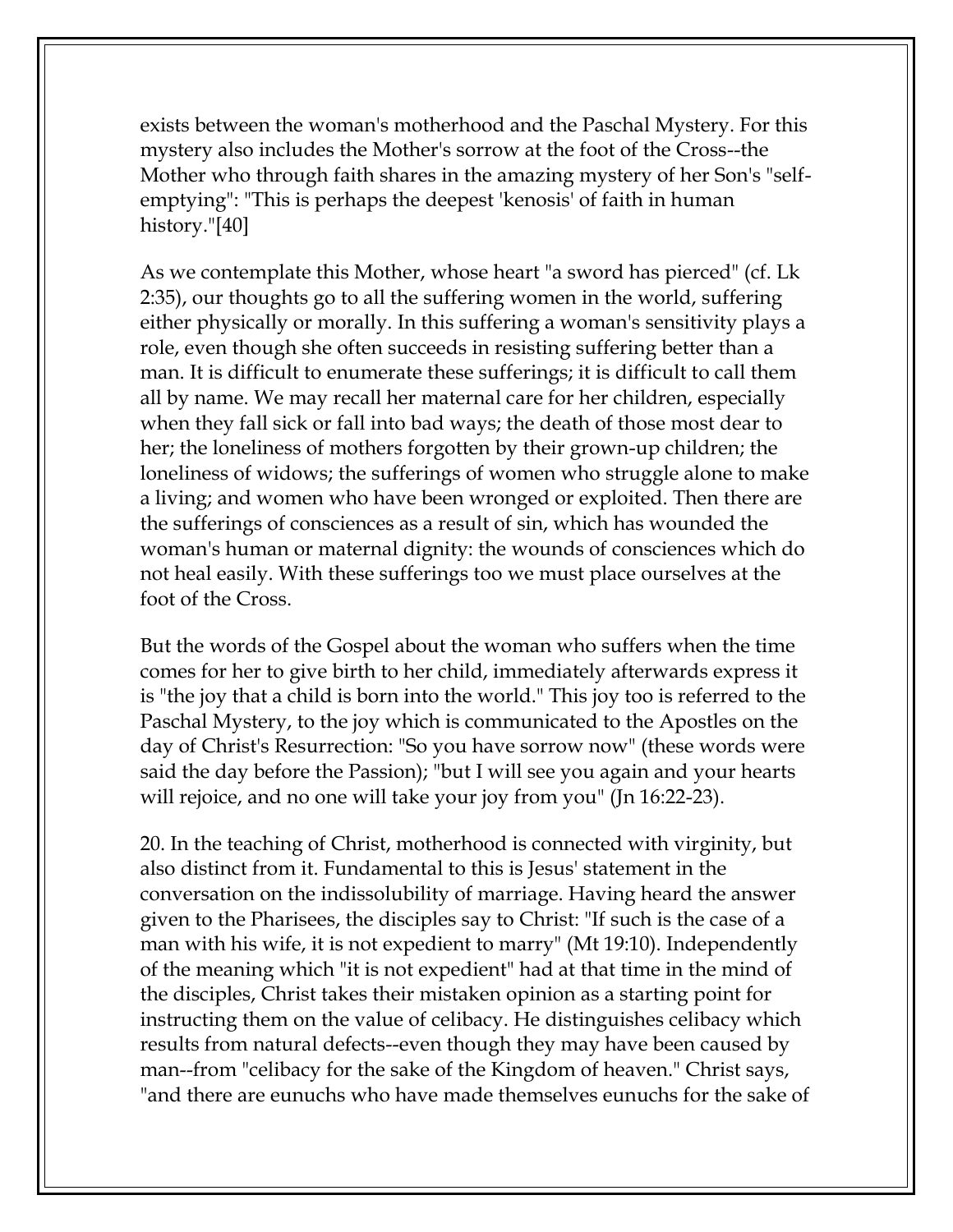exists between the woman's motherhood and the Paschal Mystery. For this mystery also includes the Mother's sorrow at the foot of the Cross--the Mother who through faith shares in the amazing mystery of her Son's "self-emptying": "This is perhaps the deepest 'kenosis' of faith in human history."[40]

As we contemplate this Mother, whose heart "a sword has pierced" (cf. Lk 2:35), our thoughts go to all the suffering women in the world, suffering either physically or morally. In this suffering a woman's sensitivity plays a role, even though she often succeeds in resisting suffering better than a man. It is difficult to enumerate these sufferings; it is difficult to call them all by name. We may recall her maternal care for her children, especially when they fall sick or fall into bad ways; the death of those most dear to her; the loneliness of mothers forgotten by their grown-up children; the loneliness of widows; the sufferings of women who struggle alone to make a living; and women who have been wronged or exploited. Then there are the sufferings of consciences as a result of sin, which has wounded the woman's human or maternal dignity: the wounds of consciences which do not heal easily. With these sufferings too we must place ourselves at the foot of the Cross.

But the words of the Gospel about the woman who suffers when the time comes for her to give birth to her child, immediately afterwards express it is "the joy that a child is born into the world." This joy too is referred to the Paschal Mystery, to the joy which is communicated to the Apostles on the day of Christ's Resurrection: "So you have sorrow now" (these words were said the day before the Passion); "but I will see you again and your hearts will rejoice, and no one will take your joy from you" (Jn 16:22-23).

20. In the teaching of Christ, motherhood is connected with virginity, but also distinct from it. Fundamental to this is Jesus' statement in the conversation on the indissolubility of marriage. Having heard the answer given to the Pharisees, the disciples say to Christ: "If such is the case of a man with his wife, it is not expedient to marry" (Mt 19:10). Independently of the meaning which "it is not expedient" had at that time in the mind of the disciples, Christ takes their mistaken opinion as a starting point for instructing them on the value of celibacy. He distinguishes celibacy which results from natural defects--even though they may have been caused by man--from "celibacy for the sake of the Kingdom of heaven." Christ says, "and there are eunuchs who have made themselves eunuchs for the sake of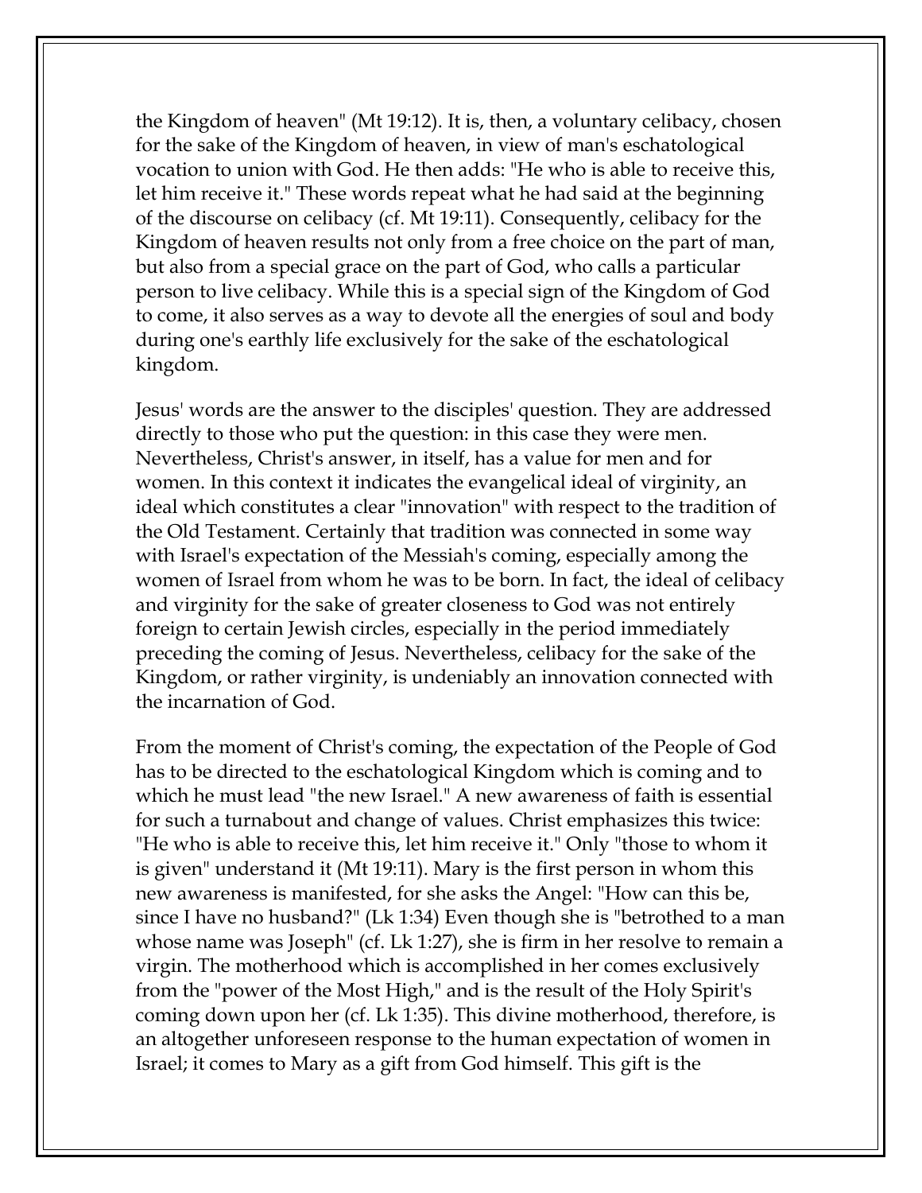the Kingdom of heaven" (Mt 19:12). It is, then, a voluntary celibacy, chosen for the sake of the Kingdom of heaven, in view of man's eschatological vocation to union with God. He then adds: "He who is able to receive this, let him receive it." These words repeat what he had said at the beginning of the discourse on celibacy (cf. Mt 19:11). Consequently, celibacy for the Kingdom of heaven results not only from a free choice on the part of man, but also from a special grace on the part of God, who calls a particular person to live celibacy. While this is a special sign of the Kingdom of God to come, it also serves as a way to devote all the energies of soul and body during one's earthly life exclusively for the sake of the eschatological kingdom.

Jesus' words are the answer to the disciples' question. They are addressed directly to those who put the question: in this case they were men. Nevertheless, Christ's answer, in itself, has a value for men and for women. In this context it indicates the evangelical ideal of virginity, an ideal which constitutes a clear "innovation" with respect to the tradition of the Old Testament. Certainly that tradition was connected in some way with Israel's expectation of the Messiah's coming, especially among the women of Israel from whom he was to be born. In fact, the ideal of celibacy and virginity for the sake of greater closeness to God was not entirely foreign to certain Jewish circles, especially in the period immediately preceding the coming of Jesus. Nevertheless, celibacy for the sake of the Kingdom, or rather virginity, is undeniably an innovation connected with the incarnation of God.

From the moment of Christ's coming, the expectation of the People of God has to be directed to the eschatological Kingdom which is coming and to which he must lead "the new Israel." A new awareness of faith is essential for such a turnabout and change of values. Christ emphasizes this twice: "He who is able to receive this, let him receive it." Only "those to whom it is given" understand it (Mt 19:11). Mary is the first person in whom this new awareness is manifested, for she asks the Angel: "How can this be, since I have no husband?" (Lk 1:34) Even though she is "betrothed to a man whose name was Joseph" (cf. Lk 1:27), she is firm in her resolve to remain a virgin. The motherhood which is accomplished in her comes exclusively from the "power of the Most High," and is the result of the Holy Spirit's coming down upon her (cf. Lk 1:35). This divine motherhood, therefore, is an altogether unforeseen response to the human expectation of women in Israel; it comes to Mary as a gift from God himself. This gift is the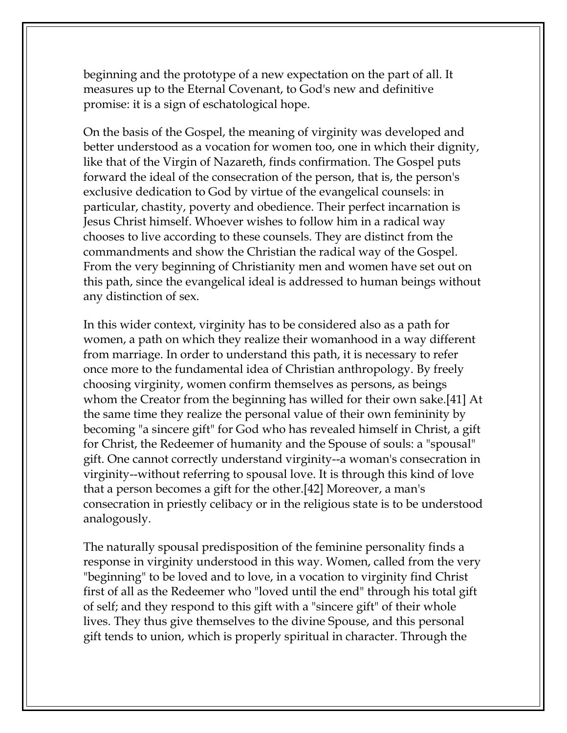beginning and the prototype of a new expectation on the part of all. It measures up to the Eternal Covenant, to God's new and definitive promise: it is a sign of eschatological hope.

On the basis of the Gospel, the meaning of virginity was developed and better understood as a vocation for women too, one in which their dignity, like that of the Virgin of Nazareth, finds confirmation. The Gospel puts forward the ideal of the consecration of the person, that is, the person's exclusive dedication to God by virtue of the evangelical counsels: in particular, chastity, poverty and obedience. Their perfect incarnation is Jesus Christ himself. Whoever wishes to follow him in a radical way chooses to live according to these counsels. They are distinct from the commandments and show the Christian the radical way of the Gospel. From the very beginning of Christianity men and women have set out on this path, since the evangelical ideal is addressed to human beings without any distinction of sex.

In this wider context, virginity has to be considered also as a path for women, a path on which they realize their womanhood in a way different from marriage. In order to understand this path, it is necessary to refer once more to the fundamental idea of Christian anthropology. By freely choosing virginity, women confirm themselves as persons, as beings whom the Creator from the beginning has willed for their own sake.[41] At the same time they realize the personal value of their own femininity by becoming "a sincere gift" for God who has revealed himself in Christ, a gift for Christ, the Redeemer of humanity and the Spouse of souls: a "spousal" gift. One cannot correctly understand virginity--a woman's consecration in virginity--without referring to spousal love. It is through this kind of love that a person becomes a gift for the other.[42] Moreover, a man's consecration in priestly celibacy or in the religious state is to be understood analogously.

The naturally spousal predisposition of the feminine personality finds a response in virginity understood in this way. Women, called from the very "beginning" to be loved and to love, in a vocation to virginity find Christ first of all as the Redeemer who "loved until the end" through his total gift of self; and they respond to this gift with a "sincere gift" of their whole lives. They thus give themselves to the divine Spouse, and this personal gift tends to union, which is properly spiritual in character. Through the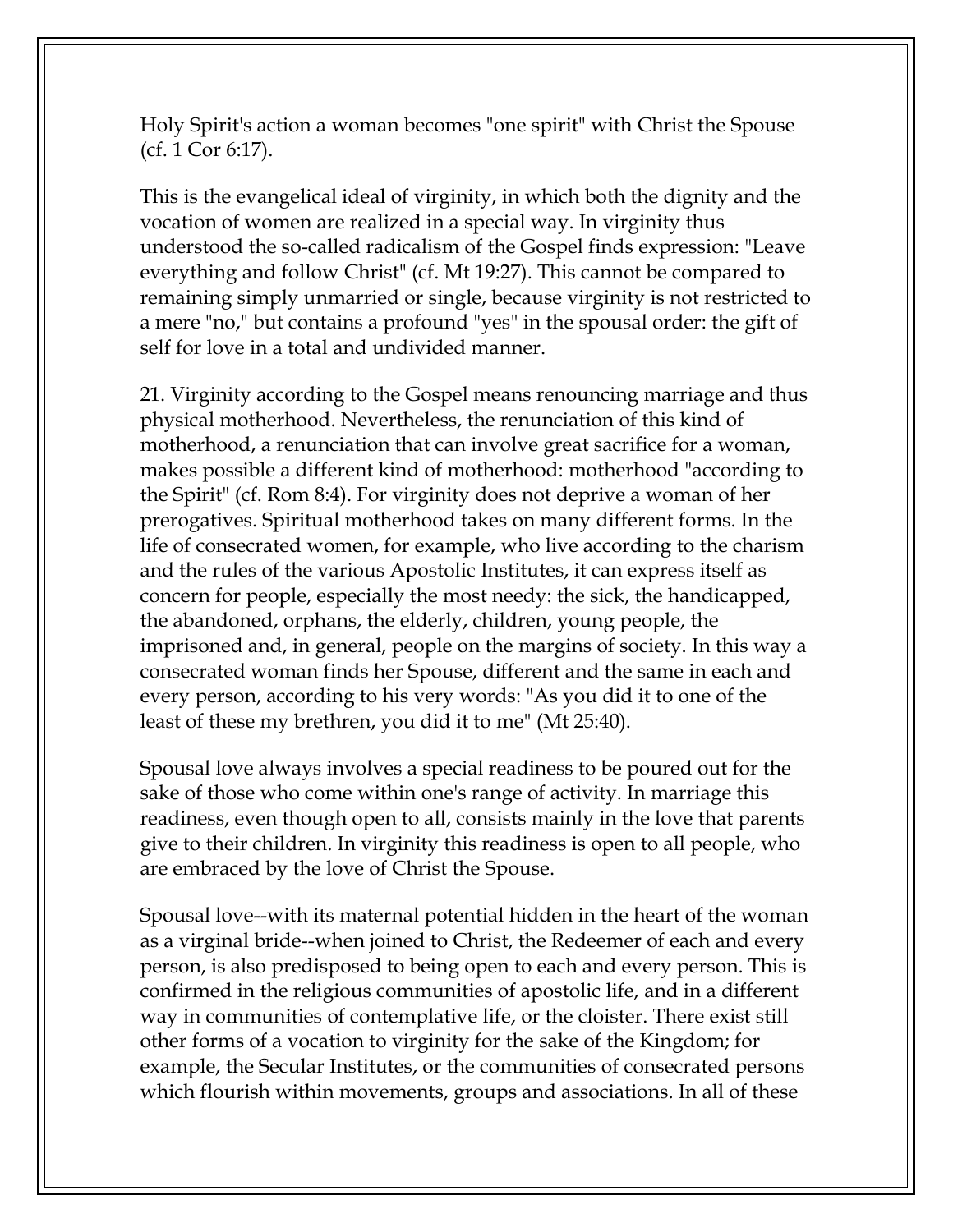Holy Spirit's action a woman becomes "one spirit" with Christ the Spouse (cf. 1 Cor 6:17).

This is the evangelical ideal of virginity, in which both the dignity and the vocation of women are realized in a special way. In virginity thus understood the so-called radicalism of the Gospel finds expression: "Leave everything and follow Christ" (cf. Mt 19:27). This cannot be compared to remaining simply unmarried or single, because virginity is not restricted to a mere "no," but contains a profound "yes" in the spousal order: the gift of self for love in a total and undivided manner.

21. Virginity according to the Gospel means renouncing marriage and thus physical motherhood. Nevertheless, the renunciation of this kind of motherhood, a renunciation that can involve great sacrifice for a woman, makes possible a different kind of motherhood: motherhood "according to the Spirit" (cf. Rom 8:4). For virginity does not deprive a woman of her prerogatives. Spiritual motherhood takes on many different forms. In the life of consecrated women, for example, who live according to the charism and the rules of the various Apostolic Institutes, it can express itself as concern for people, especially the most needy: the sick, the handicapped, the abandoned, orphans, the elderly, children, young people, the imprisoned and, in general, people on the margins of society. In this way a consecrated woman finds her Spouse, different and the same in each and every person, according to his very words: "As you did it to one of the least of these my brethren, you did it to me" (Mt 25:40).

Spousal love always involves a special readiness to be poured out for the sake of those who come within one's range of activity. In marriage this readiness, even though open to all, consists mainly in the love that parents give to their children. In virginity this readiness is open to all people, who are embraced by the love of Christ the Spouse.

Spousal love--with its maternal potential hidden in the heart of the woman as a virginal bride--when joined to Christ, the Redeemer of each and every person, is also predisposed to being open to each and every person. This is confirmed in the religious communities of apostolic life, and in a different way in communities of contemplative life, or the cloister. There exist still other forms of a vocation to virginity for the sake of the Kingdom; for example, the Secular Institutes, or the communities of consecrated persons which flourish within movements, groups and associations. In all of these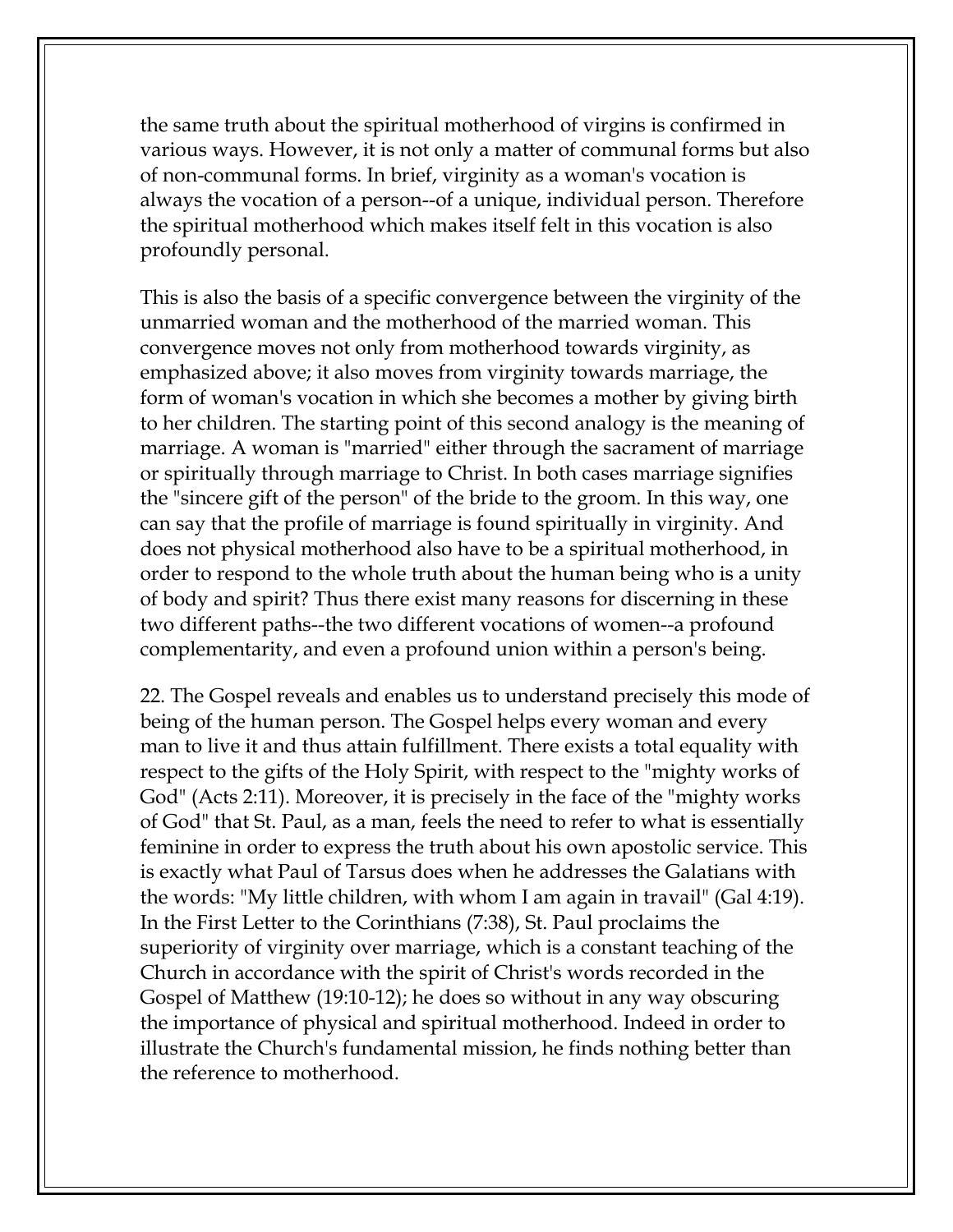the same truth about the spiritual motherhood of virgins is confirmed in various ways. However, it is not only a matter of communal forms but also of non-communal forms. In brief, virginity as a woman's vocation is always the vocation of a person--of a unique, individual person. Therefore the spiritual motherhood which makes itself felt in this vocation is also profoundly personal.

This is also the basis of a specific convergence between the virginity of the unmarried woman and the motherhood of the married woman. This convergence moves not only from motherhood towards virginity, as emphasized above; it also moves from virginity towards marriage, the form of woman's vocation in which she becomes a mother by giving birth to her children. The starting point of this second analogy is the meaning of marriage. A woman is "married" either through the sacrament of marriage or spiritually through marriage to Christ. In both cases marriage signifies the "sincere gift of the person" of the bride to the groom. In this way, one can say that the profile of marriage is found spiritually in virginity. And does not physical motherhood also have to be a spiritual motherhood, in order to respond to the whole truth about the human being who is a unity of body and spirit? Thus there exist many reasons for discerning in these two different paths--the two different vocations of women--a profound complementarity, and even a profound union within a person's being.

22. The Gospel reveals and enables us to understand precisely this mode of being of the human person. The Gospel helps every woman and every man to live it and thus attain fulfillment. There exists a total equality with respect to the gifts of the Holy Spirit, with respect to the "mighty works of God" (Acts 2:11). Moreover, it is precisely in the face of the "mighty works of God" that St. Paul, as a man, feels the need to refer to what is essentially feminine in order to express the truth about his own apostolic service. This is exactly what Paul of Tarsus does when he addresses the Galatians with the words: "My little children, with whom I am again in travail" (Gal 4:19). In the First Letter to the Corinthians (7:38), St. Paul proclaims the superiority of virginity over marriage, which is a constant teaching of the Church in accordance with the spirit of Christ's words recorded in the Gospel of Matthew (19:10-12); he does so without in any way obscuring the importance of physical and spiritual motherhood. Indeed in order to illustrate the Church's fundamental mission, he finds nothing better than the reference to motherhood.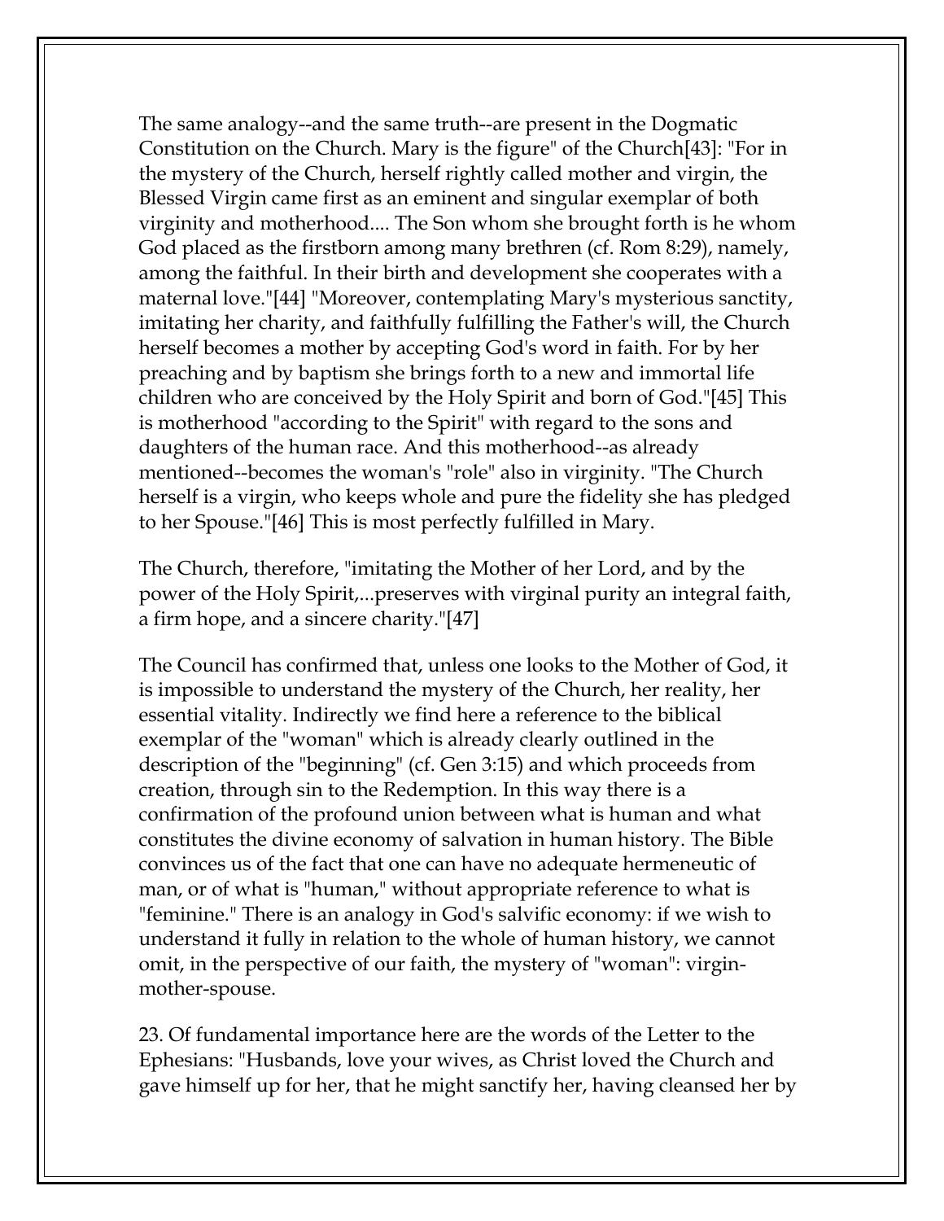The same analogy--and the same truth--are present in the Dogmatic Constitution on the Church. Mary is the figure" of the Church[43]: "For in the mystery of the Church, herself rightly called mother and virgin, the Blessed Virgin came first as an eminent and singular exemplar of both virginity and motherhood.... The Son whom she brought forth is he whom God placed as the firstborn among many brethren (cf. Rom 8:29), namely, among the faithful. In their birth and development she cooperates with a maternal love."[44] "Moreover, contemplating Mary's mysterious sanctity, imitating her charity, and faithfully fulfilling the Father's will, the Church herself becomes a mother by accepting God's word in faith. For by her preaching and by baptism she brings forth to a new and immortal life children who are conceived by the Holy Spirit and born of God."[45] This is motherhood "according to the Spirit" with regard to the sons and daughters of the human race. And this motherhood--as already mentioned--becomes the woman's "role" also in virginity. "The Church herself is a virgin, who keeps whole and pure the fidelity she has pledged to her Spouse."[46] This is most perfectly fulfilled in Mary.

The Church, therefore, "imitating the Mother of her Lord, and by the power of the Holy Spirit,...preserves with virginal purity an integral faith, a firm hope, and a sincere charity."[47]

The Council has confirmed that, unless one looks to the Mother of God, it is impossible to understand the mystery of the Church, her reality, her essential vitality. Indirectly we find here a reference to the biblical exemplar of the "woman" which is already clearly outlined in the description of the "beginning" (cf. Gen 3:15) and which proceeds from creation, through sin to the Redemption. In this way there is a confirmation of the profound union between what is human and what constitutes the divine economy of salvation in human history. The Bible convinces us of the fact that one can have no adequate hermeneutic of man, or of what is "human," without appropriate reference to what is "feminine." There is an analogy in God's salvific economy: if we wish to understand it fully in relation to the whole of human history, we cannot omit, in the perspective of our faith, the mystery of "woman": virgin-mother-spouse.

23. Of fundamental importance here are the words of the Letter to the Ephesians: "Husbands, love your wives, as Christ loved the Church and gave himself up for her, that he might sanctify her, having cleansed her by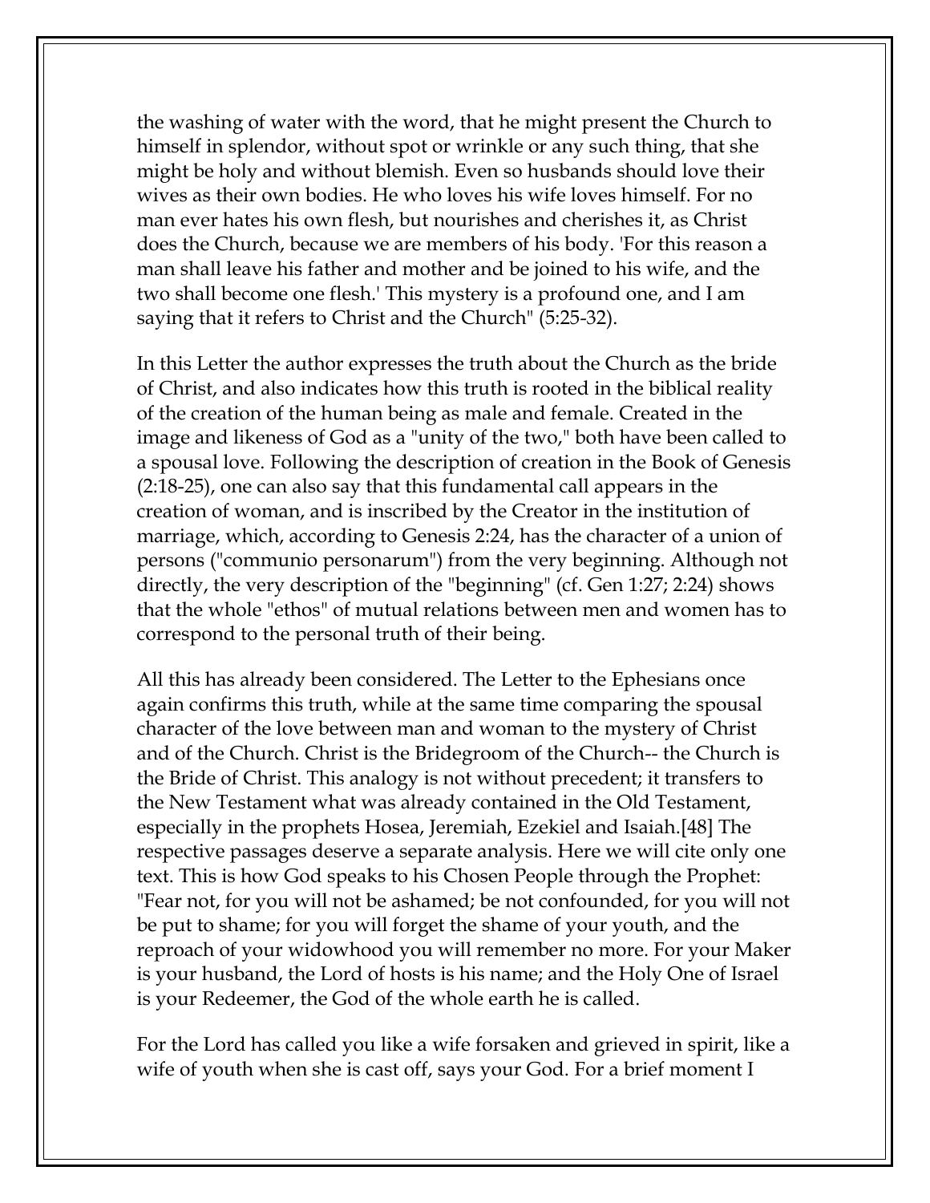the washing of water with the word, that he might present the Church to himself in splendor, without spot or wrinkle or any such thing, that she might be holy and without blemish. Even so husbands should love their wives as their own bodies. He who loves his wife loves himself. For no man ever hates his own flesh, but nourishes and cherishes it, as Christ does the Church, because we are members of his body. 'For this reason a man shall leave his father and mother and be joined to his wife, and the two shall become one flesh.' This mystery is a profound one, and I am saying that it refers to Christ and the Church" (5:25-32).

In this Letter the author expresses the truth about the Church as the bride of Christ, and also indicates how this truth is rooted in the biblical reality of the creation of the human being as male and female. Created in the image and likeness of God as a "unity of the two," both have been called to a spousal love. Following the description of creation in the Book of Genesis (2:18-25), one can also say that this fundamental call appears in the creation of woman, and is inscribed by the Creator in the institution of marriage, which, according to Genesis 2:24, has the character of a union of persons ("communio personarum") from the very beginning. Although not directly, the very description of the "beginning" (cf. Gen 1:27; 2:24) shows that the whole "ethos" of mutual relations between men and women has to correspond to the personal truth of their being.

All this has already been considered. The Letter to the Ephesians once again confirms this truth, while at the same time comparing the spousal character of the love between man and woman to the mystery of Christ and of the Church. Christ is the Bridegroom of the Church-- the Church is the Bride of Christ. This analogy is not without precedent; it transfers to the New Testament what was already contained in the Old Testament, especially in the prophets Hosea, Jeremiah, Ezekiel and Isaiah.[48] The respective passages deserve a separate analysis. Here we will cite only one text. This is how God speaks to his Chosen People through the Prophet: "Fear not, for you will not be ashamed; be not confounded, for you will not be put to shame; for you will forget the shame of your youth, and the reproach of your widowhood you will remember no more. For your Maker is your husband, the Lord of hosts is his name; and the Holy One of Israel is your Redeemer, the God of the whole earth he is called.

For the Lord has called you like a wife forsaken and grieved in spirit, like a wife of youth when she is cast off, says your God. For a brief moment I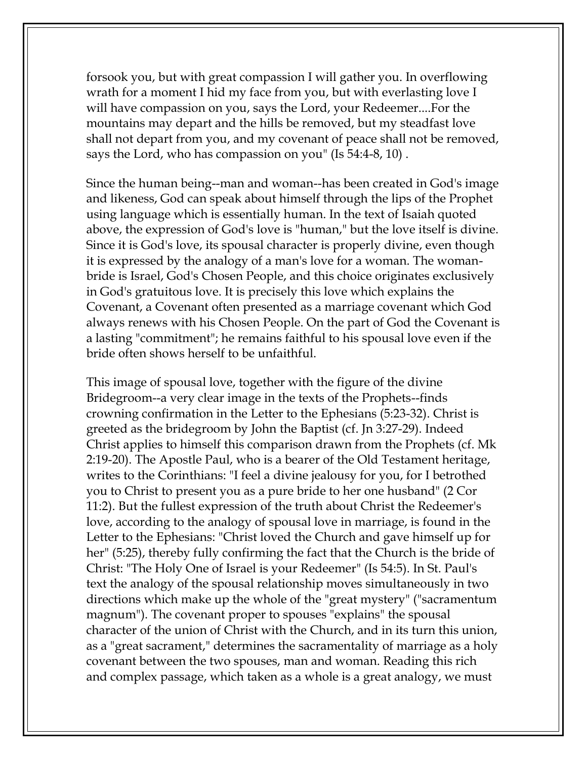forsook you, but with great compassion I will gather you. In overflowing wrath for a moment I hid my face from you, but with everlasting love I will have compassion on you, says the Lord, your Redeemer....For the mountains may depart and the hills be removed, but my steadfast love shall not depart from you, and my covenant of peace shall not be removed, says the Lord, who has compassion on you" (Is 54:4-8, 10) .

Since the human being--man and woman--has been created in God's image and likeness, God can speak about himself through the lips of the Prophet using language which is essentially human. In the text of Isaiah quoted above, the expression of God's love is "human," but the love itself is divine. Since it is God's love, its spousal character is properly divine, even though it is expressed by the analogy of a man's love for a woman. The woman-bride is Israel, God's Chosen People, and this choice originates exclusively in God's gratuitous love. It is precisely this love which explains the Covenant, a Covenant often presented as a marriage covenant which God always renews with his Chosen People. On the part of God the Covenant is a lasting "commitment"; he remains faithful to his spousal love even if the bride often shows herself to be unfaithful.

This image of spousal love, together with the figure of the divine Bridegroom--a very clear image in the texts of the Prophets--finds crowning confirmation in the Letter to the Ephesians (5:23-32). Christ is greeted as the bridegroom by John the Baptist (cf. Jn 3:27-29). Indeed Christ applies to himself this comparison drawn from the Prophets (cf. Mk 2:19-20). The Apostle Paul, who is a bearer of the Old Testament heritage, writes to the Corinthians: "I feel a divine jealousy for you, for I betrothed you to Christ to present you as a pure bride to her one husband" (2 Cor 11:2). But the fullest expression of the truth about Christ the Redeemer's love, according to the analogy of spousal love in marriage, is found in the Letter to the Ephesians: "Christ loved the Church and gave himself up for her" (5:25), thereby fully confirming the fact that the Church is the bride of Christ: "The Holy One of Israel is your Redeemer" (Is 54:5). In St. Paul's text the analogy of the spousal relationship moves simultaneously in two directions which make up the whole of the "great mystery" ("sacramentum magnum"). The covenant proper to spouses "explains" the spousal character of the union of Christ with the Church, and in its turn this union, as a "great sacrament," determines the sacramentality of marriage as a holy covenant between the two spouses, man and woman. Reading this rich and complex passage, which taken as a whole is a great analogy, we must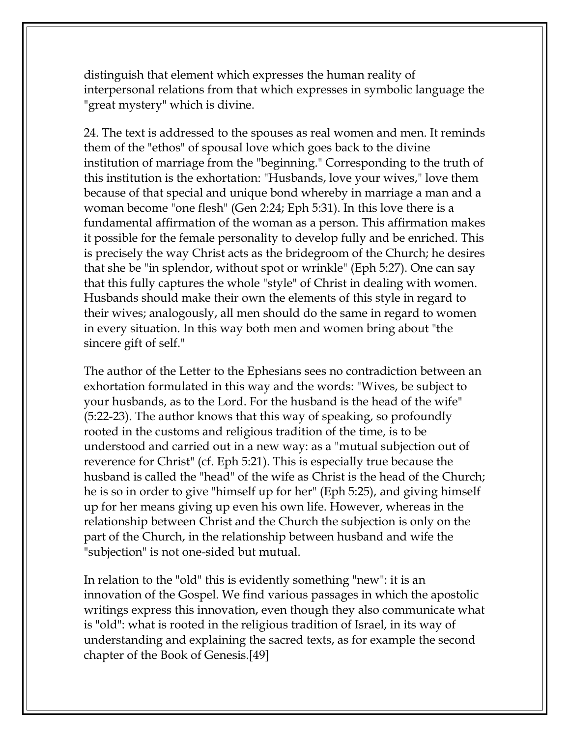distinguish that element which expresses the human reality of interpersonal relations from that which expresses in symbolic language the "great mystery" which is divine.

24. The text is addressed to the spouses as real women and men. It reminds them of the "ethos" of spousal love which goes back to the divine institution of marriage from the "beginning." Corresponding to the truth of this institution is the exhortation: "Husbands, love your wives," love them because of that special and unique bond whereby in marriage a man and a woman become "one flesh" (Gen 2:24; Eph 5:31). In this love there is a fundamental affirmation of the woman as a person. This affirmation makes it possible for the female personality to develop fully and be enriched. This is precisely the way Christ acts as the bridegroom of the Church; he desires that she be "in splendor, without spot or wrinkle" (Eph 5:27). One can say that this fully captures the whole "style" of Christ in dealing with women. Husbands should make their own the elements of this style in regard to their wives; analogously, all men should do the same in regard to women in every situation. In this way both men and women bring about "the sincere gift of self."

The author of the Letter to the Ephesians sees no contradiction between an exhortation formulated in this way and the words: "Wives, be subject to your husbands, as to the Lord. For the husband is the head of the wife" (5:22-23). The author knows that this way of speaking, so profoundly rooted in the customs and religious tradition of the time, is to be understood and carried out in a new way: as a "mutual subjection out of reverence for Christ" (cf. Eph 5:21). This is especially true because the husband is called the "head" of the wife as Christ is the head of the Church; he is so in order to give "himself up for her" (Eph 5:25), and giving himself up for her means giving up even his own life. However, whereas in the relationship between Christ and the Church the subjection is only on the part of the Church, in the relationship between husband and wife the "subjection" is not one-sided but mutual.

In relation to the "old" this is evidently something "new": it is an innovation of the Gospel. We find various passages in which the apostolic writings express this innovation, even though they also communicate what is "old": what is rooted in the religious tradition of Israel, in its way of understanding and explaining the sacred texts, as for example the second chapter of the Book of Genesis.[49]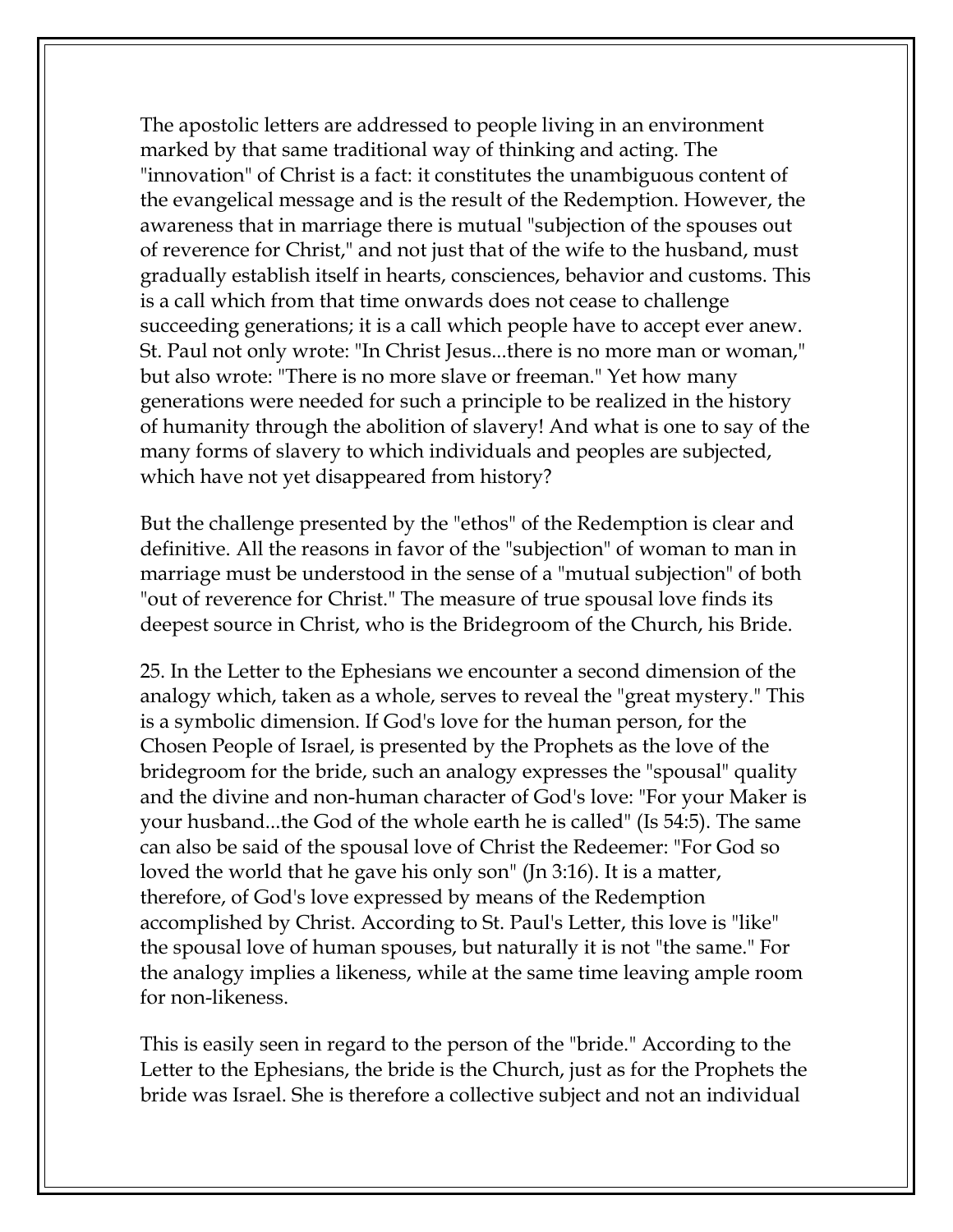The apostolic letters are addressed to people living in an environment marked by that same traditional way of thinking and acting. The "innovation" of Christ is a fact: it constitutes the unambiguous content of the evangelical message and is the result of the Redemption. However, the awareness that in marriage there is mutual "subjection of the spouses out of reverence for Christ," and not just that of the wife to the husband, must gradually establish itself in hearts, consciences, behavior and customs. This is a call which from that time onwards does not cease to challenge succeeding generations; it is a call which people have to accept ever anew. St. Paul not only wrote: "In Christ Jesus...there is no more man or woman," but also wrote: "There is no more slave or freeman." Yet how many generations were needed for such a principle to be realized in the history of humanity through the abolition of slavery! And what is one to say of the many forms of slavery to which individuals and peoples are subjected, which have not yet disappeared from history?

But the challenge presented by the "ethos" of the Redemption is clear and definitive. All the reasons in favor of the "subjection" of woman to man in marriage must be understood in the sense of a "mutual subjection" of both "out of reverence for Christ." The measure of true spousal love finds its deepest source in Christ, who is the Bridegroom of the Church, his Bride.

25. In the Letter to the Ephesians we encounter a second dimension of the analogy which, taken as a whole, serves to reveal the "great mystery." This is a symbolic dimension. If God's love for the human person, for the Chosen People of Israel, is presented by the Prophets as the love of the bridegroom for the bride, such an analogy expresses the "spousal" quality and the divine and non-human character of God's love: "For your Maker is your husband...the God of the whole earth he is called" (Is 54:5). The same can also be said of the spousal love of Christ the Redeemer: "For God so loved the world that he gave his only son" (Jn 3:16). It is a matter, therefore, of God's love expressed by means of the Redemption accomplished by Christ. According to St. Paul's Letter, this love is "like" the spousal love of human spouses, but naturally it is not "the same." For the analogy implies a likeness, while at the same time leaving ample room for non-likeness.

This is easily seen in regard to the person of the "bride." According to the Letter to the Ephesians, the bride is the Church, just as for the Prophets the bride was Israel. She is therefore a collective subject and not an individual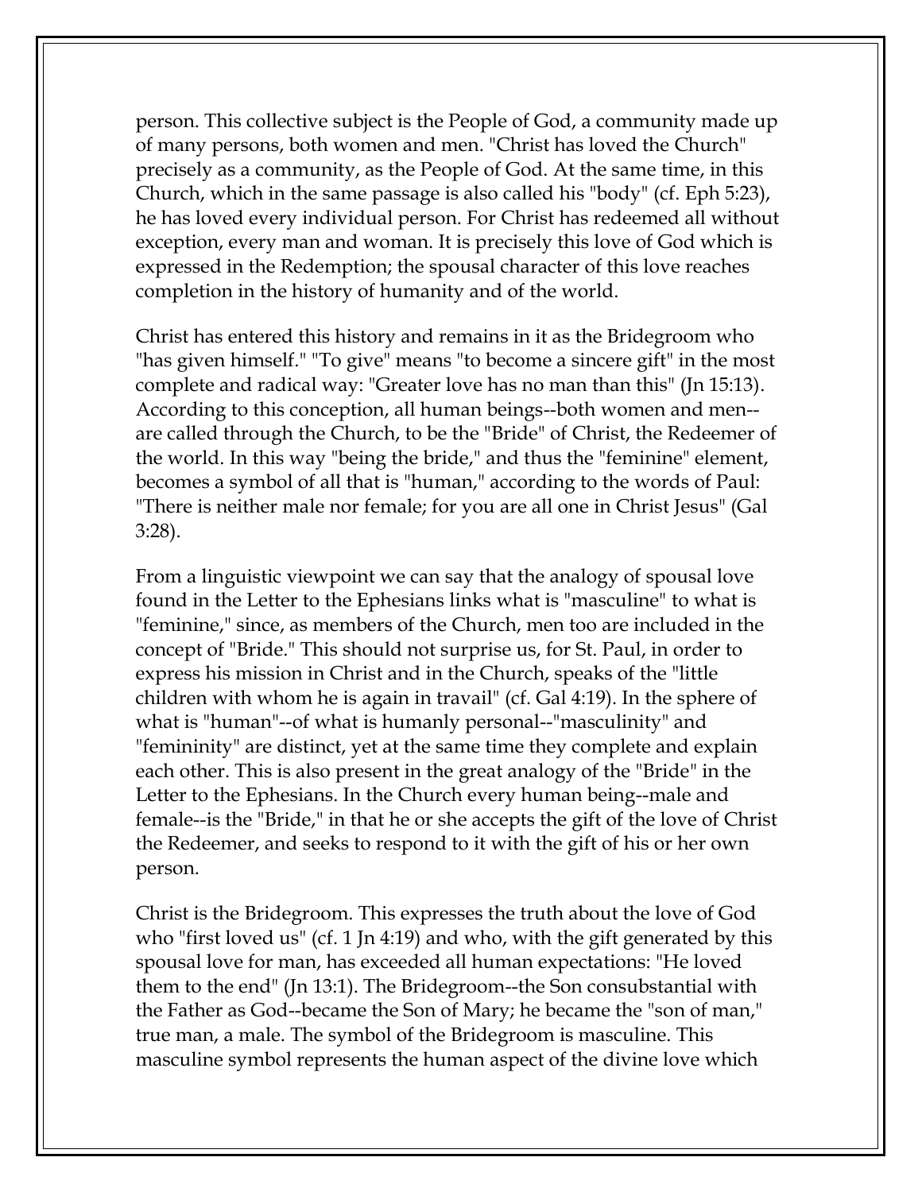person. This collective subject is the People of God, a community made up of many persons, both women and men. "Christ has loved the Church" precisely as a community, as the People of God. At the same time, in this Church, which in the same passage is also called his "body" (cf. Eph 5:23), he has loved every individual person. For Christ has redeemed all without exception, every man and woman. It is precisely this love of God which is expressed in the Redemption; the spousal character of this love reaches completion in the history of humanity and of the world.

Christ has entered this history and remains in it as the Bridegroom who "has given himself." "To give" means "to become a sincere gift" in the most complete and radical way: "Greater love has no man than this" (Jn 15:13). According to this conception, all human beings--both women and men--are called through the Church, to be the "Bride" of Christ, the Redeemer of the world. In this way "being the bride," and thus the "feminine" element, becomes a symbol of all that is "human," according to the words of Paul: "There is neither male nor female; for you are all one in Christ Jesus" (Gal 3:28).

From a linguistic viewpoint we can say that the analogy of spousal love found in the Letter to the Ephesians links what is "masculine" to what is "feminine," since, as members of the Church, men too are included in the concept of "Bride." This should not surprise us, for St. Paul, in order to express his mission in Christ and in the Church, speaks of the "little children with whom he is again in travail" (cf. Gal 4:19). In the sphere of what is "human"--of what is humanly personal--"masculinity" and "femininity" are distinct, yet at the same time they complete and explain each other. This is also present in the great analogy of the "Bride" in the Letter to the Ephesians. In the Church every human being--male and female--is the "Bride," in that he or she accepts the gift of the love of Christ the Redeemer, and seeks to respond to it with the gift of his or her own person.

Christ is the Bridegroom. This expresses the truth about the love of God who "first loved us" (cf. 1 Jn 4:19) and who, with the gift generated by this spousal love for man, has exceeded all human expectations: "He loved them to the end" (Jn 13:1). The Bridegroom--the Son consubstantial with the Father as God--became the Son of Mary; he became the "son of man," true man, a male. The symbol of the Bridegroom is masculine. This masculine symbol represents the human aspect of the divine love which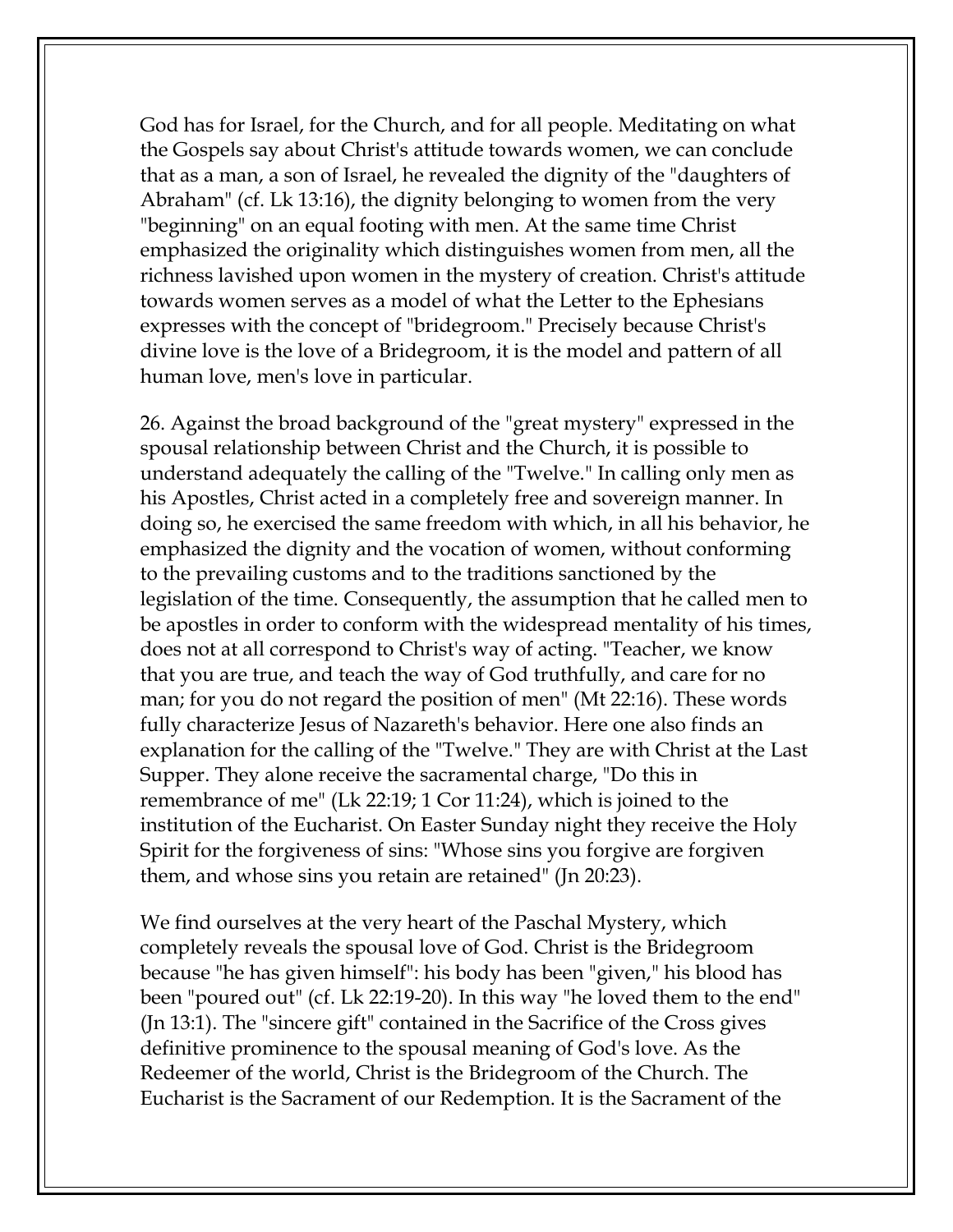God has for Israel, for the Church, and for all people. Meditating on what the Gospels say about Christ's attitude towards women, we can conclude that as a man, a son of Israel, he revealed the dignity of the "daughters of Abraham" (cf. Lk 13:16), the dignity belonging to women from the very "beginning" on an equal footing with men. At the same time Christ emphasized the originality which distinguishes women from men, all the richness lavished upon women in the mystery of creation. Christ's attitude towards women serves as a model of what the Letter to the Ephesians expresses with the concept of "bridegroom." Precisely because Christ's divine love is the love of a Bridegroom, it is the model and pattern of all human love, men's love in particular.

26. Against the broad background of the "great mystery" expressed in the spousal relationship between Christ and the Church, it is possible to understand adequately the calling of the "Twelve." In calling only men as his Apostles, Christ acted in a completely free and sovereign manner. In doing so, he exercised the same freedom with which, in all his behavior, he emphasized the dignity and the vocation of women, without conforming to the prevailing customs and to the traditions sanctioned by the legislation of the time. Consequently, the assumption that he called men to be apostles in order to conform with the widespread mentality of his times, does not at all correspond to Christ's way of acting. "Teacher, we know that you are true, and teach the way of God truthfully, and care for no man; for you do not regard the position of men" (Mt 22:16). These words fully characterize Jesus of Nazareth's behavior. Here one also finds an explanation for the calling of the "Twelve." They are with Christ at the Last Supper. They alone receive the sacramental charge, "Do this in remembrance of me" (Lk 22:19; 1 Cor 11:24), which is joined to the institution of the Eucharist. On Easter Sunday night they receive the Holy Spirit for the forgiveness of sins: "Whose sins you forgive are forgiven them, and whose sins you retain are retained" (Jn 20:23).

We find ourselves at the very heart of the Paschal Mystery, which completely reveals the spousal love of God. Christ is the Bridegroom because "he has given himself": his body has been "given," his blood has been "poured out" (cf. Lk 22:19-20). In this way "he loved them to the end" (Jn 13:1). The "sincere gift" contained in the Sacrifice of the Cross gives definitive prominence to the spousal meaning of God's love. As the Redeemer of the world, Christ is the Bridegroom of the Church. The Eucharist is the Sacrament of our Redemption. It is the Sacrament of the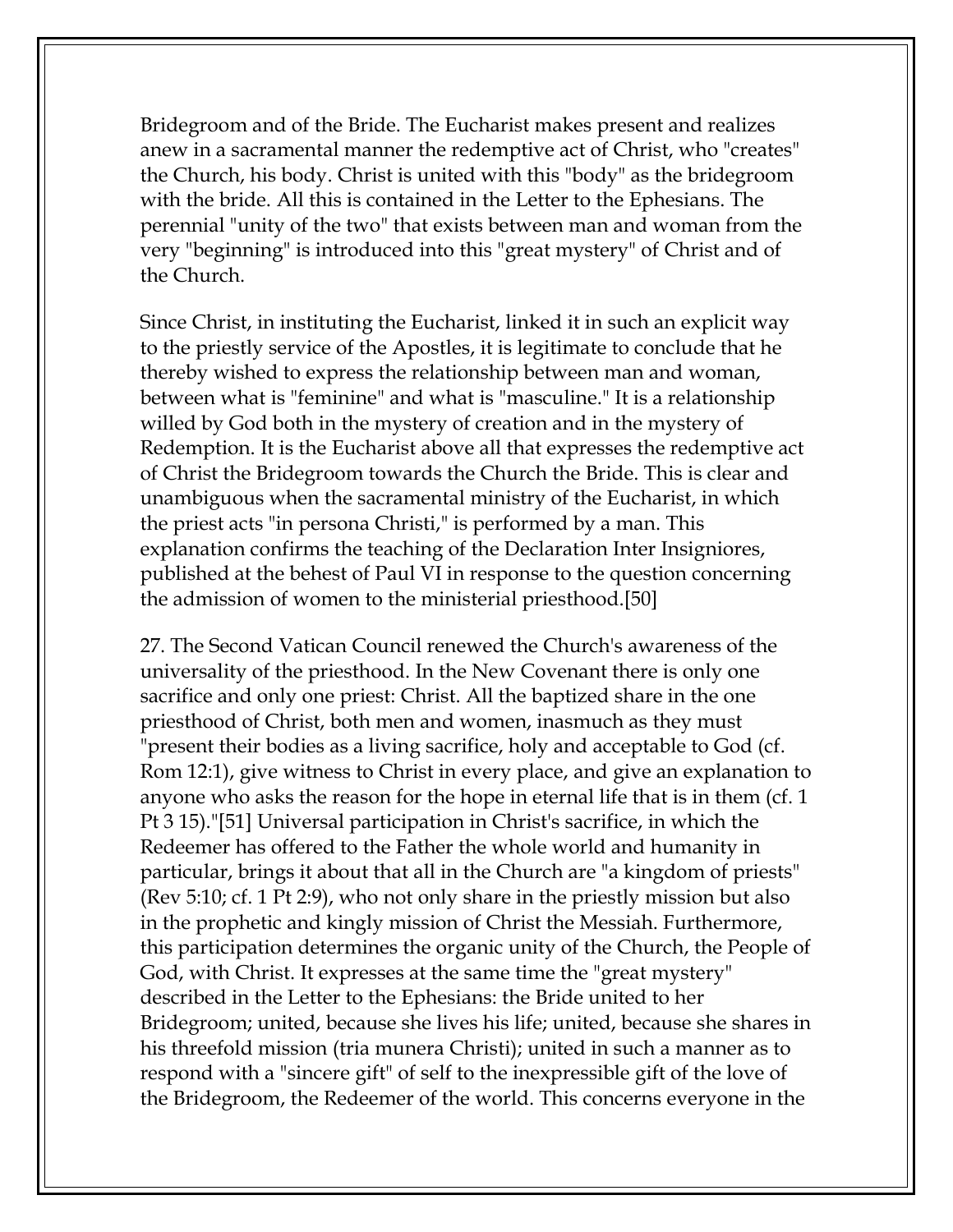Bridegroom and of the Bride. The Eucharist makes present and realizes anew in a sacramental manner the redemptive act of Christ, who "creates" the Church, his body. Christ is united with this "body" as the bridegroom with the bride. All this is contained in the Letter to the Ephesians. The perennial "unity of the two" that exists between man and woman from the very "beginning" is introduced into this "great mystery" of Christ and of the Church.

Since Christ, in instituting the Eucharist, linked it in such an explicit way to the priestly service of the Apostles, it is legitimate to conclude that he thereby wished to express the relationship between man and woman, between what is "feminine" and what is "masculine." It is a relationship willed by God both in the mystery of creation and in the mystery of Redemption. It is the Eucharist above all that expresses the redemptive act of Christ the Bridegroom towards the Church the Bride. This is clear and unambiguous when the sacramental ministry of the Eucharist, in which the priest acts "in persona Christi," is performed by a man. This explanation confirms the teaching of the Declaration Inter Insigniores, published at the behest of Paul VI in response to the question concerning the admission of women to the ministerial priesthood.[50]

27. The Second Vatican Council renewed the Church's awareness of the universality of the priesthood. In the New Covenant there is only one sacrifice and only one priest: Christ. All the baptized share in the one priesthood of Christ, both men and women, inasmuch as they must "present their bodies as a living sacrifice, holy and acceptable to God (cf. Rom 12:1), give witness to Christ in every place, and give an explanation to anyone who asks the reason for the hope in eternal life that is in them (cf. 1 Pt 3 15)."[51] Universal participation in Christ's sacrifice, in which the Redeemer has offered to the Father the whole world and humanity in particular, brings it about that all in the Church are "a kingdom of priests" (Rev 5:10; cf. 1 Pt 2:9), who not only share in the priestly mission but also in the prophetic and kingly mission of Christ the Messiah. Furthermore, this participation determines the organic unity of the Church, the People of God, with Christ. It expresses at the same time the "great mystery" described in the Letter to the Ephesians: the Bride united to her Bridegroom; united, because she lives his life; united, because she shares in his threefold mission (tria munera Christi); united in such a manner as to respond with a "sincere gift" of self to the inexpressible gift of the love of the Bridegroom, the Redeemer of the world. This concerns everyone in the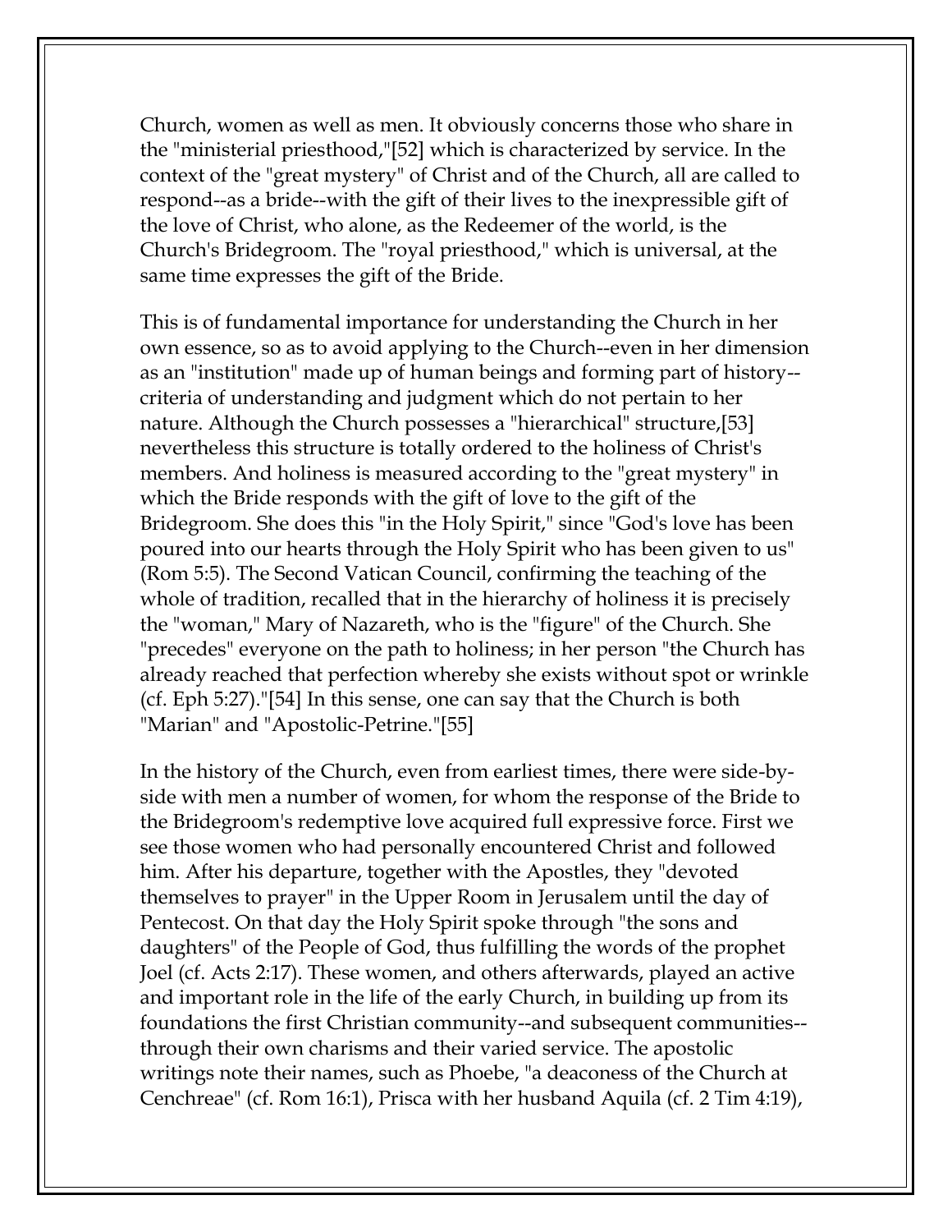Church, women as well as men. It obviously concerns those who share in the "ministerial priesthood,"[52] which is characterized by service. In the context of the "great mystery" of Christ and of the Church, all are called to respond--as a bride--with the gift of their lives to the inexpressible gift of the love of Christ, who alone, as the Redeemer of the world, is the Church's Bridegroom. The "royal priesthood," which is universal, at the same time expresses the gift of the Bride.

This is of fundamental importance for understanding the Church in her own essence, so as to avoid applying to the Church--even in her dimension as an "institution" made up of human beings and forming part of history--criteria of understanding and judgment which do not pertain to her nature. Although the Church possesses a "hierarchical" structure,[53] nevertheless this structure is totally ordered to the holiness of Christ's members. And holiness is measured according to the "great mystery" in which the Bride responds with the gift of love to the gift of the Bridegroom. She does this "in the Holy Spirit," since "God's love has been poured into our hearts through the Holy Spirit who has been given to us" (Rom 5:5). The Second Vatican Council, confirming the teaching of the whole of tradition, recalled that in the hierarchy of holiness it is precisely the "woman," Mary of Nazareth, who is the "figure" of the Church. She "precedes" everyone on the path to holiness; in her person "the Church has already reached that perfection whereby she exists without spot or wrinkle (cf. Eph 5:27)."[54] In this sense, one can say that the Church is both "Marian" and "Apostolic-Petrine."[55]

In the history of the Church, even from earliest times, there were side-by-side with men a number of women, for whom the response of the Bride to the Bridegroom's redemptive love acquired full expressive force. First we see those women who had personally encountered Christ and followed him. After his departure, together with the Apostles, they "devoted themselves to prayer" in the Upper Room in Jerusalem until the day of Pentecost. On that day the Holy Spirit spoke through "the sons and daughters" of the People of God, thus fulfilling the words of the prophet Joel (cf. Acts 2:17). These women, and others afterwards, played an active and important role in the life of the early Church, in building up from its foundations the first Christian community--and subsequent communities--through their own charisms and their varied service. The apostolic writings note their names, such as Phoebe, "a deaconess of the Church at Cenchreae" (cf. Rom 16:1), Prisca with her husband Aquila (cf. 2 Tim 4:19),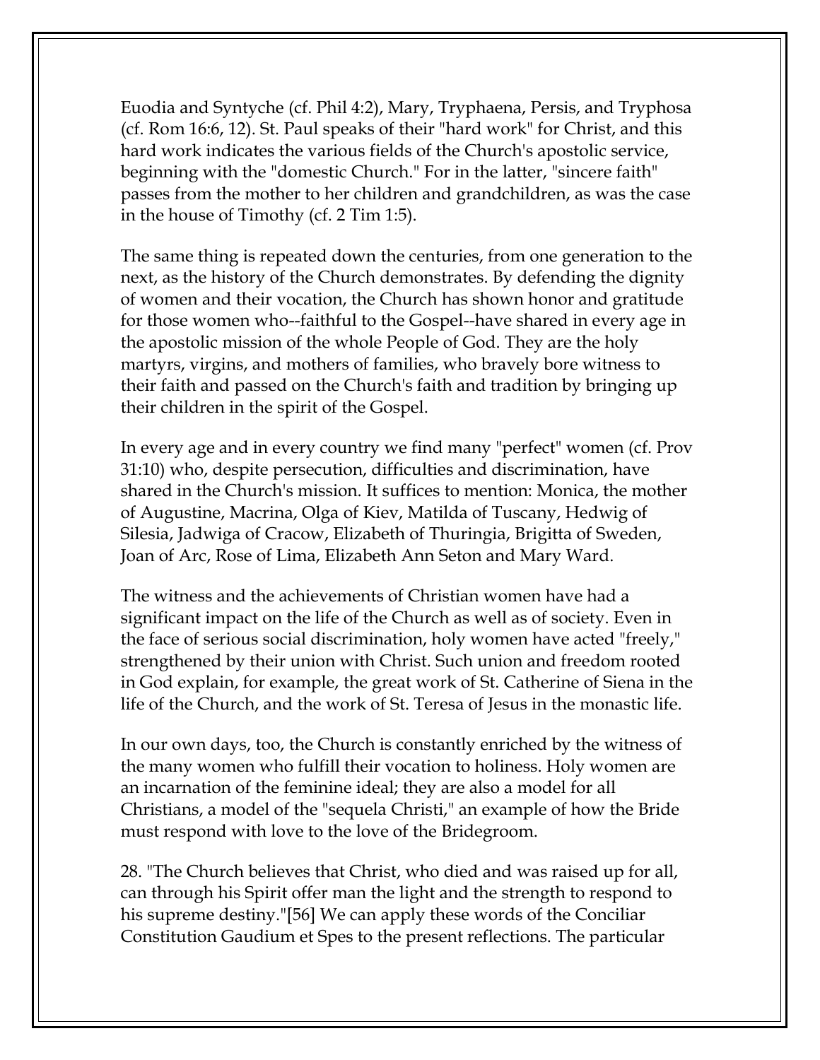Euodia and Syntyche (cf. Phil 4:2), Mary, Tryphaena, Persis, and Tryphosa (cf. Rom 16:6, 12). St. Paul speaks of their "hard work" for Christ, and this hard work indicates the various fields of the Church's apostolic service, beginning with the "domestic Church." For in the latter, "sincere faith" passes from the mother to her children and grandchildren, as was the case in the house of Timothy (cf. 2 Tim 1:5).

The same thing is repeated down the centuries, from one generation to the next, as the history of the Church demonstrates. By defending the dignity of women and their vocation, the Church has shown honor and gratitude for those women who--faithful to the Gospel--have shared in every age in the apostolic mission of the whole People of God. They are the holy martyrs, virgins, and mothers of families, who bravely bore witness to their faith and passed on the Church's faith and tradition by bringing up their children in the spirit of the Gospel.

In every age and in every country we find many "perfect" women (cf. Prov 31:10) who, despite persecution, difficulties and discrimination, have shared in the Church's mission. It suffices to mention: Monica, the mother of Augustine, Macrina, Olga of Kiev, Matilda of Tuscany, Hedwig of Silesia, Jadwiga of Cracow, Elizabeth of Thuringia, Brigitta of Sweden, Joan of Arc, Rose of Lima, Elizabeth Ann Seton and Mary Ward.

The witness and the achievements of Christian women have had a significant impact on the life of the Church as well as of society. Even in the face of serious social discrimination, holy women have acted "freely," strengthened by their union with Christ. Such union and freedom rooted in God explain, for example, the great work of St. Catherine of Siena in the life of the Church, and the work of St. Teresa of Jesus in the monastic life.

In our own days, too, the Church is constantly enriched by the witness of the many women who fulfill their vocation to holiness. Holy women are an incarnation of the feminine ideal; they are also a model for all Christians, a model of the "sequela Christi," an example of how the Bride must respond with love to the love of the Bridegroom.

28. "The Church believes that Christ, who died and was raised up for all, can through his Spirit offer man the light and the strength to respond to his supreme destiny."[56] We can apply these words of the Conciliar Constitution Gaudium et Spes to the present reflections. The particular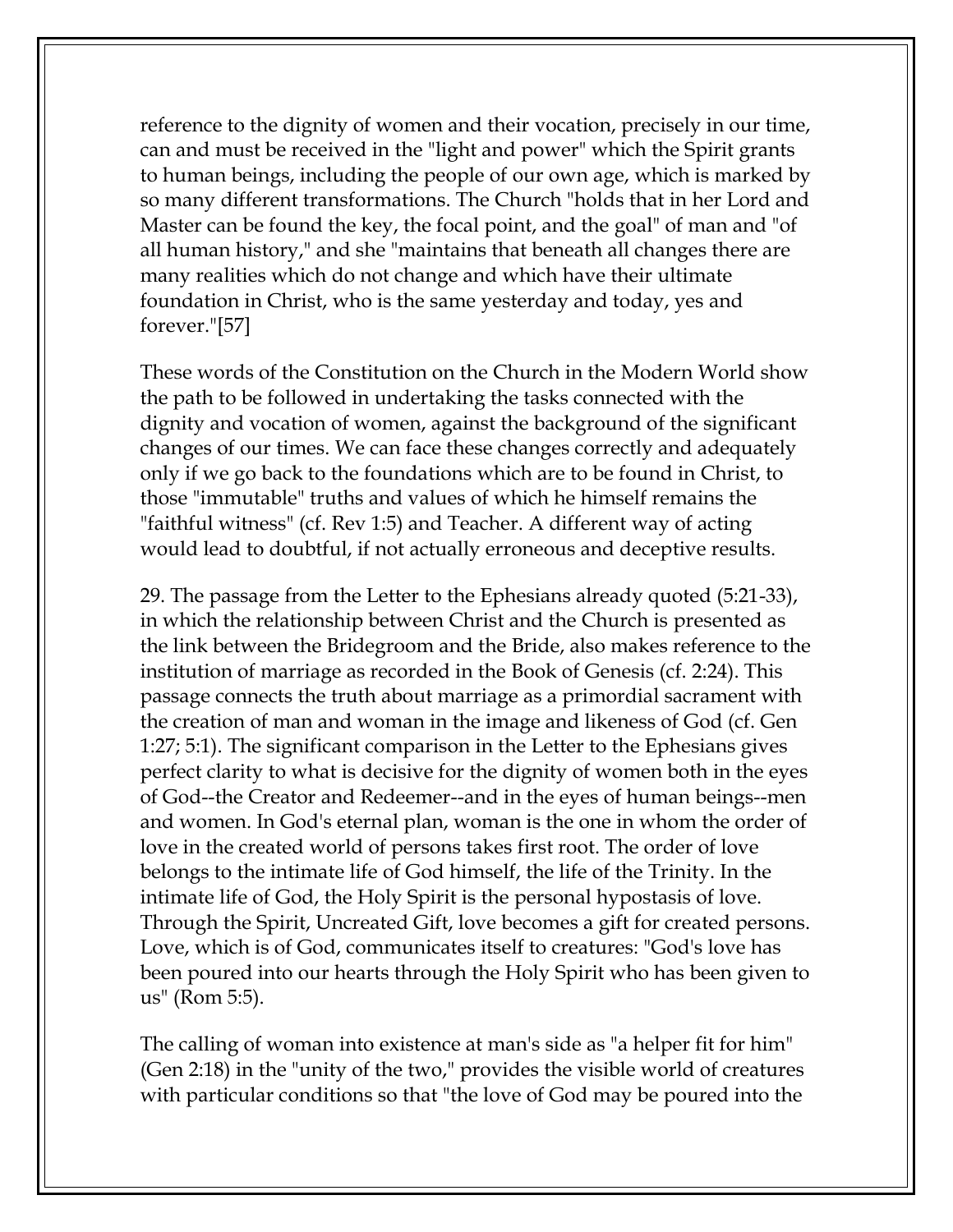reference to the dignity of women and their vocation, precisely in our time, can and must be received in the "light and power" which the Spirit grants to human beings, including the people of our own age, which is marked by so many different transformations. The Church "holds that in her Lord and Master can be found the key, the focal point, and the goal" of man and "of all human history," and she "maintains that beneath all changes there are many realities which do not change and which have their ultimate foundation in Christ, who is the same yesterday and today, yes and forever."[57]

These words of the Constitution on the Church in the Modern World show the path to be followed in undertaking the tasks connected with the dignity and vocation of women, against the background of the significant changes of our times. We can face these changes correctly and adequately only if we go back to the foundations which are to be found in Christ, to those "immutable" truths and values of which he himself remains the "faithful witness" (cf. Rev 1:5) and Teacher. A different way of acting would lead to doubtful, if not actually erroneous and deceptive results.

29. The passage from the Letter to the Ephesians already quoted (5:21-33), in which the relationship between Christ and the Church is presented as the link between the Bridegroom and the Bride, also makes reference to the institution of marriage as recorded in the Book of Genesis (cf. 2:24). This passage connects the truth about marriage as a primordial sacrament with the creation of man and woman in the image and likeness of God (cf. Gen 1:27; 5:1). The significant comparison in the Letter to the Ephesians gives perfect clarity to what is decisive for the dignity of women both in the eyes of God--the Creator and Redeemer--and in the eyes of human beings--men and women. In God's eternal plan, woman is the one in whom the order of love in the created world of persons takes first root. The order of love belongs to the intimate life of God himself, the life of the Trinity. In the intimate life of God, the Holy Spirit is the personal hypostasis of love. Through the Spirit, Uncreated Gift, love becomes a gift for created persons. Love, which is of God, communicates itself to creatures: "God's love has been poured into our hearts through the Holy Spirit who has been given to us" (Rom 5:5).

The calling of woman into existence at man's side as "a helper fit for him" (Gen 2:18) in the "unity of the two," provides the visible world of creatures with particular conditions so that "the love of God may be poured into the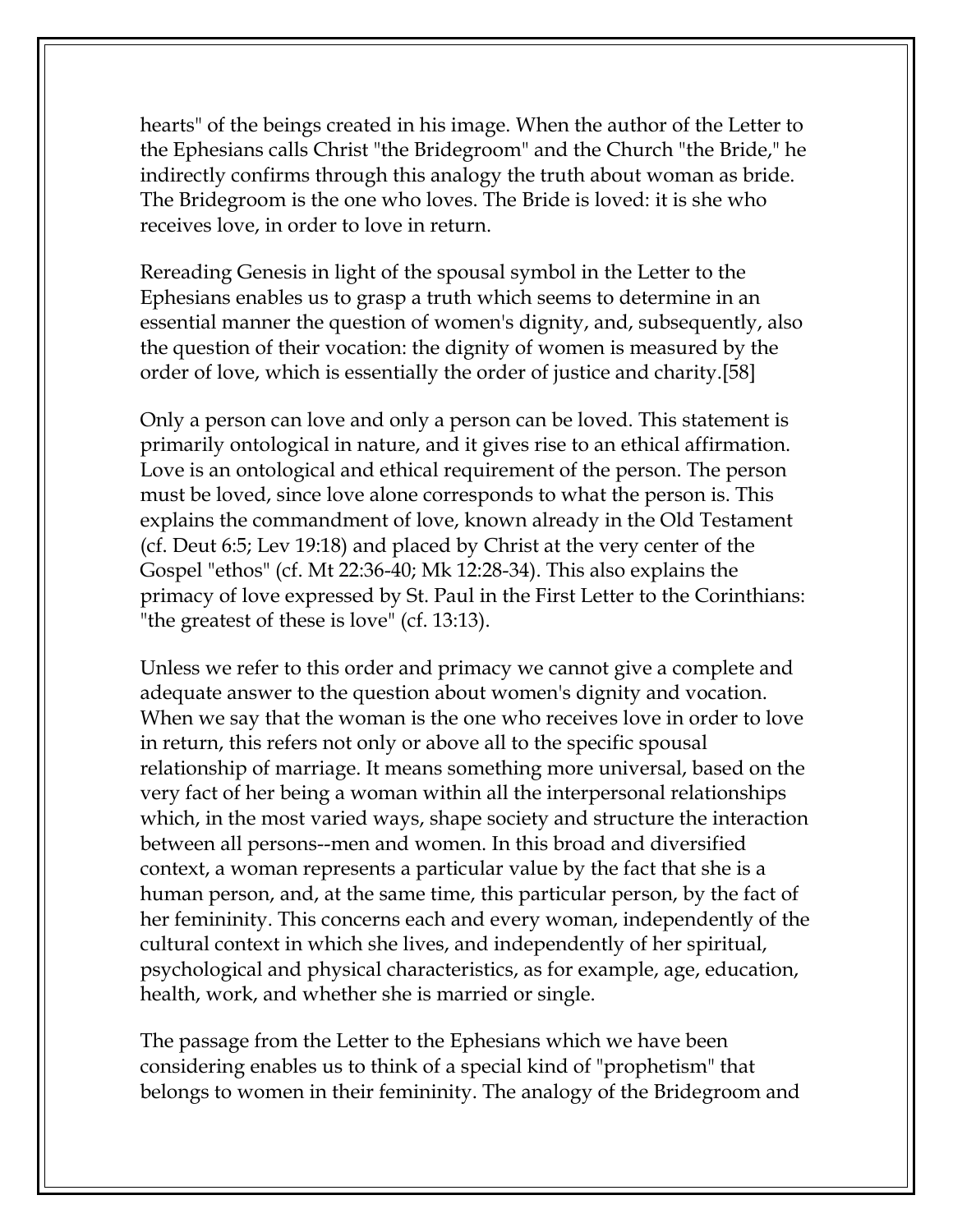hearts" of the beings created in his image. When the author of the Letter to the Ephesians calls Christ "the Bridegroom" and the Church "the Bride," he indirectly confirms through this analogy the truth about woman as bride. The Bridegroom is the one who loves. The Bride is loved: it is she who receives love, in order to love in return.

Rereading Genesis in light of the spousal symbol in the Letter to the Ephesians enables us to grasp a truth which seems to determine in an essential manner the question of women's dignity, and, subsequently, also the question of their vocation: the dignity of women is measured by the order of love, which is essentially the order of justice and charity.[58]

Only a person can love and only a person can be loved. This statement is primarily ontological in nature, and it gives rise to an ethical affirmation. Love is an ontological and ethical requirement of the person. The person must be loved, since love alone corresponds to what the person is. This explains the commandment of love, known already in the Old Testament (cf. Deut 6:5; Lev 19:18) and placed by Christ at the very center of the Gospel "ethos" (cf. Mt 22:36-40; Mk 12:28-34). This also explains the primacy of love expressed by St. Paul in the First Letter to the Corinthians: "the greatest of these is love" (cf. 13:13).

Unless we refer to this order and primacy we cannot give a complete and adequate answer to the question about women's dignity and vocation. When we say that the woman is the one who receives love in order to love in return, this refers not only or above all to the specific spousal relationship of marriage. It means something more universal, based on the very fact of her being a woman within all the interpersonal relationships which, in the most varied ways, shape society and structure the interaction between all persons--men and women. In this broad and diversified context, a woman represents a particular value by the fact that she is a human person, and, at the same time, this particular person, by the fact of her femininity. This concerns each and every woman, independently of the cultural context in which she lives, and independently of her spiritual, psychological and physical characteristics, as for example, age, education, health, work, and whether she is married or single.

The passage from the Letter to the Ephesians which we have been considering enables us to think of a special kind of "prophetism" that belongs to women in their femininity. The analogy of the Bridegroom and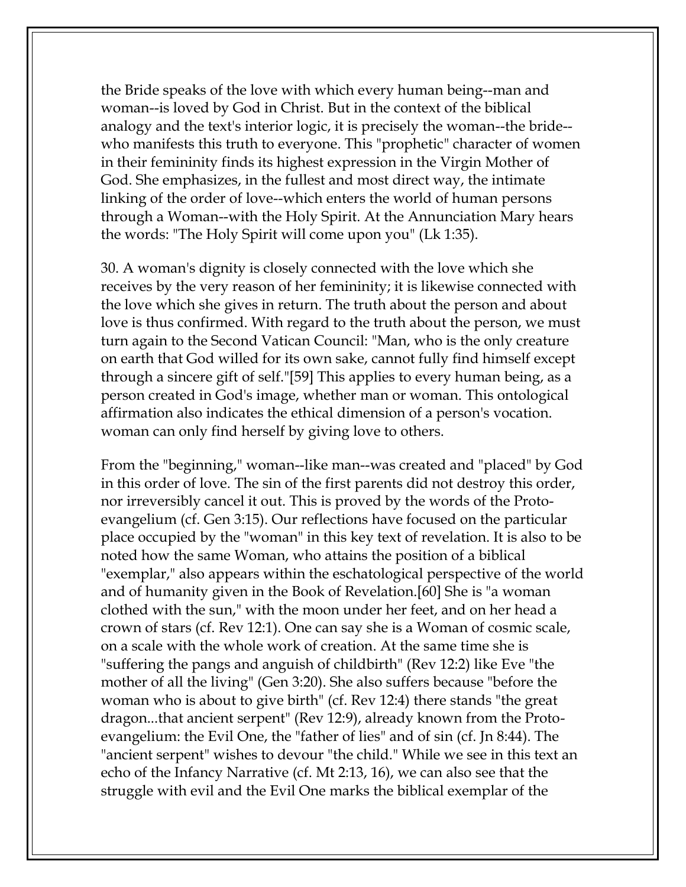the Bride speaks of the love with which every human being--man and woman--is loved by God in Christ. But in the context of the biblical analogy and the text's interior logic, it is precisely the woman--the bride--who manifests this truth to everyone. This "prophetic" character of women in their femininity finds its highest expression in the Virgin Mother of God. She emphasizes, in the fullest and most direct way, the intimate linking of the order of love--which enters the world of human persons through a Woman--with the Holy Spirit. At the Annunciation Mary hears the words: "The Holy Spirit will come upon you" (Lk 1:35).

30. A woman's dignity is closely connected with the love which she receives by the very reason of her femininity; it is likewise connected with the love which she gives in return. The truth about the person and about love is thus confirmed. With regard to the truth about the person, we must turn again to the Second Vatican Council: "Man, who is the only creature on earth that God willed for its own sake, cannot fully find himself except through a sincere gift of self."[59] This applies to every human being, as a person created in God's image, whether man or woman. This ontological affirmation also indicates the ethical dimension of a person's vocation. woman can only find herself by giving love to others.

From the "beginning," woman--like man--was created and "placed" by God in this order of love. The sin of the first parents did not destroy this order, nor irreversibly cancel it out. This is proved by the words of the Proto-evangelium (cf. Gen 3:15). Our reflections have focused on the particular place occupied by the "woman" in this key text of revelation. It is also to be noted how the same Woman, who attains the position of a biblical "exemplar," also appears within the eschatological perspective of the world and of humanity given in the Book of Revelation.[60] She is "a woman clothed with the sun," with the moon under her feet, and on her head a crown of stars (cf. Rev 12:1). One can say she is a Woman of cosmic scale, on a scale with the whole work of creation. At the same time she is "suffering the pangs and anguish of childbirth" (Rev 12:2) like Eve "the mother of all the living" (Gen 3:20). She also suffers because "before the woman who is about to give birth" (cf. Rev 12:4) there stands "the great dragon...that ancient serpent" (Rev 12:9), already known from the Proto-evangelium: the Evil One, the "father of lies" and of sin (cf. Jn 8:44). The "ancient serpent" wishes to devour "the child." While we see in this text an echo of the Infancy Narrative (cf. Mt 2:13, 16), we can also see that the struggle with evil and the Evil One marks the biblical exemplar of the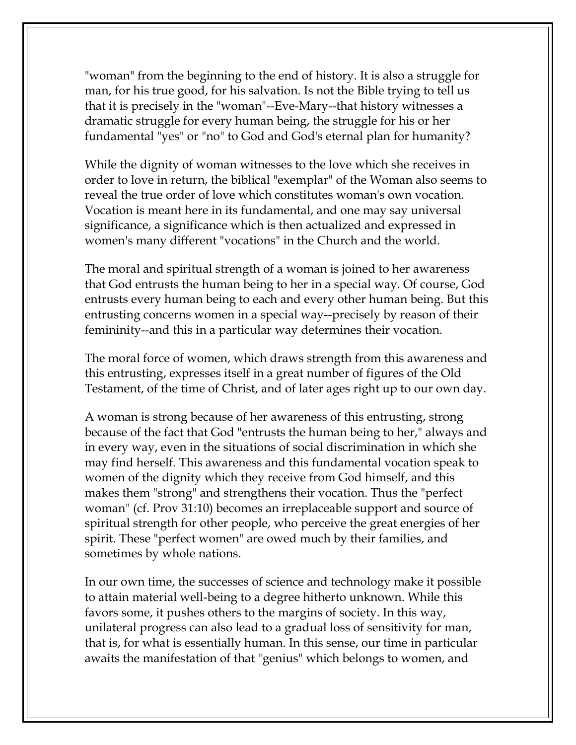"woman" from the beginning to the end of history. It is also a struggle for man, for his true good, for his salvation. Is not the Bible trying to tell us that it is precisely in the "woman"--Eve-Mary--that history witnesses a dramatic struggle for every human being, the struggle for his or her fundamental "yes" or "no" to God and God's eternal plan for humanity?

While the dignity of woman witnesses to the love which she receives in order to love in return, the biblical "exemplar" of the Woman also seems to reveal the true order of love which constitutes woman's own vocation. Vocation is meant here in its fundamental, and one may say universal significance, a significance which is then actualized and expressed in women's many different "vocations" in the Church and the world.

The moral and spiritual strength of a woman is joined to her awareness that God entrusts the human being to her in a special way. Of course, God entrusts every human being to each and every other human being. But this entrusting concerns women in a special way--precisely by reason of their femininity--and this in a particular way determines their vocation.

The moral force of women, which draws strength from this awareness and this entrusting, expresses itself in a great number of figures of the Old Testament, of the time of Christ, and of later ages right up to our own day.

A woman is strong because of her awareness of this entrusting, strong because of the fact that God "entrusts the human being to her," always and in every way, even in the situations of social discrimination in which she may find herself. This awareness and this fundamental vocation speak to women of the dignity which they receive from God himself, and this makes them "strong" and strengthens their vocation. Thus the "perfect woman" (cf. Prov 31:10) becomes an irreplaceable support and source of spiritual strength for other people, who perceive the great energies of her spirit. These "perfect women" are owed much by their families, and sometimes by whole nations.

In our own time, the successes of science and technology make it possible to attain material well-being to a degree hitherto unknown. While this favors some, it pushes others to the margins of society. In this way, unilateral progress can also lead to a gradual loss of sensitivity for man, that is, for what is essentially human. In this sense, our time in particular awaits the manifestation of that "genius" which belongs to women, and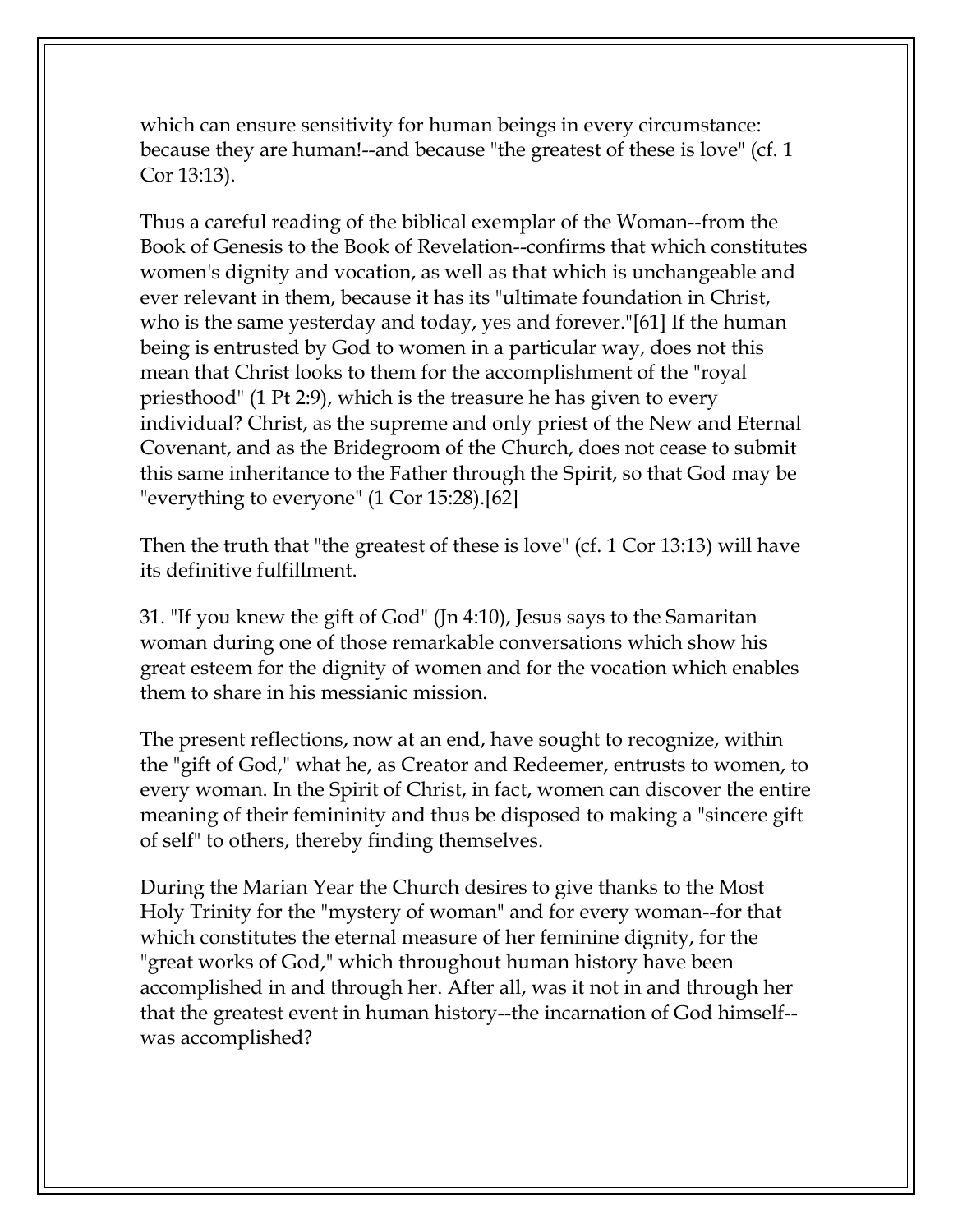which can ensure sensitivity for human beings in every circumstance: because they are human!--and because "the greatest of these is love" (cf. 1 Cor 13:13).

Thus a careful reading of the biblical exemplar of the Woman--from the Book of Genesis to the Book of Revelation--confirms that which constitutes women's dignity and vocation, as well as that which is unchangeable and ever relevant in them, because it has its "ultimate foundation in Christ, who is the same yesterday and today, yes and forever."[61] If the human being is entrusted by God to women in a particular way, does not this mean that Christ looks to them for the accomplishment of the "royal priesthood" (1 Pt 2:9), which is the treasure he has given to every individual? Christ, as the supreme and only priest of the New and Eternal Covenant, and as the Bridegroom of the Church, does not cease to submit this same inheritance to the Father through the Spirit, so that God may be "everything to everyone" (1 Cor 15:28).[62]

Then the truth that "the greatest of these is love" (cf. 1 Cor 13:13) will have its definitive fulfillment.

31. "If you knew the gift of God" (Jn 4:10), Jesus says to the Samaritan woman during one of those remarkable conversations which show his great esteem for the dignity of women and for the vocation which enables them to share in his messianic mission.

The present reflections, now at an end, have sought to recognize, within the "gift of God," what he, as Creator and Redeemer, entrusts to women, to every woman. In the Spirit of Christ, in fact, women can discover the entire meaning of their femininity and thus be disposed to making a "sincere gift of self" to others, thereby finding themselves.

During the Marian Year the Church desires to give thanks to the Most Holy Trinity for the "mystery of woman" and for every woman--for that which constitutes the eternal measure of her feminine dignity, for the "great works of God," which throughout human history have been accomplished in and through her. After all, was it not in and through her that the greatest event in human history--the incarnation of God himself--was accomplished?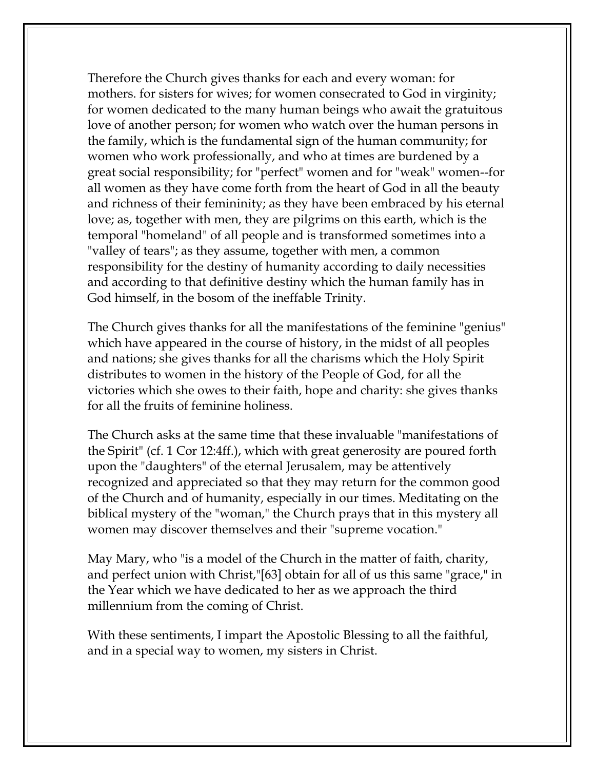Therefore the Church gives thanks for each and every woman: for mothers. for sisters for wives; for women consecrated to God in virginity; for women dedicated to the many human beings who await the gratuitous love of another person; for women who watch over the human persons in the family, which is the fundamental sign of the human community; for women who work professionally, and who at times are burdened by a great social responsibility; for "perfect" women and for "weak" women--for all women as they have come forth from the heart of God in all the beauty and richness of their femininity; as they have been embraced by his eternal love; as, together with men, they are pilgrims on this earth, which is the temporal "homeland" of all people and is transformed sometimes into a "valley of tears"; as they assume, together with men, a common responsibility for the destiny of humanity according to daily necessities and according to that definitive destiny which the human family has in God himself, in the bosom of the ineffable Trinity.

The Church gives thanks for all the manifestations of the feminine "genius" which have appeared in the course of history, in the midst of all peoples and nations; she gives thanks for all the charisms which the Holy Spirit distributes to women in the history of the People of God, for all the victories which she owes to their faith, hope and charity: she gives thanks for all the fruits of feminine holiness.

The Church asks at the same time that these invaluable "manifestations of the Spirit" (cf. 1 Cor 12:4ff.), which with great generosity are poured forth upon the "daughters" of the eternal Jerusalem, may be attentively recognized and appreciated so that they may return for the common good of the Church and of humanity, especially in our times. Meditating on the biblical mystery of the "woman," the Church prays that in this mystery all women may discover themselves and their "supreme vocation."

May Mary, who "is a model of the Church in the matter of faith, charity, and perfect union with Christ,"[63] obtain for all of us this same "grace," in the Year which we have dedicated to her as we approach the third millennium from the coming of Christ.

With these sentiments, I impart the Apostolic Blessing to all the faithful, and in a special way to women, my sisters in Christ.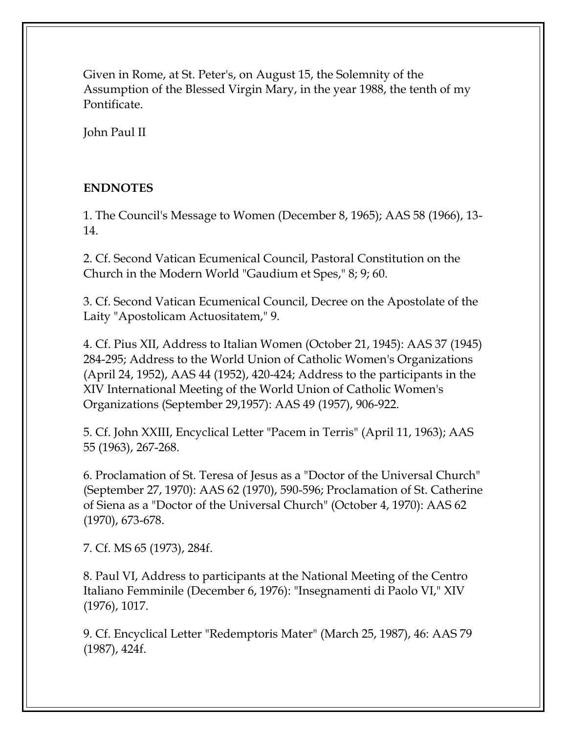Given in Rome, at St. Peter's, on August 15, the Solemnity of the Assumption of the Blessed Virgin Mary, in the year 1988, the tenth of my Pontificate.

John Paul II

**ENDNOTES**

1. The Council's Message to Women (December 8, 1965); AAS 58 (1966), 13-14.

2. Cf. Second Vatican Ecumenical Council, Pastoral Constitution on the Church in the Modern World "Gaudium et Spes," 8; 9; 60.

3. Cf. Second Vatican Ecumenical Council, Decree on the Apostolate of the Laity "Apostolicam Actuositatem," 9.

4. Cf. Pius XII, Address to Italian Women (October 21, 1945): AAS 37 (1945) 284-295; Address to the World Union of Catholic Women's Organizations (April 24, 1952), AAS 44 (1952), 420-424; Address to the participants in the XIV International Meeting of the World Union of Catholic Women's Organizations (September 29,1957): AAS 49 (1957), 906-922.

5. Cf. John XXIII, Encyclical Letter "Pacem in Terris" (April 11, 1963); AAS 55 (1963), 267-268.

6. Proclamation of St. Teresa of Jesus as a "Doctor of the Universal Church" (September 27, 1970): AAS 62 (1970), 590-596; Proclamation of St. Catherine of Siena as a "Doctor of the Universal Church" (October 4, 1970): AAS 62 (1970), 673-678.

7. Cf. MS 65 (1973), 284f.

8. Paul VI, Address to participants at the National Meeting of the Centro Italiano Femminile (December 6, 1976): "Insegnamenti di Paolo VI," XIV (1976), 1017.

9. Cf. Encyclical Letter "Redemptoris Mater" (March 25, 1987), 46: AAS 79 (1987), 424f.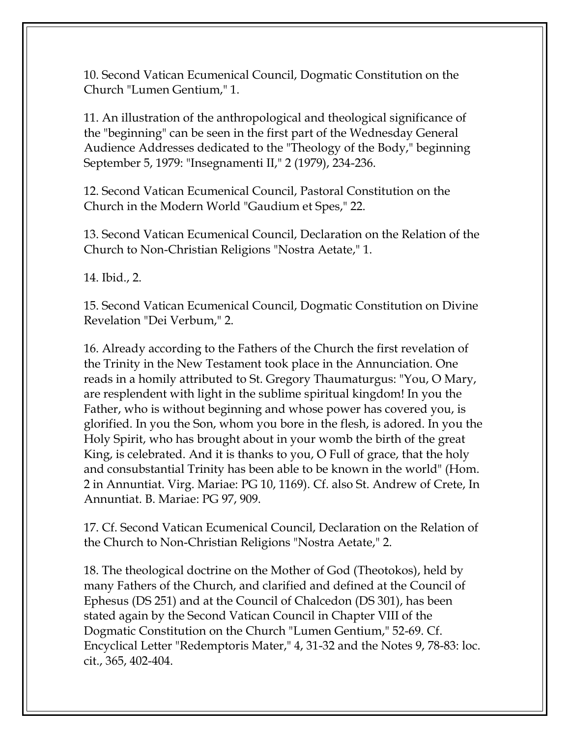10. Second Vatican Ecumenical Council, Dogmatic Constitution on the Church "Lumen Gentium," 1.

11. An illustration of the anthropological and theological significance of the "beginning" can be seen in the first part of the Wednesday General Audience Addresses dedicated to the "Theology of the Body," beginning September 5, 1979: "Insegnamenti II," 2 (1979), 234-236.

12. Second Vatican Ecumenical Council, Pastoral Constitution on the Church in the Modern World "Gaudium et Spes," 22.

13. Second Vatican Ecumenical Council, Declaration on the Relation of the Church to Non-Christian Religions "Nostra Aetate," 1.

14. Ibid., 2.

15. Second Vatican Ecumenical Council, Dogmatic Constitution on Divine Revelation "Dei Verbum," 2.

16. Already according to the Fathers of the Church the first revelation of the Trinity in the New Testament took place in the Annunciation. One reads in a homily attributed to St. Gregory Thaumaturgus: "You, O Mary, are resplendent with light in the sublime spiritual kingdom! In you the Father, who is without beginning and whose power has covered you, is glorified. In you the Son, whom you bore in the flesh, is adored. In you the Holy Spirit, who has brought about in your womb the birth of the great King, is celebrated. And it is thanks to you, O Full of grace, that the holy and consubstantial Trinity has been able to be known in the world" (Hom. 2 in Annuntiat. Virg. Mariae: PG 10, 1169). Cf. also St. Andrew of Crete, In Annuntiat. B. Mariae: PG 97, 909.

17. Cf. Second Vatican Ecumenical Council, Declaration on the Relation of the Church to Non-Christian Religions "Nostra Aetate," 2.

18. The theological doctrine on the Mother of God (Theotokos), held by many Fathers of the Church, and clarified and defined at the Council of Ephesus (DS 251) and at the Council of Chalcedon (DS 301), has been stated again by the Second Vatican Council in Chapter VIII of the Dogmatic Constitution on the Church "Lumen Gentium," 52-69. Cf. Encyclical Letter "Redemptoris Mater," 4, 31-32 and the Notes 9, 78-83: loc. cit., 365, 402-404.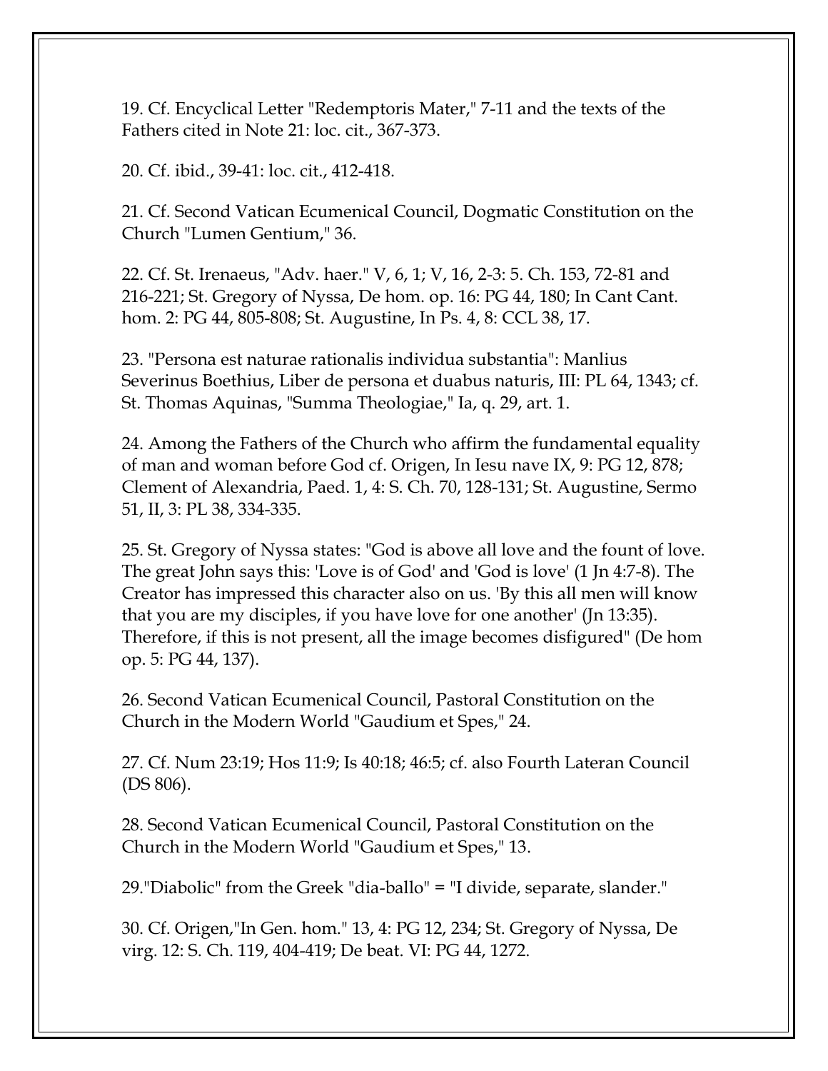19. Cf. Encyclical Letter "Redemptoris Mater," 7-11 and the texts of the Fathers cited in Note 21: loc. cit., 367-373.

20. Cf. ibid., 39-41: loc. cit., 412-418.

21. Cf. Second Vatican Ecumenical Council, Dogmatic Constitution on the Church "Lumen Gentium," 36.

22. Cf. St. Irenaeus, "Adv. haer." V, 6, 1; V, 16, 2-3: 5. Ch. 153, 72-81 and 216-221; St. Gregory of Nyssa, De hom. op. 16: PG 44, 180; In Cant Cant. hom. 2: PG 44, 805-808; St. Augustine, In Ps. 4, 8: CCL 38, 17.

23. "Persona est naturae rationalis individua substantia": Manlius Severinus Boethius, Liber de persona et duabus naturis, III: PL 64, 1343; cf. St. Thomas Aquinas, "Summa Theologiae," Ia, q. 29, art. 1.

24. Among the Fathers of the Church who affirm the fundamental equality of man and woman before God cf. Origen, In Iesu nave IX, 9: PG 12, 878; Clement of Alexandria, Paed. 1, 4: S. Ch. 70, 128-131; St. Augustine, Sermo 51, II, 3: PL 38, 334-335.

25. St. Gregory of Nyssa states: "God is above all love and the fount of love. The great John says this: 'Love is of God' and 'God is love' (1 Jn 4:7-8). The Creator has impressed this character also on us. 'By this all men will know that you are my disciples, if you have love for one another' (Jn 13:35). Therefore, if this is not present, all the image becomes disfigured" (De hom op. 5: PG 44, 137).

26. Second Vatican Ecumenical Council, Pastoral Constitution on the Church in the Modern World "Gaudium et Spes," 24.

27. Cf. Num 23:19; Hos 11:9; Is 40:18; 46:5; cf. also Fourth Lateran Council (DS 806).

28. Second Vatican Ecumenical Council, Pastoral Constitution on the Church in the Modern World "Gaudium et Spes," 13.

29."Diabolic" from the Greek "dia-ballo" = "I divide, separate, slander."

30. Cf. Origen,"In Gen. hom." 13, 4: PG 12, 234; St. Gregory of Nyssa, De virg. 12: S. Ch. 119, 404-419; De beat. VI: PG 44, 1272.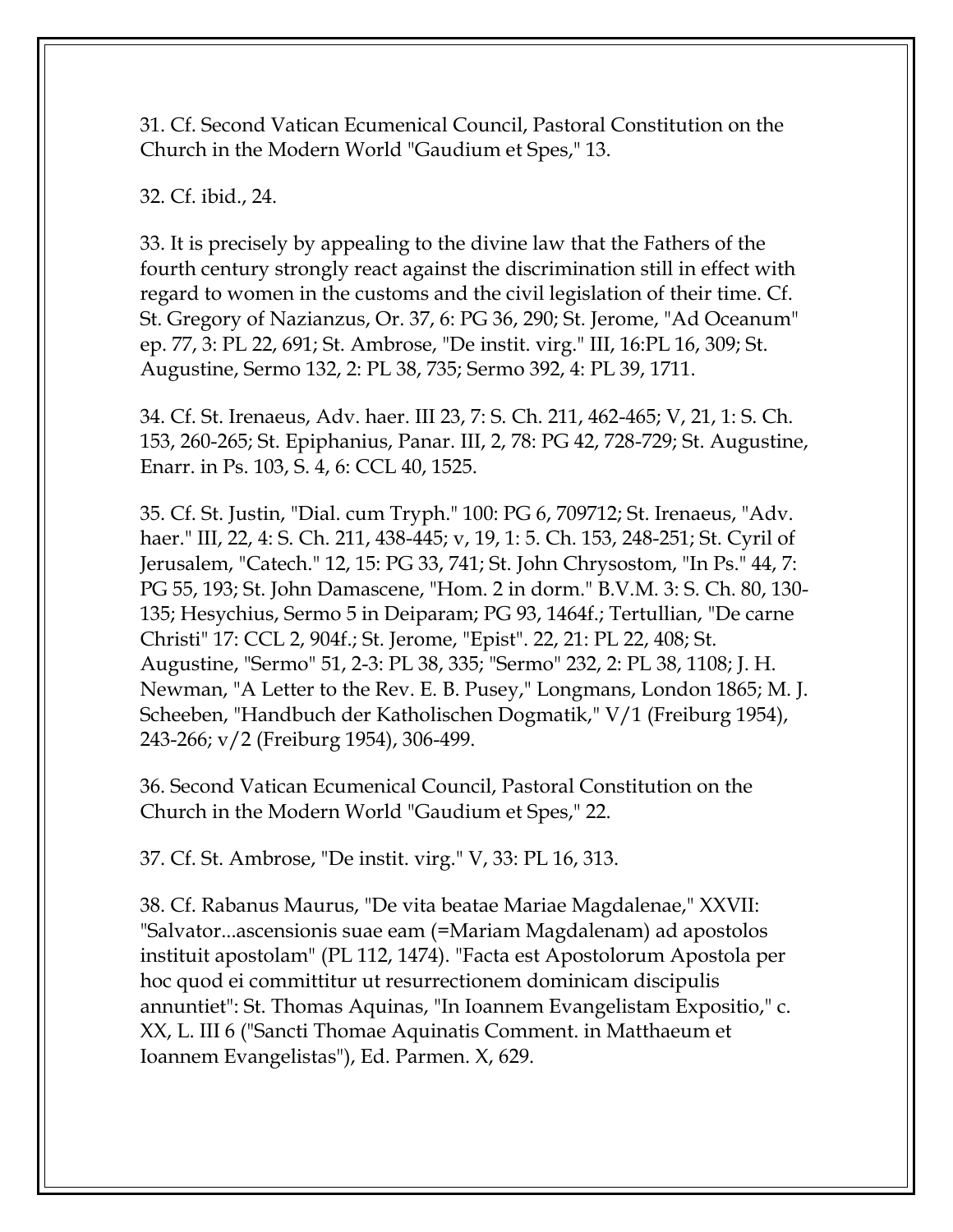31. Cf. Second Vatican Ecumenical Council, Pastoral Constitution on the Church in the Modern World "Gaudium et Spes," 13.

32. Cf. ibid., 24.

33. It is precisely by appealing to the divine law that the Fathers of the fourth century strongly react against the discrimination still in effect with regard to women in the customs and the civil legislation of their time. Cf. St. Gregory of Nazianzus, Or. 37, 6: PG 36, 290; St. Jerome, "Ad Oceanum" ep. 77, 3: PL 22, 691; St. Ambrose, "De instit. virg." III, 16:PL 16, 309; St. Augustine, Sermo 132, 2: PL 38, 735; Sermo 392, 4: PL 39, 1711.

34. Cf. St. Irenaeus, Adv. haer. III 23, 7: S. Ch. 211, 462-465; V, 21, 1: S. Ch. 153, 260-265; St. Epiphanius, Panar. III, 2, 78: PG 42, 728-729; St. Augustine, Enarr. in Ps. 103, S. 4, 6: CCL 40, 1525.

35. Cf. St. Justin, "Dial. cum Tryph." 100: PG 6, 709712; St. Irenaeus, "Adv. haer." III, 22, 4: S. Ch. 211, 438-445; v, 19, 1: 5. Ch. 153, 248-251; St. Cyril of Jerusalem, "Catech." 12, 15: PG 33, 741; St. John Chrysostom, "In Ps." 44, 7: PG 55, 193; St. John Damascene, "Hom. 2 in dorm." B.V.M. 3: S. Ch. 80, 130-135; Hesychius, Sermo 5 in Deiparam; PG 93, 1464f.; Tertullian, "De carne Christi" 17: CCL 2, 904f.; St. Jerome, "Epist". 22, 21: PL 22, 408; St. Augustine, "Sermo" 51, 2-3: PL 38, 335; "Sermo" 232, 2: PL 38, 1108; J. H. Newman, "A Letter to the Rev. E. B. Pusey," Longmans, London 1865; M. J. Scheeben, "Handbuch der Katholischen Dogmatik," V/1 (Freiburg 1954), 243-266; v/2 (Freiburg 1954), 306-499.

36. Second Vatican Ecumenical Council, Pastoral Constitution on the Church in the Modern World "Gaudium et Spes," 22.

37. Cf. St. Ambrose, "De instit. virg." V, 33: PL 16, 313.

38. Cf. Rabanus Maurus, "De vita beatae Mariae Magdalenae," XXVII: "Salvator...ascensionis suae eam (=Mariam Magdalenam) ad apostolos instituit apostolam" (PL 112, 1474). "Facta est Apostolorum Apostola per hoc quod ei committitur ut resurrectionem dominicam discipulis annuntiet": St. Thomas Aquinas, "In Ioannem Evangelistam Expositio," c. XX, L. III 6 ("Sancti Thomae Aquinatis Comment. in Matthaeum et Ioannem Evangelistas"), Ed. Parmen. X, 629.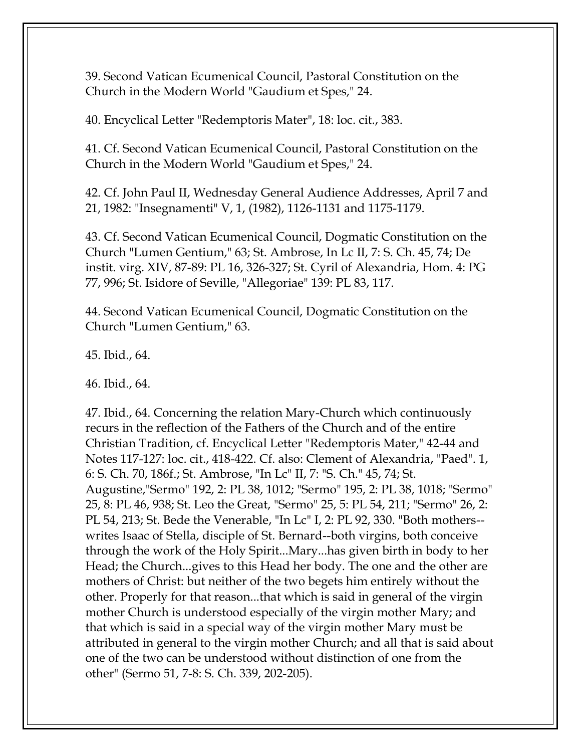39. Second Vatican Ecumenical Council, Pastoral Constitution on the Church in the Modern World "Gaudium et Spes," 24.

40. Encyclical Letter "Redemptoris Mater", 18: loc. cit., 383.

41. Cf. Second Vatican Ecumenical Council, Pastoral Constitution on the Church in the Modern World "Gaudium et Spes," 24.

42. Cf. John Paul II, Wednesday General Audience Addresses, April 7 and 21, 1982: "Insegnamenti" V, 1, (1982), 1126-1131 and 1175-1179.

43. Cf. Second Vatican Ecumenical Council, Dogmatic Constitution on the Church "Lumen Gentium," 63; St. Ambrose, In Lc II, 7: S. Ch. 45, 74; De instit. virg. XIV, 87-89: PL 16, 326-327; St. Cyril of Alexandria, Hom. 4: PG 77, 996; St. Isidore of Seville, "Allegoriae" 139: PL 83, 117.

44. Second Vatican Ecumenical Council, Dogmatic Constitution on the Church "Lumen Gentium," 63.

45. Ibid., 64.

46. Ibid., 64.

47. Ibid., 64. Concerning the relation Mary-Church which continuously recurs in the reflection of the Fathers of the Church and of the entire Christian Tradition, cf. Encyclical Letter "Redemptoris Mater," 42-44 and Notes 117-127: loc. cit., 418-422. Cf. also: Clement of Alexandria, "Paed". 1, 6: S. Ch. 70, 186f.; St. Ambrose, "In Lc" II, 7: "S. Ch." 45, 74; St. Augustine,"Sermo" 192, 2: PL 38, 1012; "Sermo" 195, 2: PL 38, 1018; "Sermo" 25, 8: PL 46, 938; St. Leo the Great, "Sermo" 25, 5: PL 54, 211; "Sermo" 26, 2: PL 54, 213; St. Bede the Venerable, "In Lc" I, 2: PL 92, 330. "Both mothers--writes Isaac of Stella, disciple of St. Bernard--both virgins, both conceive through the work of the Holy Spirit...Mary...has given birth in body to her Head; the Church...gives to this Head her body. The one and the other are mothers of Christ: but neither of the two begets him entirely without the other. Properly for that reason...that which is said in general of the virgin mother Church is understood especially of the virgin mother Mary; and that which is said in a special way of the virgin mother Mary must be attributed in general to the virgin mother Church; and all that is said about one of the two can be understood without distinction of one from the other" (Sermo 51, 7-8: S. Ch. 339, 202-205).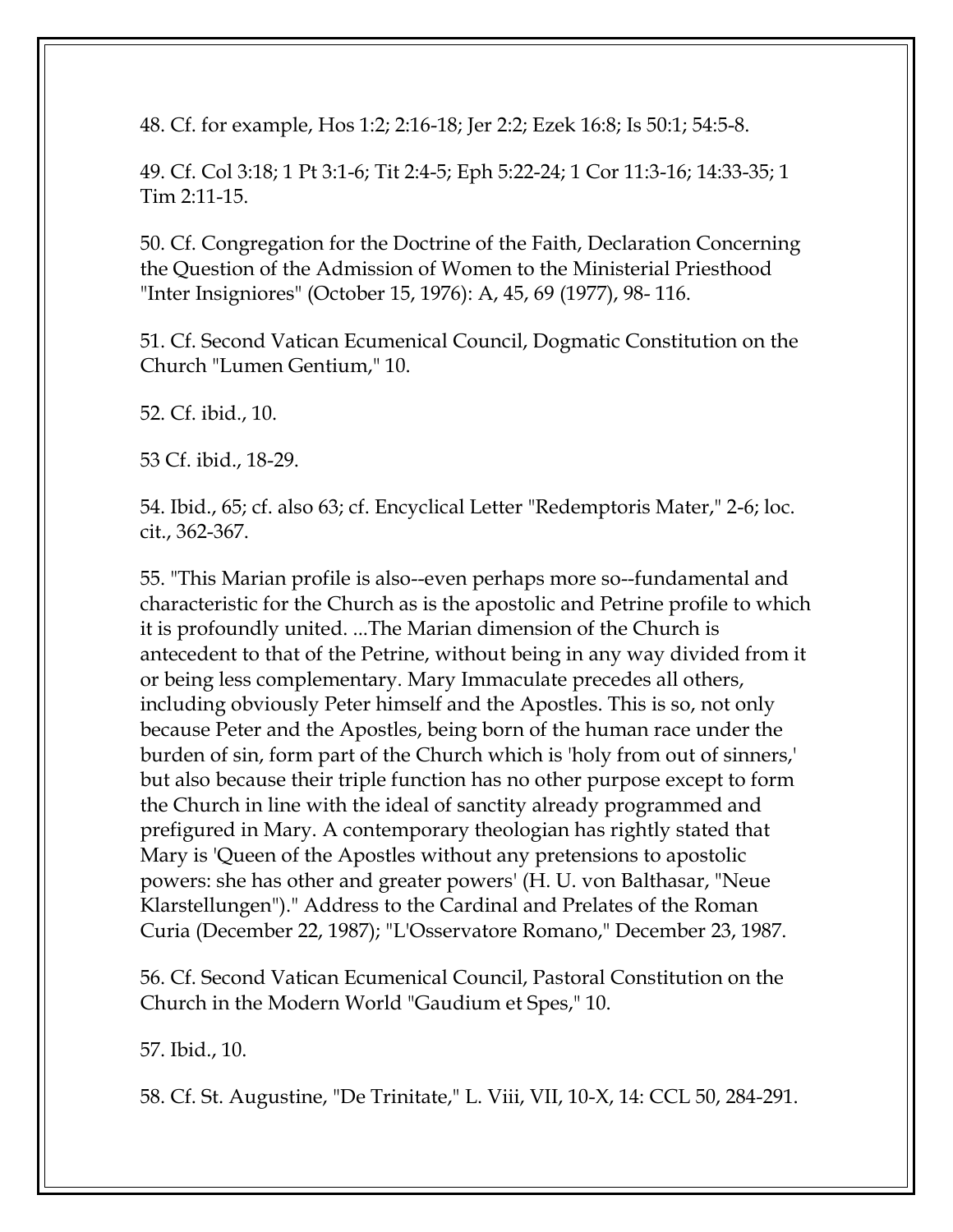48. Cf. for example, Hos 1:2; 2:16-18; Jer 2:2; Ezek 16:8; Is 50:1; 54:5-8.

49. Cf. Col 3:18; 1 Pt 3:1-6; Tit 2:4-5; Eph 5:22-24; 1 Cor 11:3-16; 14:33-35; 1 Tim 2:11-15.

50. Cf. Congregation for the Doctrine of the Faith, Declaration Concerning the Question of the Admission of Women to the Ministerial Priesthood "Inter Insigniores" (October 15, 1976): A, 45, 69 (1977), 98- 116.

51. Cf. Second Vatican Ecumenical Council, Dogmatic Constitution on the Church "Lumen Gentium," 10.

52. Cf. ibid., 10.

53 Cf. ibid., 18-29.

54. Ibid., 65; cf. also 63; cf. Encyclical Letter "Redemptoris Mater," 2-6; loc. cit., 362-367.

55. "This Marian profile is also--even perhaps more so--fundamental and characteristic for the Church as is the apostolic and Petrine profile to which it is profoundly united. ...The Marian dimension of the Church is antecedent to that of the Petrine, without being in any way divided from it or being less complementary. Mary Immaculate precedes all others, including obviously Peter himself and the Apostles. This is so, not only because Peter and the Apostles, being born of the human race under the burden of sin, form part of the Church which is 'holy from out of sinners,' but also because their triple function has no other purpose except to form the Church in line with the ideal of sanctity already programmed and prefigured in Mary. A contemporary theologian has rightly stated that Mary is 'Queen of the Apostles without any pretensions to apostolic powers: she has other and greater powers' (H. U. von Balthasar, "Neue Klarstellungen")." Address to the Cardinal and Prelates of the Roman Curia (December 22, 1987); "L'Osservatore Romano," December 23, 1987.

56. Cf. Second Vatican Ecumenical Council, Pastoral Constitution on the Church in the Modern World "Gaudium et Spes," 10.

57. Ibid., 10.

58. Cf. St. Augustine, "De Trinitate," L. Viii, VII, 10-X, 14: CCL 50, 284-291.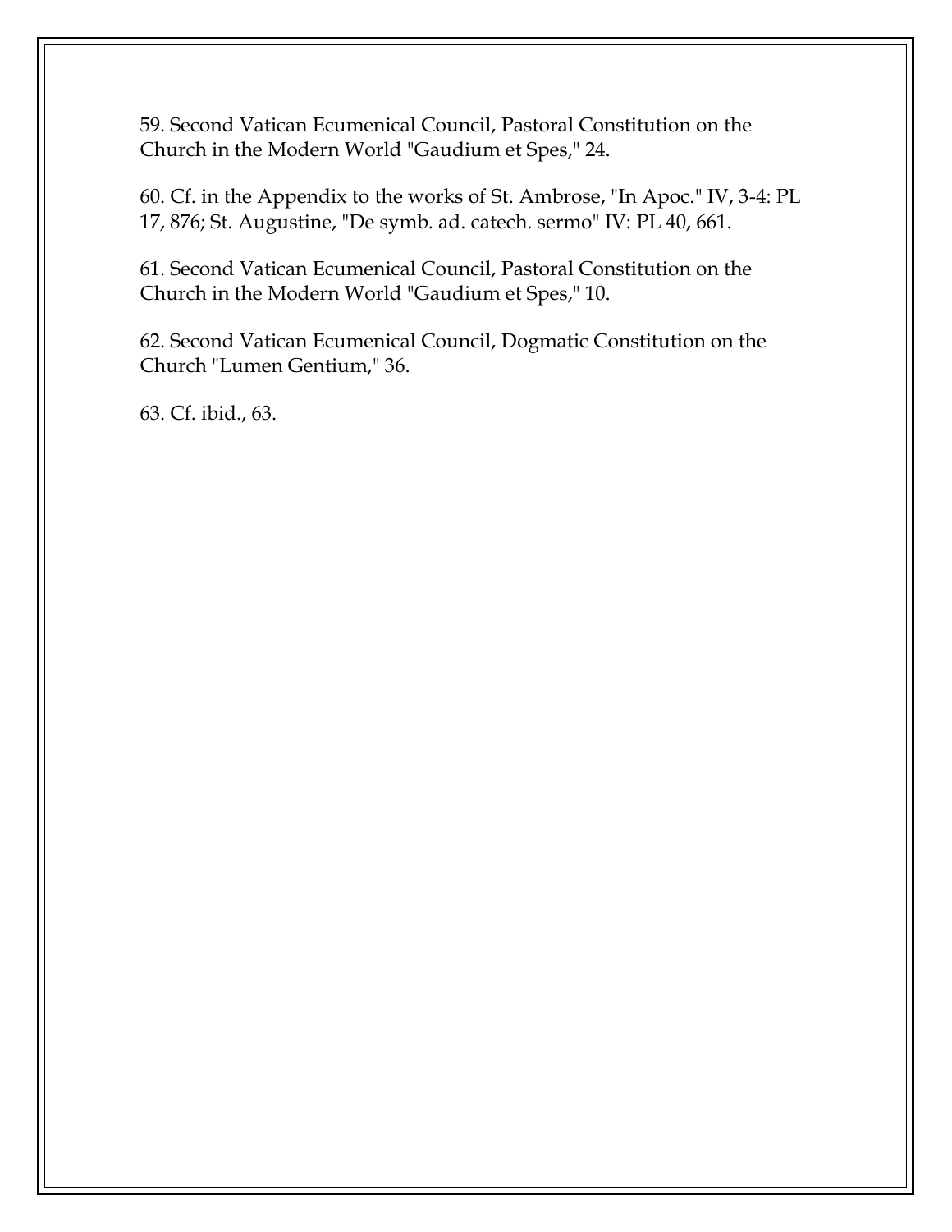59. Second Vatican Ecumenical Council, Pastoral Constitution on the Church in the Modern World "Gaudium et Spes," 24.

60. Cf. in the Appendix to the works of St. Ambrose, "In Apoc." IV, 3-4: PL 17, 876; St. Augustine, "De symb. ad. catech. sermo" IV: PL 40, 661.

61. Second Vatican Ecumenical Council, Pastoral Constitution on the Church in the Modern World "Gaudium et Spes," 10.

62. Second Vatican Ecumenical Council, Dogmatic Constitution on the Church "Lumen Gentium," 36.

63. Cf. ibid., 63.